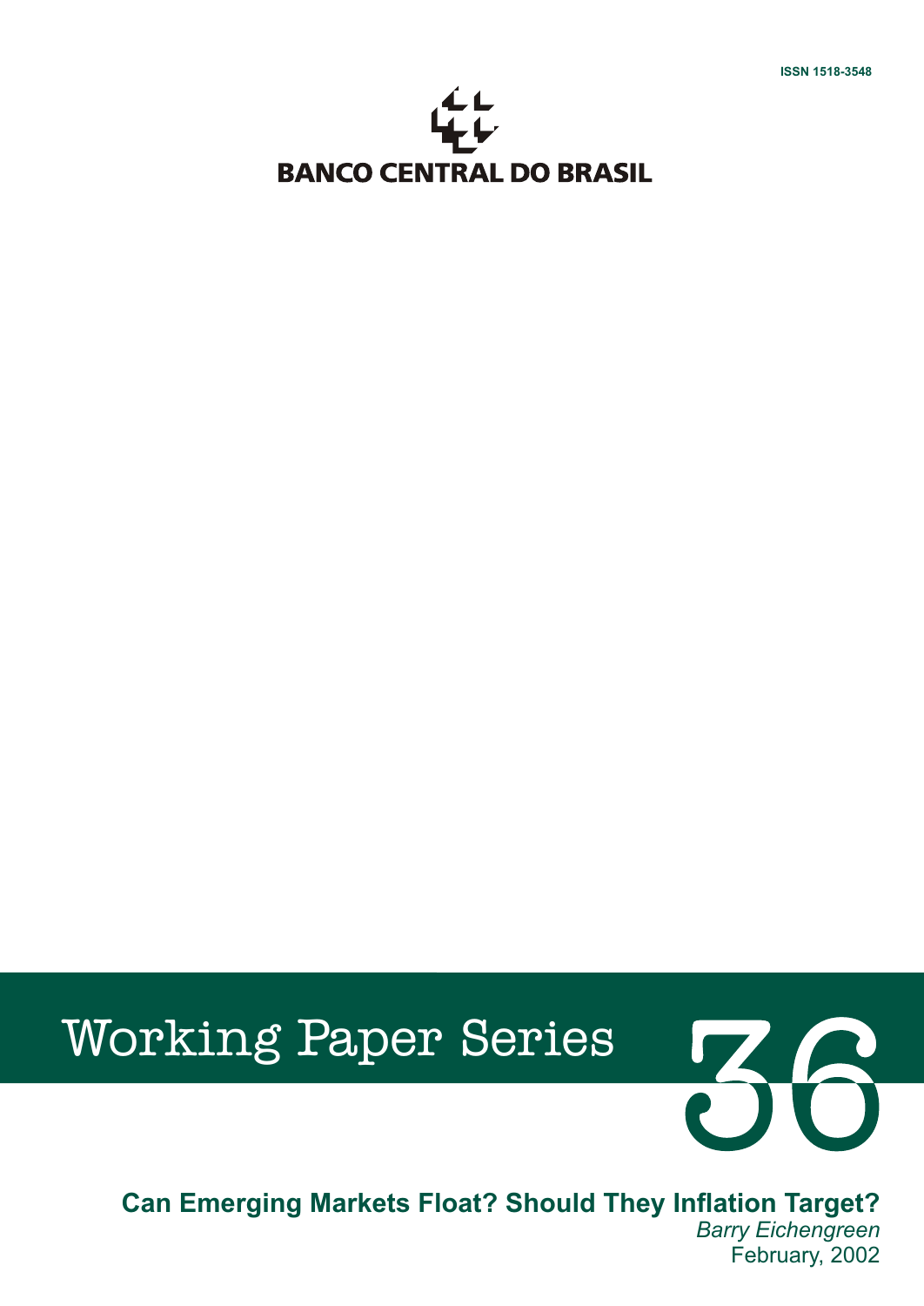ISSN 1518-3548

BANCO CENTRAL DO BRASIL

Working Paper Series

36

**Can Emerging Markets Float? Should They Inflation Target?**

*Barry Eichengreen*

February, 2002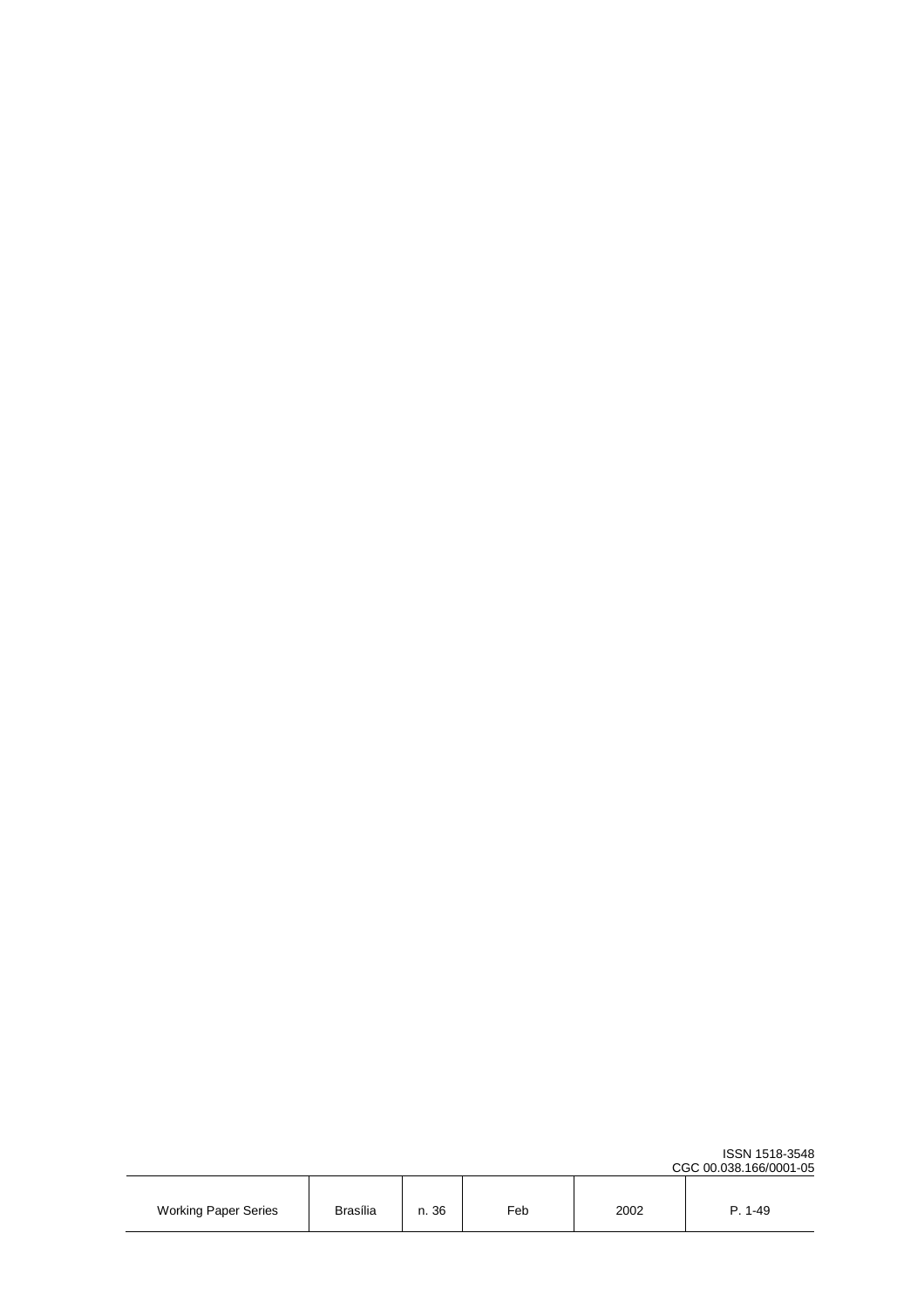ISSN 1518-3548
CGC 00.038.166/0001-05

| Working Paper Series | Brasília | n. 36 | Feb | 2002 | P. 1-49 |
|---|---|---|---|---|---|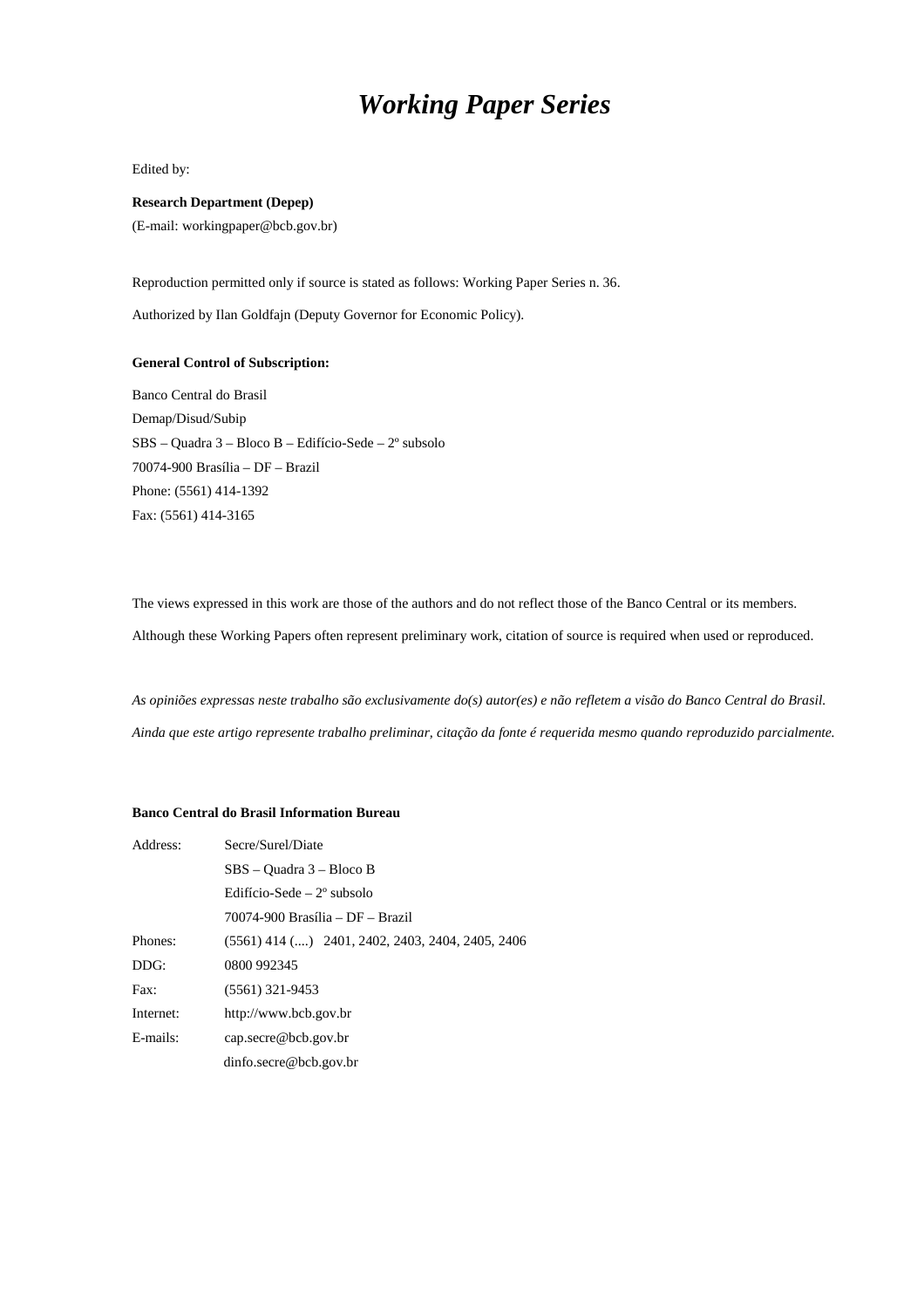# *Working Paper Series*

Edited by:

**Research Department (Depep)**

(E-mail: workingpaper@bcb.gov.br)

Reproduction permitted only if source is stated as follows: Working Paper Series n. 36.

Authorized by Ilan Goldfajn (Deputy Governor for Economic Policy).

**General Control of Subscription:**

Banco Central do Brasil

Demap/Disud/Subip

SBS – Quadra 3 – Bloco B – Edifício-Sede – 2º subsolo

70074-900 Brasília – DF – Brazil

Phone: (5561) 414-1392

Fax: (5561) 414-3165

The views expressed in this work are those of the authors and do not reflect those of the Banco Central or its members.

Although these Working Papers often represent preliminary work, citation of source is required when used or reproduced.

*As opiniões expressas neste trabalho são exclusivamente do(s) autor(es) e não refletem a visão do Banco Central do Brasil.*

*Ainda que este artigo represente trabalho preliminar, citação da fonte é requerida mesmo quando reproduzido parcialmente.*

**Banco Central do Brasil Information Bureau**

| | |
|---|---|
| Address: | Secre/Surel/Diate |
| | SBS – Quadra 3 – Bloco B |
| | Edifício-Sede – 2º subsolo |
| | 70074-900 Brasília – DF – Brazil |
| Phones: | (5561) 414 (....) 2401, 2402, 2403, 2404, 2405, 2406 |
| DDG: | 0800 992345 |
| Fax: | (5561) 321-9453 |
| Internet: | http://www.bcb.gov.br |
| E-mails: | cap.secre@bcb.gov.br |
| | dinfo.secre@bcb.gov.br |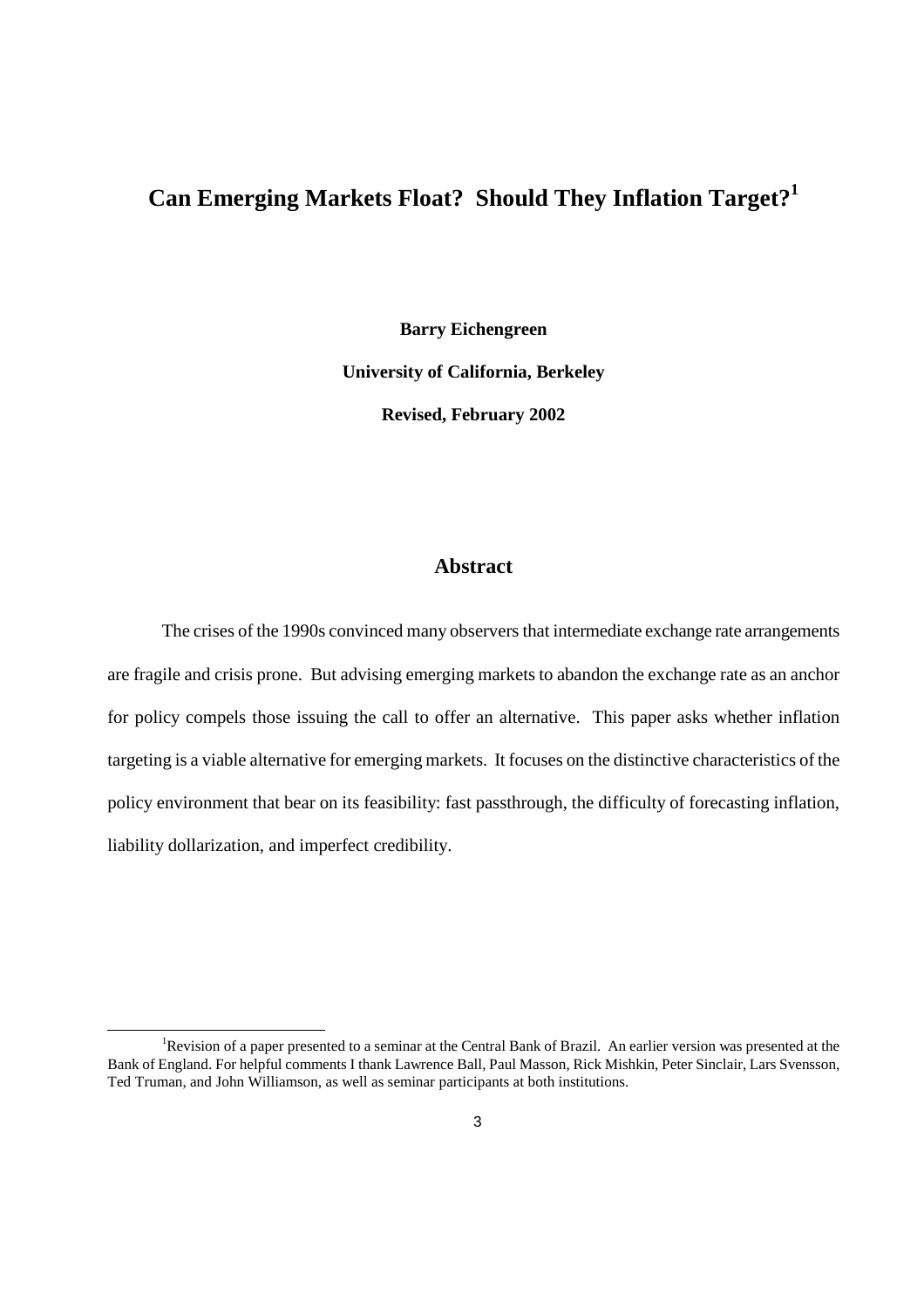# Can Emerging Markets Float? Should They Inflation Target?[1]

**Barry Eichengreen**

**University of California, Berkeley**

**Revised, February 2002**

## Abstract

The crises of the 1990s convinced many observers that intermediate exchange rate arrangements are fragile and crisis prone. But advising emerging markets to abandon the exchange rate as an anchor for policy compels those issuing the call to offer an alternative. This paper asks whether inflation targeting is a viable alternative for emerging markets. It focuses on the distinctive characteristics of the policy environment that bear on its feasibility: fast passthrough, the difficulty of forecasting inflation, liability dollarization, and imperfect credibility.

[1] Revision of a paper presented to a seminar at the Central Bank of Brazil. An earlier version was presented at the Bank of England. For helpful comments I thank Lawrence Ball, Paul Masson, Rick Mishkin, Peter Sinclair, Lars Svensson, Ted Truman, and John Williamson, as well as seminar participants at both institutions.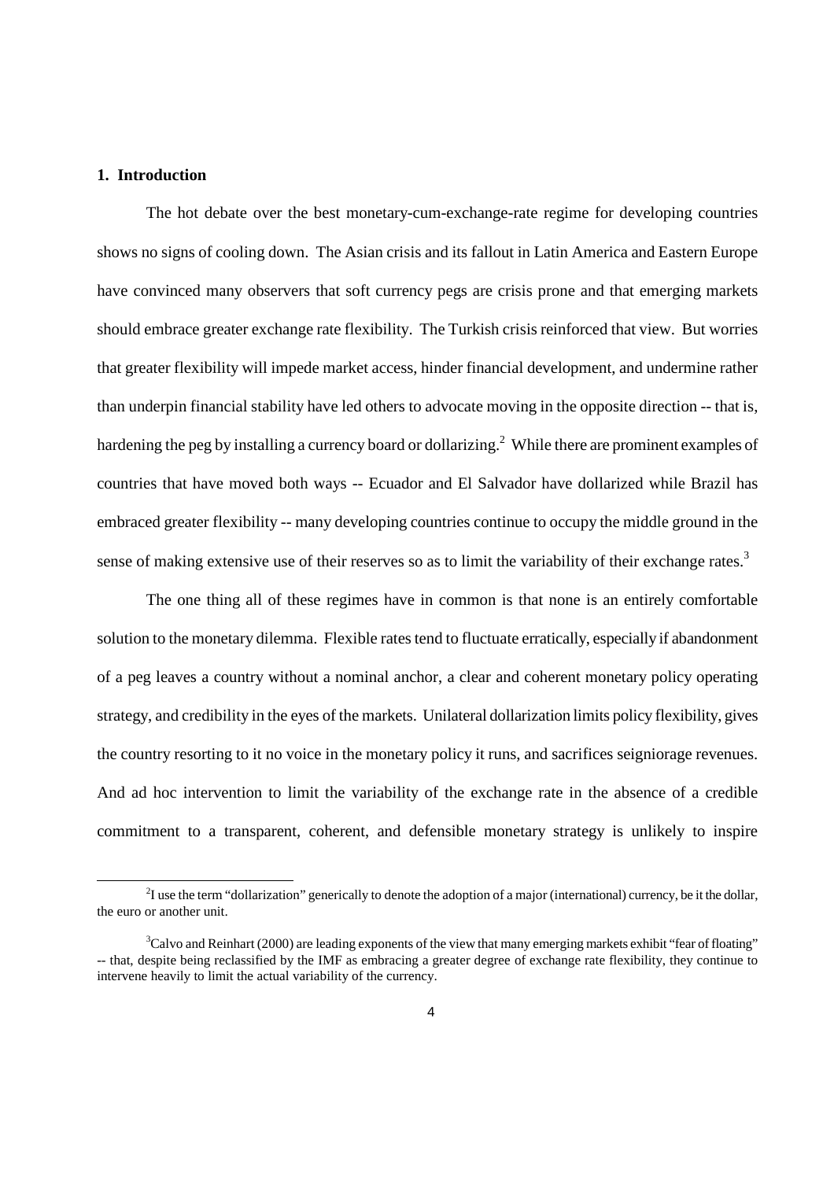## 1. Introduction

The hot debate over the best monetary-cum-exchange-rate regime for developing countries shows no signs of cooling down. The Asian crisis and its fallout in Latin America and Eastern Europe have convinced many observers that soft currency pegs are crisis prone and that emerging markets should embrace greater exchange rate flexibility. The Turkish crisis reinforced that view. But worries that greater flexibility will impede market access, hinder financial development, and undermine rather than underpin financial stability have led others to advocate moving in the opposite direction -- that is, hardening the peg by installing a currency board or dollarizing.[2] While there are prominent examples of countries that have moved both ways -- Ecuador and El Salvador have dollarized while Brazil has embraced greater flexibility -- many developing countries continue to occupy the middle ground in the sense of making extensive use of their reserves so as to limit the variability of their exchange rates.[3]

The one thing all of these regimes have in common is that none is an entirely comfortable solution to the monetary dilemma. Flexible rates tend to fluctuate erratically, especially if abandonment of a peg leaves a country without a nominal anchor, a clear and coherent monetary policy operating strategy, and credibility in the eyes of the markets. Unilateral dollarization limits policy flexibility, gives the country resorting to it no voice in the monetary policy it runs, and sacrifices seigniorage revenues. And ad hoc intervention to limit the variability of the exchange rate in the absence of a credible commitment to a transparent, coherent, and defensible monetary strategy is unlikely to inspire

---

[2] I use the term "dollarization" generically to denote the adoption of a major (international) currency, be it the dollar, the euro or another unit.

[3] Calvo and Reinhart (2000) are leading exponents of the view that many emerging markets exhibit "fear of floating" -- that, despite being reclassified by the IMF as embracing a greater degree of exchange rate flexibility, they continue to intervene heavily to limit the actual variability of the currency.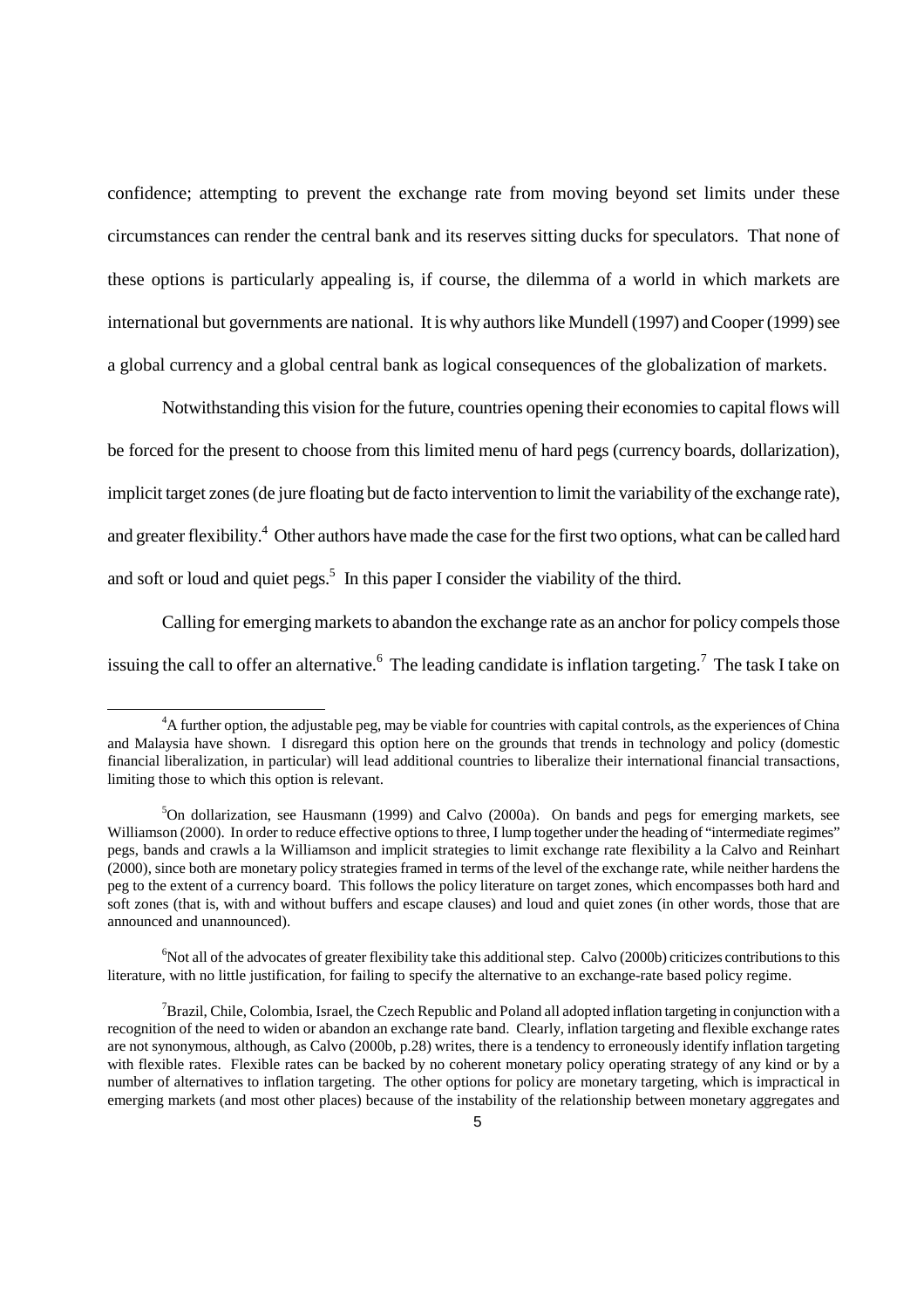confidence; attempting to prevent the exchange rate from moving beyond set limits under these circumstances can render the central bank and its reserves sitting ducks for speculators. That none of these options is particularly appealing is, if course, the dilemma of a world in which markets are international but governments are national. It is why authors like Mundell (1997) and Cooper (1999) see a global currency and a global central bank as logical consequences of the globalization of markets.

Notwithstanding this vision for the future, countries opening their economies to capital flows will be forced for the present to choose from this limited menu of hard pegs (currency boards, dollarization), implicit target zones (de jure floating but de facto intervention to limit the variability of the exchange rate), and greater flexibility.[4] Other authors have made the case for the first two options, what can be called hard and soft or loud and quiet pegs.[5] In this paper I consider the viability of the third.

Calling for emerging markets to abandon the exchange rate as an anchor for policy compels those issuing the call to offer an alternative.[6] The leading candidate is inflation targeting.[7] The task I take on

---

[4]A further option, the adjustable peg, may be viable for countries with capital controls, as the experiences of China and Malaysia have shown. I disregard this option here on the grounds that trends in technology and policy (domestic financial liberalization, in particular) will lead additional countries to liberalize their international financial transactions, limiting those to which this option is relevant.

[5]On dollarization, see Hausmann (1999) and Calvo (2000a). On bands and pegs for emerging markets, see Williamson (2000). In order to reduce effective options to three, I lump together under the heading of "intermediate regimes" pegs, bands and crawls a la Williamson and implicit strategies to limit exchange rate flexibility a la Calvo and Reinhart (2000), since both are monetary policy strategies framed in terms of the level of the exchange rate, while neither hardens the peg to the extent of a currency board. This follows the policy literature on target zones, which encompasses both hard and soft zones (that is, with and without buffers and escape clauses) and loud and quiet zones (in other words, those that are announced and unannounced).

[6]Not all of the advocates of greater flexibility take this additional step. Calvo (2000b) criticizes contributions to this literature, with no little justification, for failing to specify the alternative to an exchange-rate based policy regime.

[7]Brazil, Chile, Colombia, Israel, the Czech Republic and Poland all adopted inflation targeting in conjunction with a recognition of the need to widen or abandon an exchange rate band. Clearly, inflation targeting and flexible exchange rates are not synonymous, although, as Calvo (2000b, p.28) writes, there is a tendency to erroneously identify inflation targeting with flexible rates. Flexible rates can be backed by no coherent monetary policy operating strategy of any kind or by a number of alternatives to inflation targeting. The other options for policy are monetary targeting, which is impractical in emerging markets (and most other places) because of the instability of the relationship between monetary aggregates and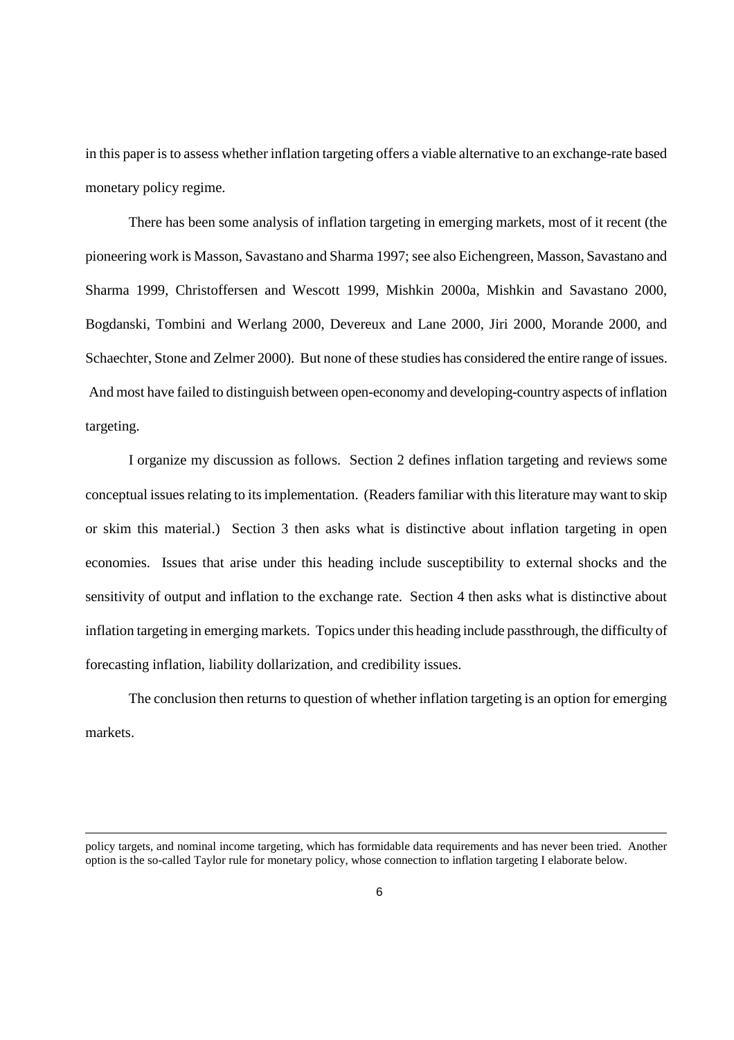in this paper is to assess whether inflation targeting offers a viable alternative to an exchange-rate based monetary policy regime.

There has been some analysis of inflation targeting in emerging markets, most of it recent (the pioneering work is Masson, Savastano and Sharma 1997; see also Eichengreen, Masson, Savastano and Sharma 1999, Christoffersen and Wescott 1999, Mishkin 2000a, Mishkin and Savastano 2000, Bogdanski, Tombini and Werlang 2000, Devereux and Lane 2000, Jiri 2000, Morande 2000, and Schaechter, Stone and Zelmer 2000). But none of these studies has considered the entire range of issues. And most have failed to distinguish between open-economy and developing-country aspects of inflation targeting.

I organize my discussion as follows. Section 2 defines inflation targeting and reviews some conceptual issues relating to its implementation. (Readers familiar with this literature may want to skip or skim this material.) Section 3 then asks what is distinctive about inflation targeting in open economies. Issues that arise under this heading include susceptibility to external shocks and the sensitivity of output and inflation to the exchange rate. Section 4 then asks what is distinctive about inflation targeting in emerging markets. Topics under this heading include passthrough, the difficulty of forecasting inflation, liability dollarization, and credibility issues.

The conclusion then returns to question of whether inflation targeting is an option for emerging markets.

---

policy targets, and nominal income targeting, which has formidable data requirements and has never been tried. Another option is the so-called Taylor rule for monetary policy, whose connection to inflation targeting I elaborate below.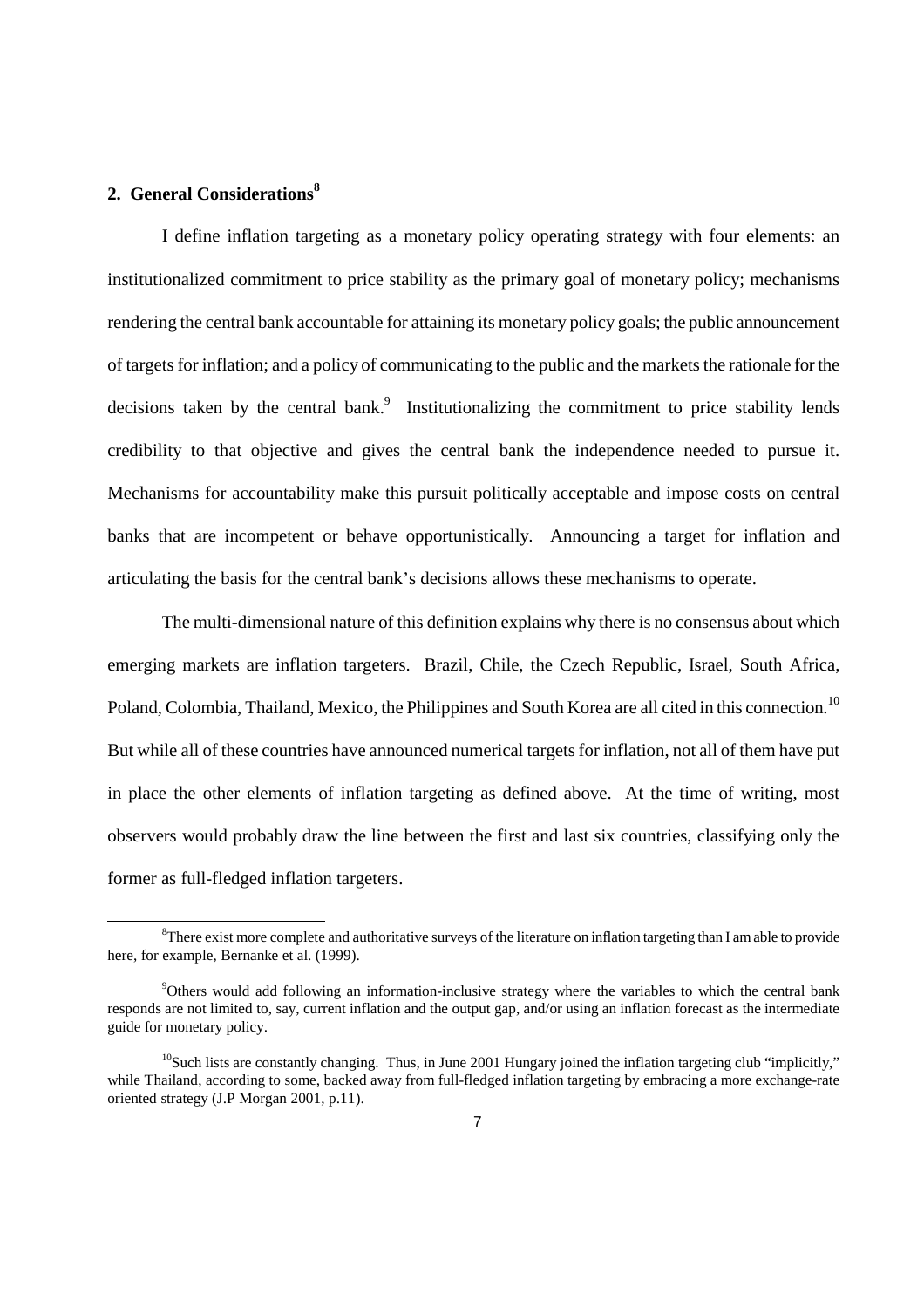## 2. General Considerations[8]

I define inflation targeting as a monetary policy operating strategy with four elements: an institutionalized commitment to price stability as the primary goal of monetary policy; mechanisms rendering the central bank accountable for attaining its monetary policy goals; the public announcement of targets for inflation; and a policy of communicating to the public and the markets the rationale for the decisions taken by the central bank.[9] Institutionalizing the commitment to price stability lends credibility to that objective and gives the central bank the independence needed to pursue it. Mechanisms for accountability make this pursuit politically acceptable and impose costs on central banks that are incompetent or behave opportunistically. Announcing a target for inflation and articulating the basis for the central bank's decisions allows these mechanisms to operate.

The multi-dimensional nature of this definition explains why there is no consensus about which emerging markets are inflation targeters. Brazil, Chile, the Czech Republic, Israel, South Africa, Poland, Colombia, Thailand, Mexico, the Philippines and South Korea are all cited in this connection.[10] But while all of these countries have announced numerical targets for inflation, not all of them have put in place the other elements of inflation targeting as defined above. At the time of writing, most observers would probably draw the line between the first and last six countries, classifying only the former as full-fledged inflation targeters.

---

[8] There exist more complete and authoritative surveys of the literature on inflation targeting than I am able to provide here, for example, Bernanke et al. (1999).

[9] Others would add following an information-inclusive strategy where the variables to which the central bank responds are not limited to, say, current inflation and the output gap, and/or using an inflation forecast as the intermediate guide for monetary policy.

[10] Such lists are constantly changing. Thus, in June 2001 Hungary joined the inflation targeting club "implicitly," while Thailand, according to some, backed away from full-fledged inflation targeting by embracing a more exchange-rate oriented strategy (J.P Morgan 2001, p.11).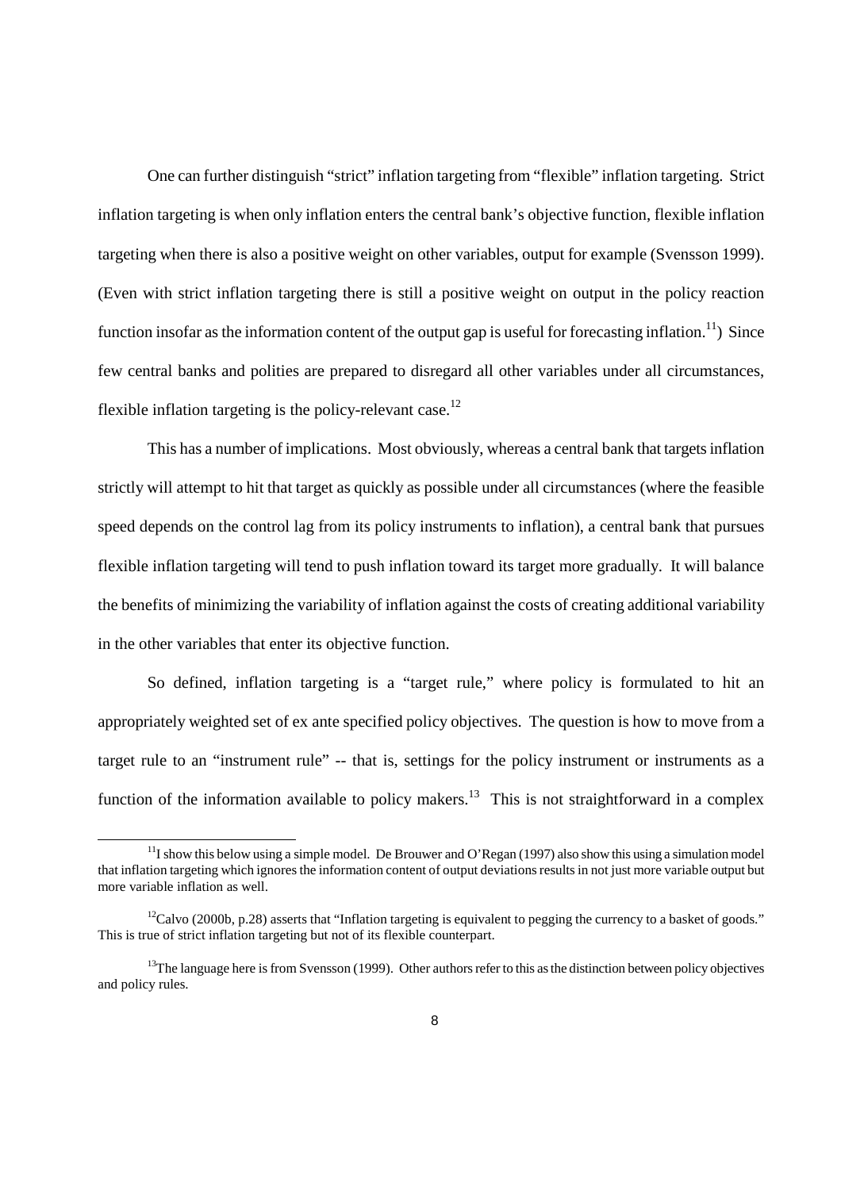One can further distinguish "strict" inflation targeting from "flexible" inflation targeting. Strict inflation targeting is when only inflation enters the central bank's objective function, flexible inflation targeting when there is also a positive weight on other variables, output for example (Svensson 1999). (Even with strict inflation targeting there is still a positive weight on output in the policy reaction function insofar as the information content of the output gap is useful for forecasting inflation.[11]) Since few central banks and polities are prepared to disregard all other variables under all circumstances, flexible inflation targeting is the policy-relevant case.[12]

This has a number of implications. Most obviously, whereas a central bank that targets inflation strictly will attempt to hit that target as quickly as possible under all circumstances (where the feasible speed depends on the control lag from its policy instruments to inflation), a central bank that pursues flexible inflation targeting will tend to push inflation toward its target more gradually. It will balance the benefits of minimizing the variability of inflation against the costs of creating additional variability in the other variables that enter its objective function.

So defined, inflation targeting is a "target rule," where policy is formulated to hit an appropriately weighted set of ex ante specified policy objectives. The question is how to move from a target rule to an "instrument rule" -- that is, settings for the policy instrument or instruments as a function of the information available to policy makers.[13] This is not straightforward in a complex

[11] I show this below using a simple model. De Brouwer and O'Regan (1997) also show this using a simulation model that inflation targeting which ignores the information content of output deviations results in not just more variable output but more variable inflation as well.

[12] Calvo (2000b, p.28) asserts that "Inflation targeting is equivalent to pegging the currency to a basket of goods." This is true of strict inflation targeting but not of its flexible counterpart.

[13] The language here is from Svensson (1999). Other authors refer to this as the distinction between policy objectives and policy rules.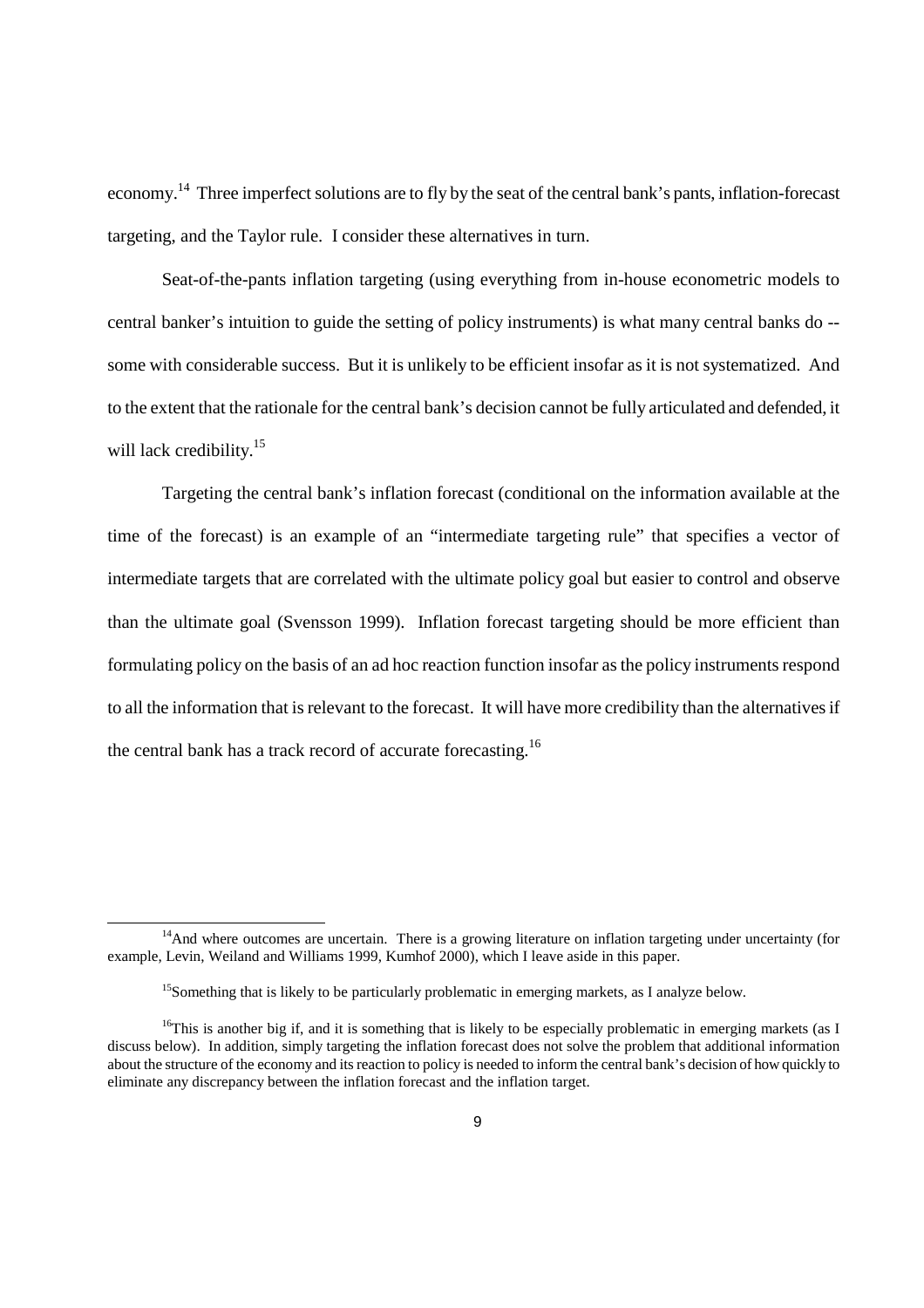economy.[14] Three imperfect solutions are to fly by the seat of the central bank's pants, inflation-forecast targeting, and the Taylor rule. I consider these alternatives in turn.

Seat-of-the-pants inflation targeting (using everything from in-house econometric models to central banker's intuition to guide the setting of policy instruments) is what many central banks do -- some with considerable success. But it is unlikely to be efficient insofar as it is not systematized. And to the extent that the rationale for the central bank's decision cannot be fully articulated and defended, it will lack credibility.[15]

Targeting the central bank's inflation forecast (conditional on the information available at the time of the forecast) is an example of an "intermediate targeting rule" that specifies a vector of intermediate targets that are correlated with the ultimate policy goal but easier to control and observe than the ultimate goal (Svensson 1999). Inflation forecast targeting should be more efficient than formulating policy on the basis of an ad hoc reaction function insofar as the policy instruments respond to all the information that is relevant to the forecast. It will have more credibility than the alternatives if the central bank has a track record of accurate forecasting.[16]

---

[14] And where outcomes are uncertain. There is a growing literature on inflation targeting under uncertainty (for example, Levin, Weiland and Williams 1999, Kumhof 2000), which I leave aside in this paper.

[15] Something that is likely to be particularly problematic in emerging markets, as I analyze below.

[16] This is another big if, and it is something that is likely to be especially problematic in emerging markets (as I discuss below). In addition, simply targeting the inflation forecast does not solve the problem that additional information about the structure of the economy and its reaction to policy is needed to inform the central bank's decision of how quickly to eliminate any discrepancy between the inflation forecast and the inflation target.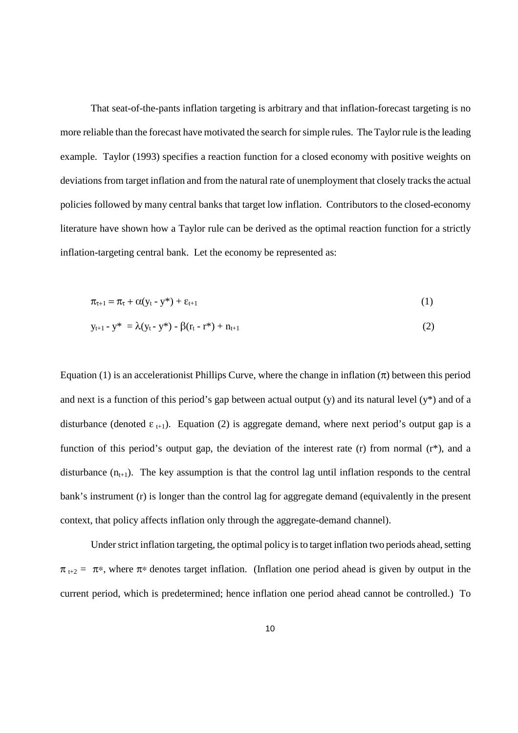That seat-of-the-pants inflation targeting is arbitrary and that inflation-forecast targeting is no more reliable than the forecast have motivated the search for simple rules. The Taylor rule is the leading example. Taylor (1993) specifies a reaction function for a closed economy with positive weights on deviations from target inflation and from the natural rate of unemployment that closely tracks the actual policies followed by many central banks that target low inflation. Contributors to the closed-economy literature have shown how a Taylor rule can be derived as the optimal reaction function for a strictly inflation-targeting central bank. Let the economy be represented as:

$$\pi_{\tau+1} = \pi_\tau + \alpha(y_t - y^*) + \varepsilon_{t+1} \tag{1}$$

$$y_{t+1} - y^* = \lambda(y_t - y^*) - \beta(r_t - r^*) + n_{t+1} \tag{2}$$

Equation (1) is an accelerationist Phillips Curve, where the change in inflation ($\pi$) between this period and next is a function of this period's gap between actual output (y) and its natural level ($y^*$) and of a disturbance (denoted $\varepsilon_{t+1}$). Equation (2) is aggregate demand, where next period's output gap is a function of this period's output gap, the deviation of the interest rate (r) from normal ($r^*$), and a disturbance ($n_{t+1}$). The key assumption is that the control lag until inflation responds to the central bank's instrument (r) is longer than the control lag for aggregate demand (equivalently in the present context, that policy affects inflation only through the aggregate-demand channel).

Under strict inflation targeting, the optimal policy is to target inflation two periods ahead, setting $\pi_{t+2} = \pi^*$, where $\pi^*$ denotes target inflation. (Inflation one period ahead is given by output in the current period, which is predetermined; hence inflation one period ahead cannot be controlled.) To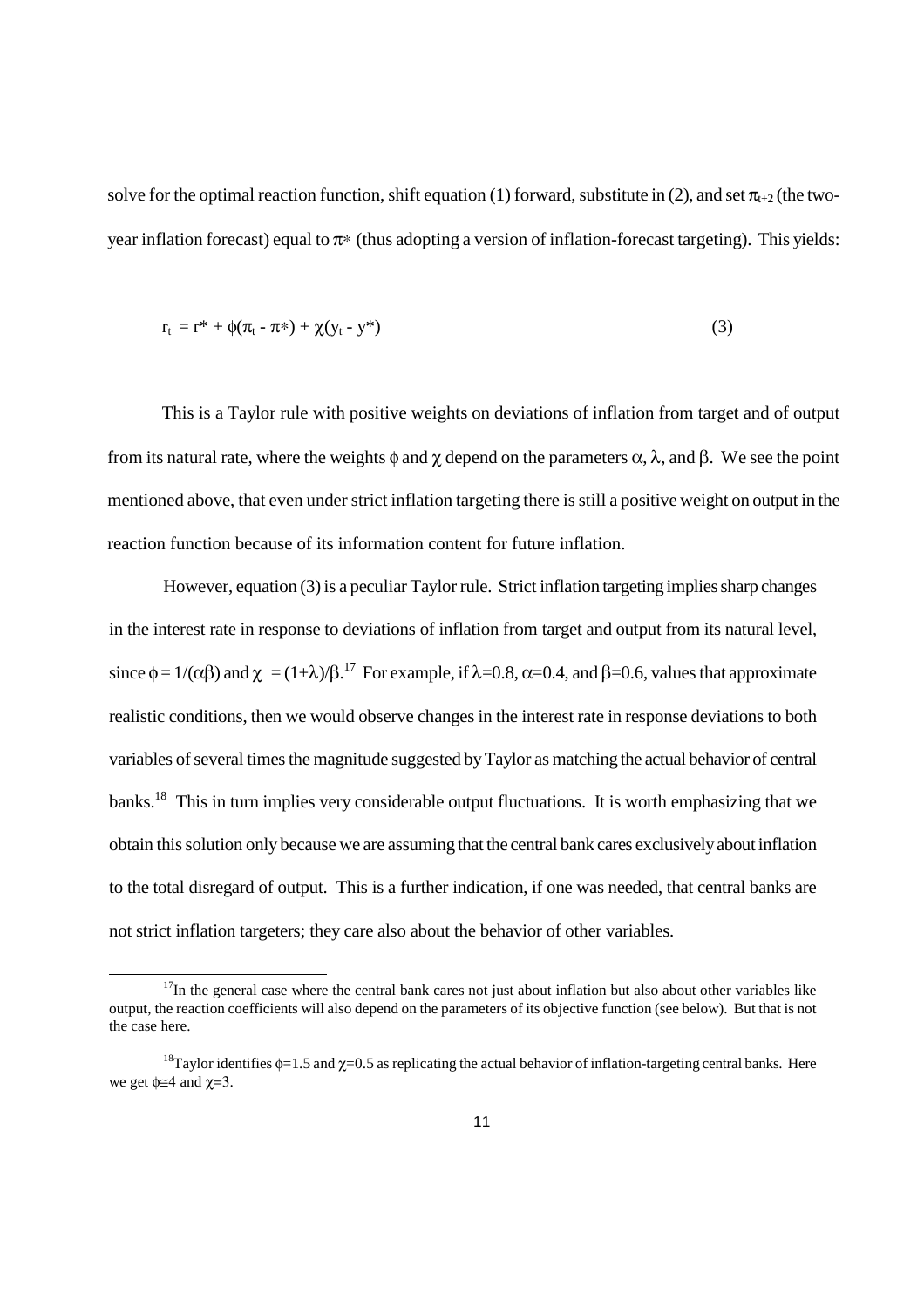solve for the optimal reaction function, shift equation (1) forward, substitute in (2), and set $\pi_{t+2}$ (the two-year inflation forecast) equal to $\pi*$ (thus adopting a version of inflation-forecast targeting). This yields:

$$r_t = r^* + \phi(\pi_t - \pi*) + \chi(y_t - y^*) \tag{3}$$

This is a Taylor rule with positive weights on deviations of inflation from target and of output from its natural rate, where the weights $\phi$ and $\chi$ depend on the parameters $\alpha$, $\lambda$, and $\beta$. We see the point mentioned above, that even under strict inflation targeting there is still a positive weight on output in the reaction function because of its information content for future inflation.

However, equation (3) is a peculiar Taylor rule. Strict inflation targeting implies sharp changes in the interest rate in response to deviations of inflation from target and output from its natural level, since $\phi = 1/(\alpha\beta)$ and $\chi = (1+\lambda)/\beta$.[17] For example, if $\lambda$=0.8, $\alpha$=0.4, and $\beta$=0.6, values that approximate realistic conditions, then we would observe changes in the interest rate in response deviations to both variables of several times the magnitude suggested by Taylor as matching the actual behavior of central banks.[18] This in turn implies very considerable output fluctuations. It is worth emphasizing that we obtain this solution only because we are assuming that the central bank cares exclusively about inflation to the total disregard of output. This is a further indication, if one was needed, that central banks are not strict inflation targeters; they care also about the behavior of other variables.

[17] In the general case where the central bank cares not just about inflation but also about other variables like output, the reaction coefficients will also depend on the parameters of its objective function (see below). But that is not the case here.

[18] Taylor identifies $\phi$=1.5 and $\chi$=0.5 as replicating the actual behavior of inflation-targeting central banks. Here we get $\phi \cong 4$ and $\chi$=3.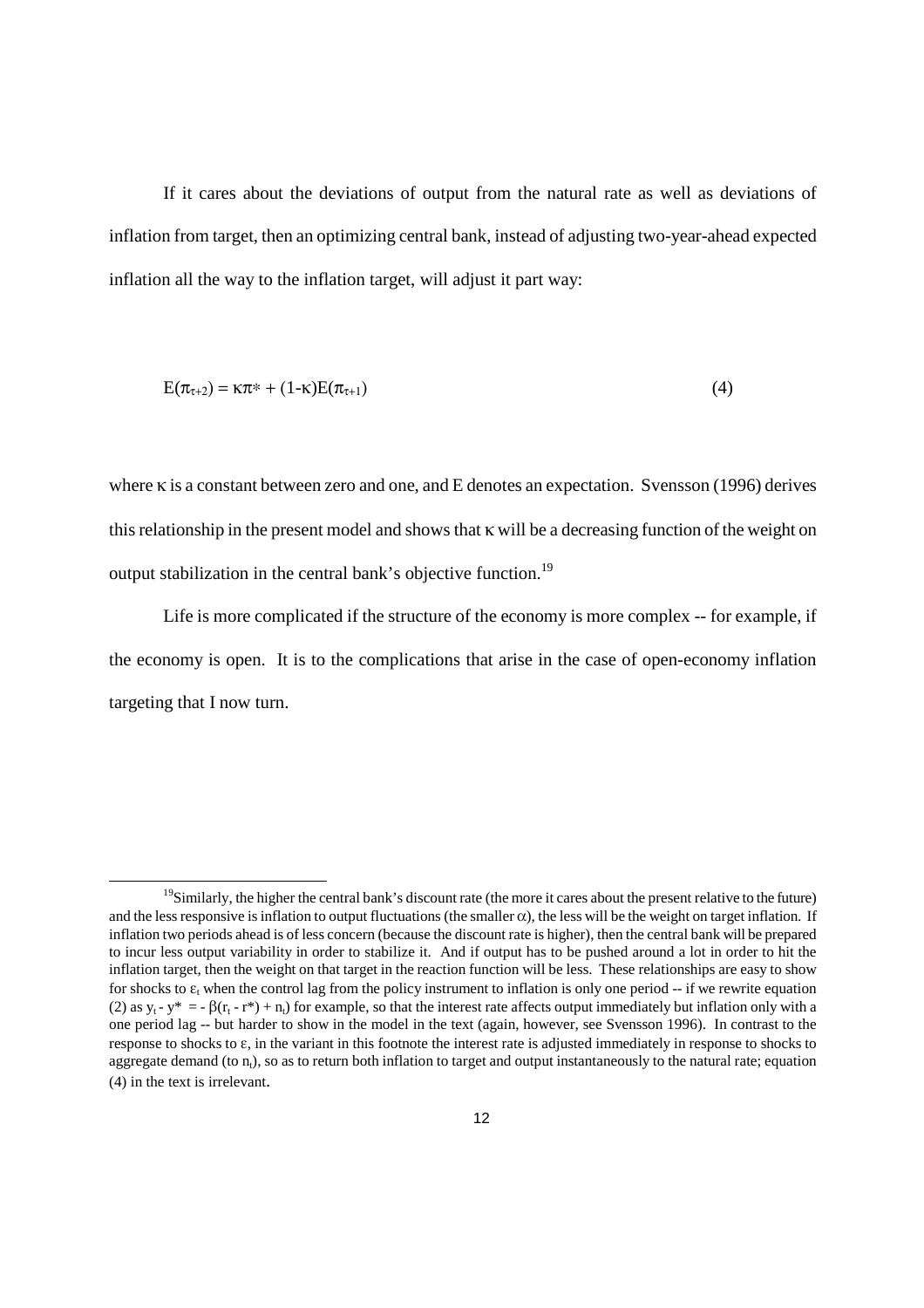If it cares about the deviations of output from the natural rate as well as deviations of inflation from target, then an optimizing central bank, instead of adjusting two-year-ahead expected inflation all the way to the inflation target, will adjust it part way:

$$E(\pi_{\tau+2}) = \kappa\pi^* + (1-\kappa)E(\pi_{\tau+1}) \qquad (4)$$

where $\kappa$ is a constant between zero and one, and E denotes an expectation. Svensson (1996) derives this relationship in the present model and shows that $\kappa$ will be a decreasing function of the weight on output stabilization in the central bank's objective function.[19]

Life is more complicated if the structure of the economy is more complex -- for example, if the economy is open. It is to the complications that arise in the case of open-economy inflation targeting that I now turn.

---

[19] Similarly, the higher the central bank's discount rate (the more it cares about the present relative to the future) and the less responsive is inflation to output fluctuations (the smaller $\alpha$), the less will be the weight on target inflation. If inflation two periods ahead is of less concern (because the discount rate is higher), then the central bank will be prepared to incur less output variability in order to stabilize it. And if output has to be pushed around a lot in order to hit the inflation target, then the weight on that target in the reaction function will be less. These relationships are easy to show for shocks to $\varepsilon_t$ when the control lag from the policy instrument to inflation is only one period -- if we rewrite equation (2) as $y_t - y^* = -\beta(r_t - r^*) + n_t$ for example, so that the interest rate affects output immediately but inflation only with a one period lag -- but harder to show in the model in the text (again, however, see Svensson 1996). In contrast to the response to shocks to $\varepsilon$, in the variant in this footnote the interest rate is adjusted immediately in response to shocks to aggregate demand (to $n_t$), so as to return both inflation to target and output instantaneously to the natural rate; equation (4) in the text is irrelevant.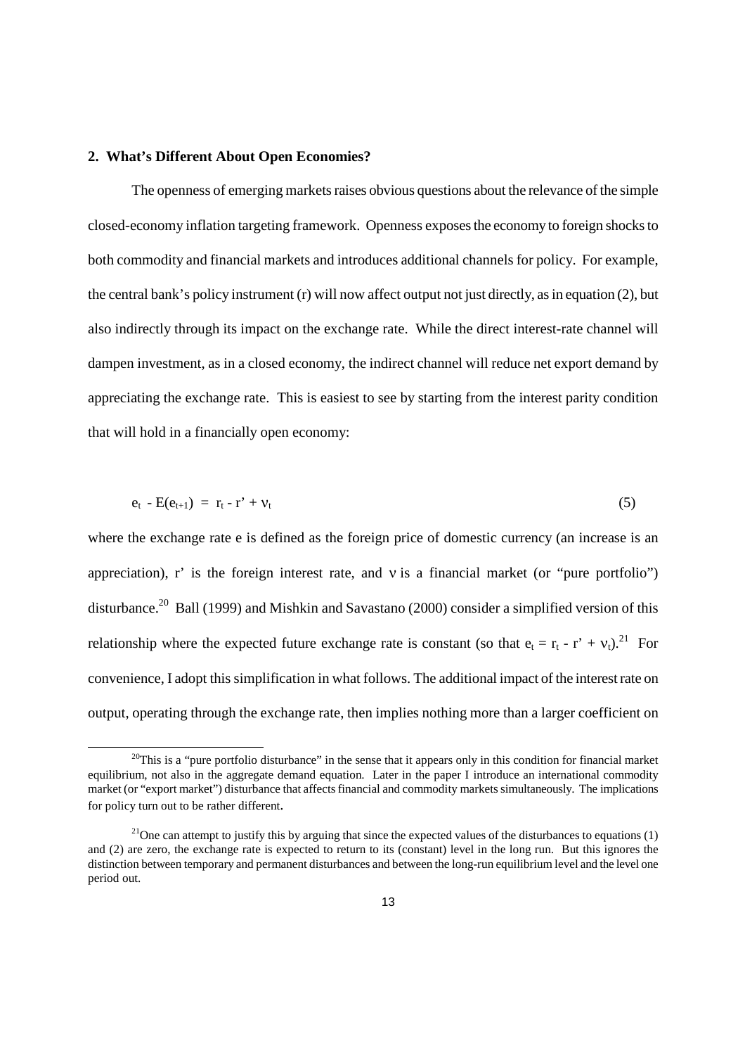## 2. What's Different About Open Economies?

The openness of emerging markets raises obvious questions about the relevance of the simple closed-economy inflation targeting framework. Openness exposes the economy to foreign shocks to both commodity and financial markets and introduces additional channels for policy. For example, the central bank's policy instrument (r) will now affect output not just directly, as in equation (2), but also indirectly through its impact on the exchange rate. While the direct interest-rate channel will dampen investment, as in a closed economy, the indirect channel will reduce net export demand by appreciating the exchange rate. This is easiest to see by starting from the interest parity condition that will hold in a financially open economy:

$$e_t - E(e_{t+1}) = r_t - r' + \nu_t \tag{5}$$

where the exchange rate e is defined as the foreign price of domestic currency (an increase is an appreciation), r' is the foreign interest rate, and $\nu$ is a financial market (or "pure portfolio") disturbance.[20] Ball (1999) and Mishkin and Savastano (2000) consider a simplified version of this relationship where the expected future exchange rate is constant (so that $e_t = r_t - r' + \nu_t$).[21] For convenience, I adopt this simplification in what follows. The additional impact of the interest rate on output, operating through the exchange rate, then implies nothing more than a larger coefficient on

---

[20] This is a "pure portfolio disturbance" in the sense that it appears only in this condition for financial market equilibrium, not also in the aggregate demand equation. Later in the paper I introduce an international commodity market (or "export market") disturbance that affects financial and commodity markets simultaneously. The implications for policy turn out to be rather different.

[21] One can attempt to justify this by arguing that since the expected values of the disturbances to equations (1) and (2) are zero, the exchange rate is expected to return to its (constant) level in the long run. But this ignores the distinction between temporary and permanent disturbances and between the long-run equilibrium level and the level one period out.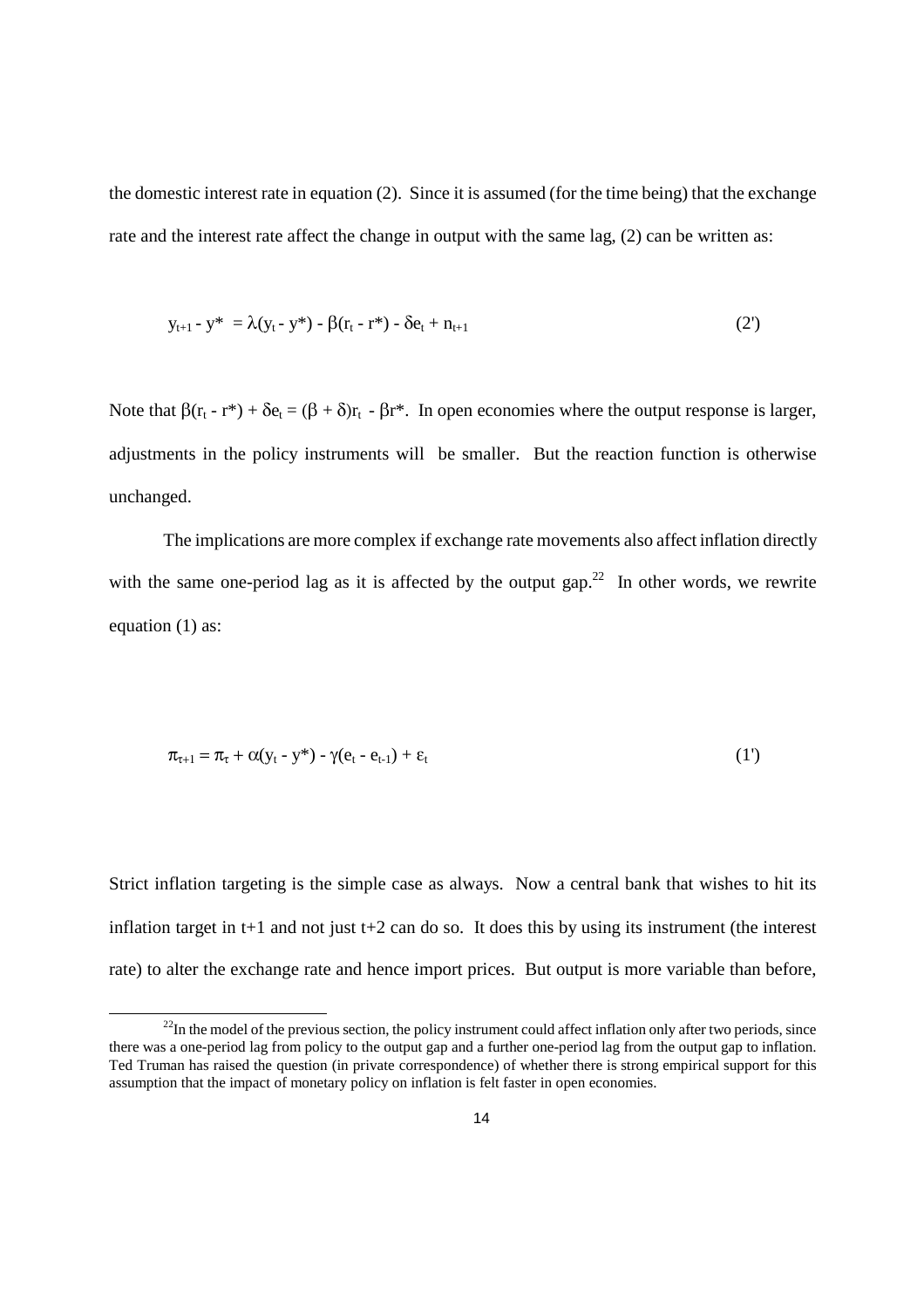the domestic interest rate in equation (2). Since it is assumed (for the time being) that the exchange rate and the interest rate affect the change in output with the same lag, (2) can be written as:

$$y_{t+1} - y^* = \lambda(y_t - y^*) - \beta(r_t - r^*) - \delta e_t + n_{t+1} \qquad (2')$$

Note that $\beta(r_t - r^*) + \delta e_t = (\beta + \delta)r_t - \beta r^*$. In open economies where the output response is larger, adjustments in the policy instruments will be smaller. But the reaction function is otherwise unchanged.

The implications are more complex if exchange rate movements also affect inflation directly with the same one-period lag as it is affected by the output gap.[22] In other words, we rewrite equation (1) as:

$$\pi_{\tau+1} = \pi_\tau + \alpha(y_t - y^*) - \gamma(e_t - e_{t-1}) + \varepsilon_t \qquad (1')$$

Strict inflation targeting is the simple case as always. Now a central bank that wishes to hit its inflation target in t+1 and not just t+2 can do so. It does this by using its instrument (the interest rate) to alter the exchange rate and hence import prices. But output is more variable than before,

[22] In the model of the previous section, the policy instrument could affect inflation only after two periods, since there was a one-period lag from policy to the output gap and a further one-period lag from the output gap to inflation. Ted Truman has raised the question (in private correspondence) of whether there is strong empirical support for this assumption that the impact of monetary policy on inflation is felt faster in open economies.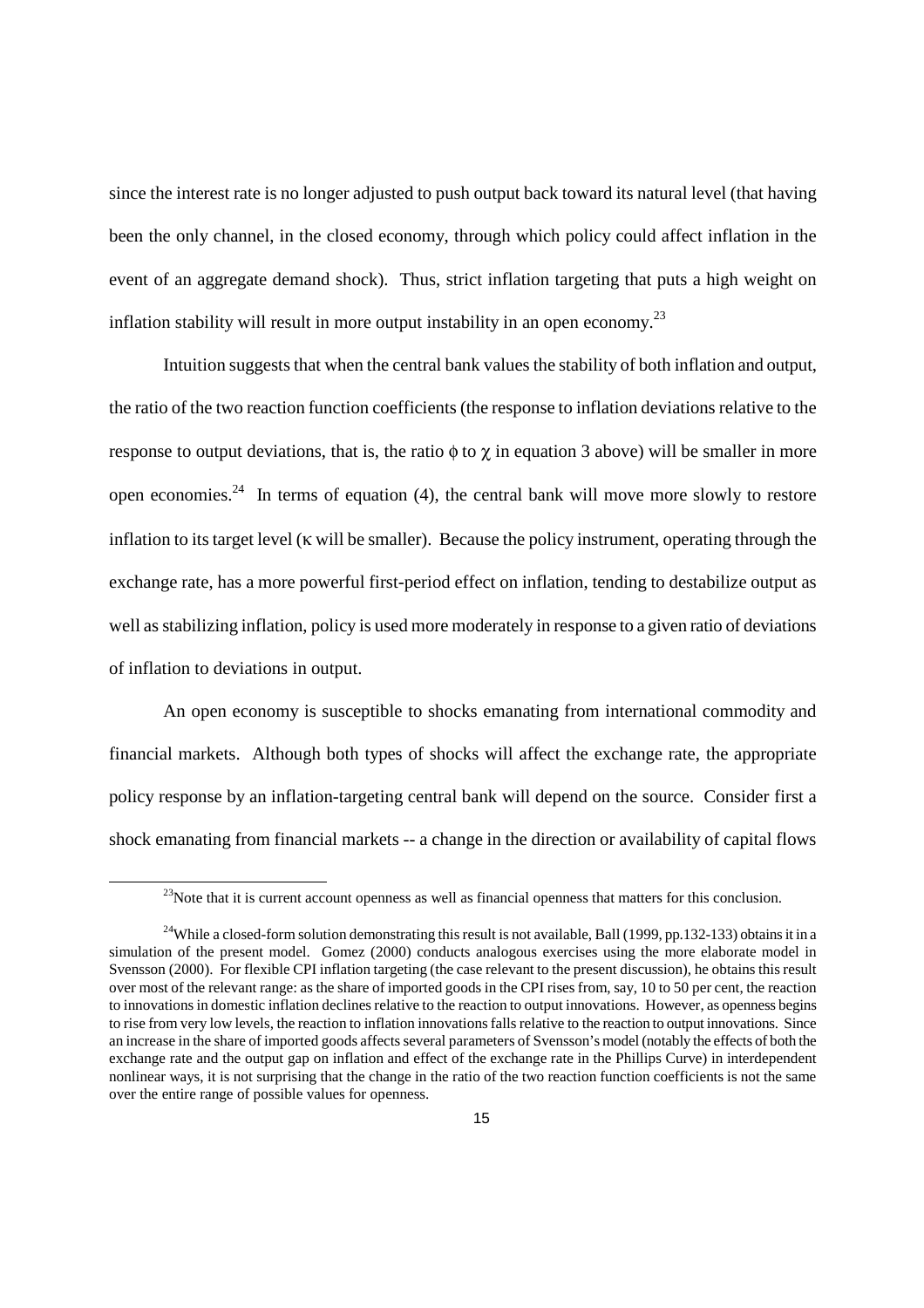since the interest rate is no longer adjusted to push output back toward its natural level (that having been the only channel, in the closed economy, through which policy could affect inflation in the event of an aggregate demand shock). Thus, strict inflation targeting that puts a high weight on inflation stability will result in more output instability in an open economy.[23]

Intuition suggests that when the central bank values the stability of both inflation and output, the ratio of the two reaction function coefficients (the response to inflation deviations relative to the response to output deviations, that is, the ratio $\phi$ to $\chi$ in equation 3 above) will be smaller in more open economies.[24] In terms of equation (4), the central bank will move more slowly to restore inflation to its target level ($\kappa$ will be smaller). Because the policy instrument, operating through the exchange rate, has a more powerful first-period effect on inflation, tending to destabilize output as well as stabilizing inflation, policy is used more moderately in response to a given ratio of deviations of inflation to deviations in output.

An open economy is susceptible to shocks emanating from international commodity and financial markets. Although both types of shocks will affect the exchange rate, the appropriate policy response by an inflation-targeting central bank will depend on the source. Consider first a shock emanating from financial markets -- a change in the direction or availability of capital flows

---

[23] Note that it is current account openness as well as financial openness that matters for this conclusion.

[24] While a closed-form solution demonstrating this result is not available, Ball (1999, pp.132-133) obtains it in a simulation of the present model. Gomez (2000) conducts analogous exercises using the more elaborate model in Svensson (2000). For flexible CPI inflation targeting (the case relevant to the present discussion), he obtains this result over most of the relevant range: as the share of imported goods in the CPI rises from, say, 10 to 50 per cent, the reaction to innovations in domestic inflation declines relative to the reaction to output innovations. However, as openness begins to rise from very low levels, the reaction to inflation innovations falls relative to the reaction to output innovations. Since an increase in the share of imported goods affects several parameters of Svensson's model (notably the effects of both the exchange rate and the output gap on inflation and effect of the exchange rate in the Phillips Curve) in interdependent nonlinear ways, it is not surprising that the change in the ratio of the two reaction function coefficients is not the same over the entire range of possible values for openness.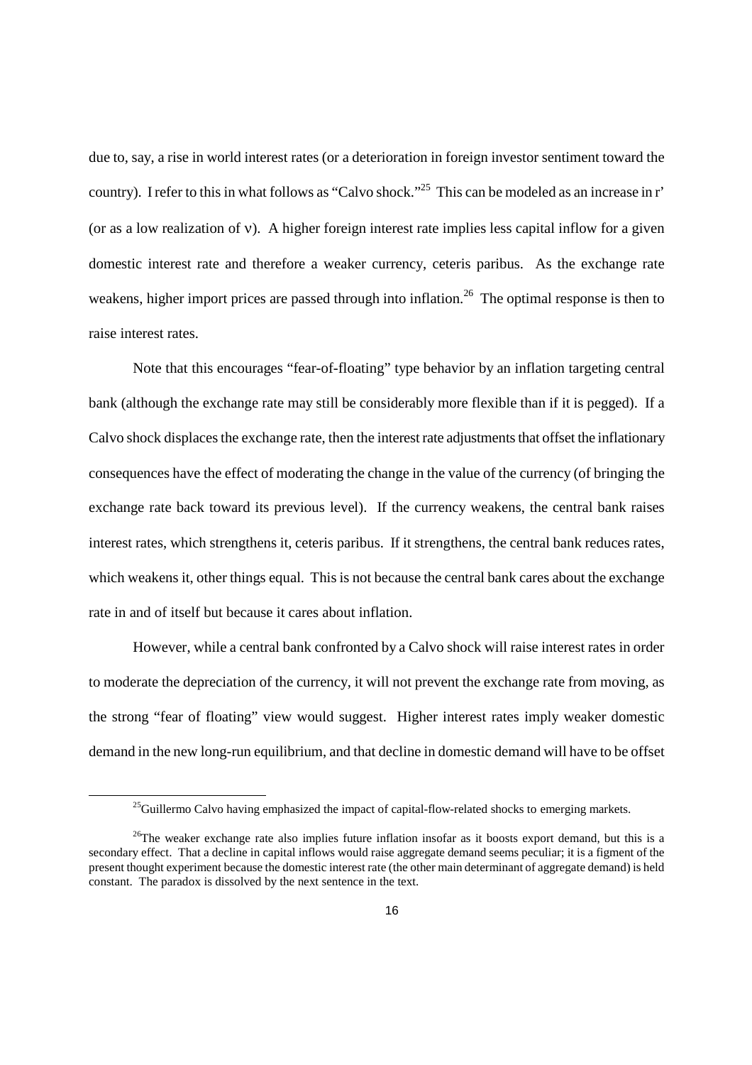due to, say, a rise in world interest rates (or a deterioration in foreign investor sentiment toward the country). I refer to this in what follows as "Calvo shock."[25] This can be modeled as an increase in r' (or as a low realization of v). A higher foreign interest rate implies less capital inflow for a given domestic interest rate and therefore a weaker currency, ceteris paribus. As the exchange rate weakens, higher import prices are passed through into inflation.[26] The optimal response is then to raise interest rates.

Note that this encourages "fear-of-floating" type behavior by an inflation targeting central bank (although the exchange rate may still be considerably more flexible than if it is pegged). If a Calvo shock displaces the exchange rate, then the interest rate adjustments that offset the inflationary consequences have the effect of moderating the change in the value of the currency (of bringing the exchange rate back toward its previous level). If the currency weakens, the central bank raises interest rates, which strengthens it, ceteris paribus. If it strengthens, the central bank reduces rates, which weakens it, other things equal. This is not because the central bank cares about the exchange rate in and of itself but because it cares about inflation.

However, while a central bank confronted by a Calvo shock will raise interest rates in order to moderate the depreciation of the currency, it will not prevent the exchange rate from moving, as the strong "fear of floating" view would suggest. Higher interest rates imply weaker domestic demand in the new long-run equilibrium, and that decline in domestic demand will have to be offset

[25] Guillermo Calvo having emphasized the impact of capital-flow-related shocks to emerging markets.

[26] The weaker exchange rate also implies future inflation insofar as it boosts export demand, but this is a secondary effect. That a decline in capital inflows would raise aggregate demand seems peculiar; it is a figment of the present thought experiment because the domestic interest rate (the other main determinant of aggregate demand) is held constant. The paradox is dissolved by the next sentence in the text.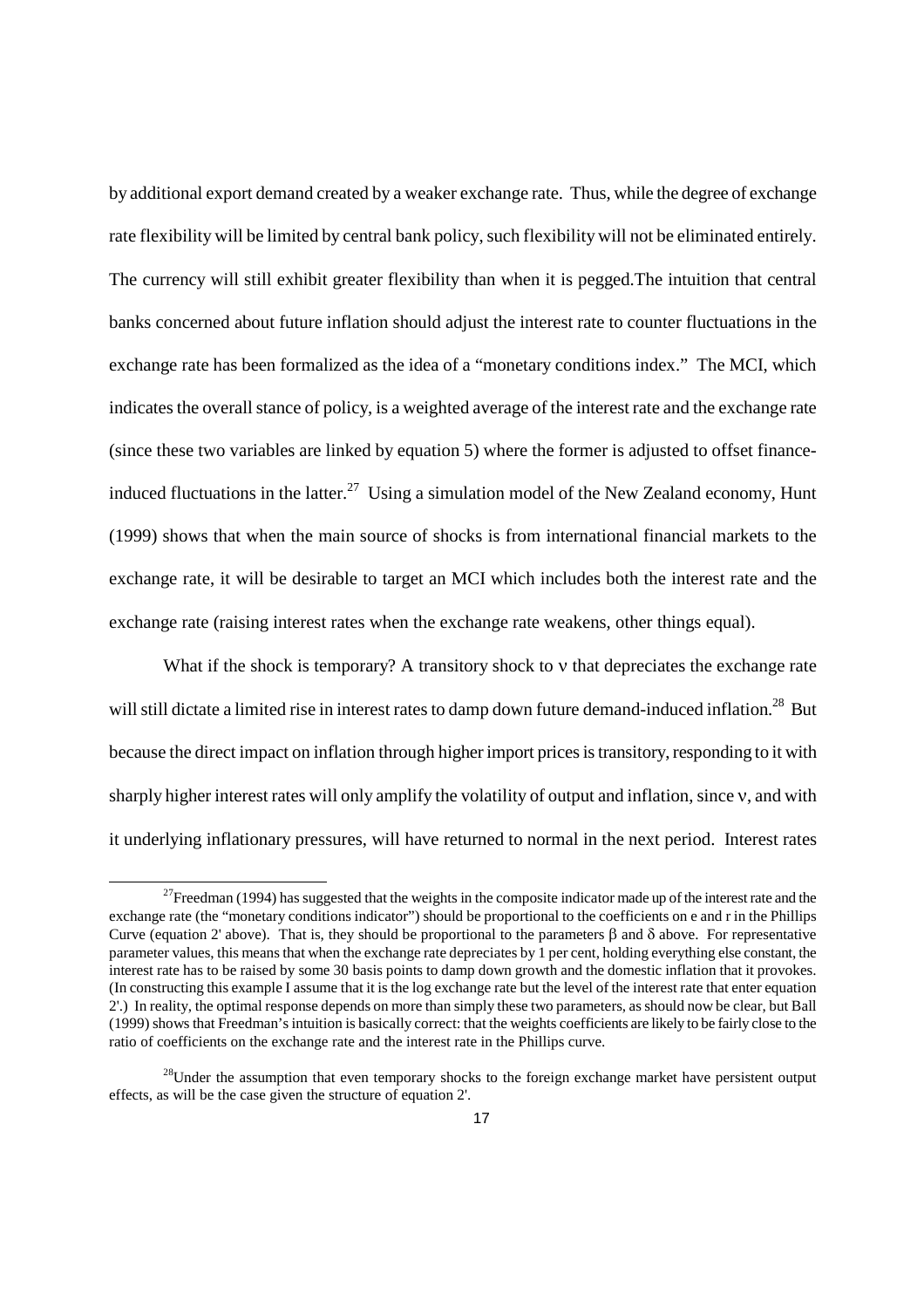by additional export demand created by a weaker exchange rate. Thus, while the degree of exchange rate flexibility will be limited by central bank policy, such flexibility will not be eliminated entirely. The currency will still exhibit greater flexibility than when it is pegged.The intuition that central banks concerned about future inflation should adjust the interest rate to counter fluctuations in the exchange rate has been formalized as the idea of a "monetary conditions index." The MCI, which indicates the overall stance of policy, is a weighted average of the interest rate and the exchange rate (since these two variables are linked by equation 5) where the former is adjusted to offset finance-induced fluctuations in the latter.[27] Using a simulation model of the New Zealand economy, Hunt (1999) shows that when the main source of shocks is from international financial markets to the exchange rate, it will be desirable to target an MCI which includes both the interest rate and the exchange rate (raising interest rates when the exchange rate weakens, other things equal).

What if the shock is temporary? A transitory shock to $\nu$ that depreciates the exchange rate will still dictate a limited rise in interest rates to damp down future demand-induced inflation.[28] But because the direct impact on inflation through higher import prices is transitory, responding to it with sharply higher interest rates will only amplify the volatility of output and inflation, since $\nu$, and with it underlying inflationary pressures, will have returned to normal in the next period. Interest rates

[27] Freedman (1994) has suggested that the weights in the composite indicator made up of the interest rate and the exchange rate (the "monetary conditions indicator") should be proportional to the coefficients on e and r in the Phillips Curve (equation 2' above). That is, they should be proportional to the parameters $\beta$ and $\delta$ above. For representative parameter values, this means that when the exchange rate depreciates by 1 per cent, holding everything else constant, the interest rate has to be raised by some 30 basis points to damp down growth and the domestic inflation that it provokes. (In constructing this example I assume that it is the log exchange rate but the level of the interest rate that enter equation 2'.) In reality, the optimal response depends on more than simply these two parameters, as should now be clear, but Ball (1999) shows that Freedman's intuition is basically correct: that the weights coefficients are likely to be fairly close to the ratio of coefficients on the exchange rate and the interest rate in the Phillips curve.

[28] Under the assumption that even temporary shocks to the foreign exchange market have persistent output effects, as will be the case given the structure of equation 2'.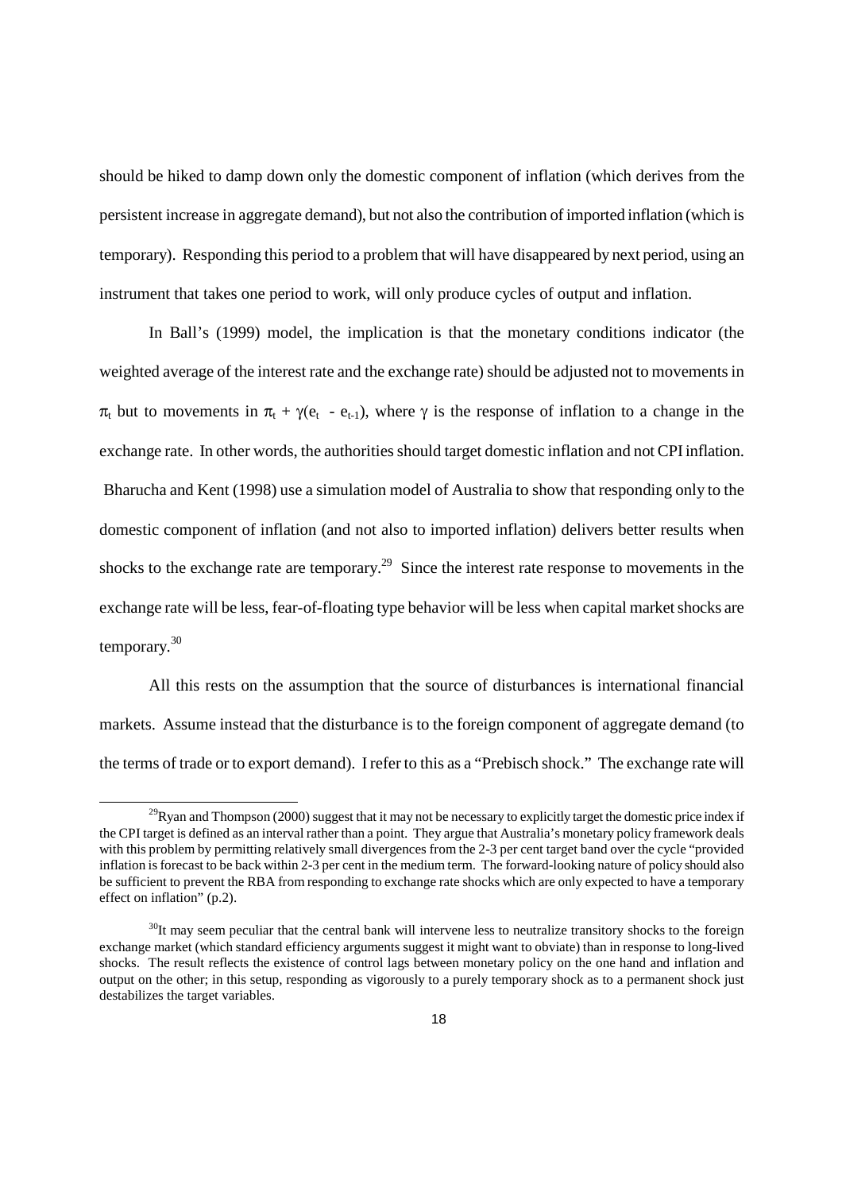should be hiked to damp down only the domestic component of inflation (which derives from the persistent increase in aggregate demand), but not also the contribution of imported inflation (which is temporary). Responding this period to a problem that will have disappeared by next period, using an instrument that takes one period to work, will only produce cycles of output and inflation.

In Ball's (1999) model, the implication is that the monetary conditions indicator (the weighted average of the interest rate and the exchange rate) should be adjusted not to movements in $\pi_t$ but to movements in $\pi_t + \gamma(e_t - e_{t-1})$, where $\gamma$ is the response of inflation to a change in the exchange rate. In other words, the authorities should target domestic inflation and not CPI inflation. Bharucha and Kent (1998) use a simulation model of Australia to show that responding only to the domestic component of inflation (and not also to imported inflation) delivers better results when shocks to the exchange rate are temporary.[29] Since the interest rate response to movements in the exchange rate will be less, fear-of-floating type behavior will be less when capital market shocks are temporary.[30]

All this rests on the assumption that the source of disturbances is international financial markets. Assume instead that the disturbance is to the foreign component of aggregate demand (to the terms of trade or to export demand). I refer to this as a "Prebisch shock." The exchange rate will

---

[29] Ryan and Thompson (2000) suggest that it may not be necessary to explicitly target the domestic price index if the CPI target is defined as an interval rather than a point. They argue that Australia's monetary policy framework deals with this problem by permitting relatively small divergences from the 2-3 per cent target band over the cycle "provided inflation is forecast to be back within 2-3 per cent in the medium term. The forward-looking nature of policy should also be sufficient to prevent the RBA from responding to exchange rate shocks which are only expected to have a temporary effect on inflation" (p.2).

[30] It may seem peculiar that the central bank will intervene less to neutralize transitory shocks to the foreign exchange market (which standard efficiency arguments suggest it might want to obviate) than in response to long-lived shocks. The result reflects the existence of control lags between monetary policy on the one hand and inflation and output on the other; in this setup, responding as vigorously to a purely temporary shock as to a permanent shock just destabilizes the target variables.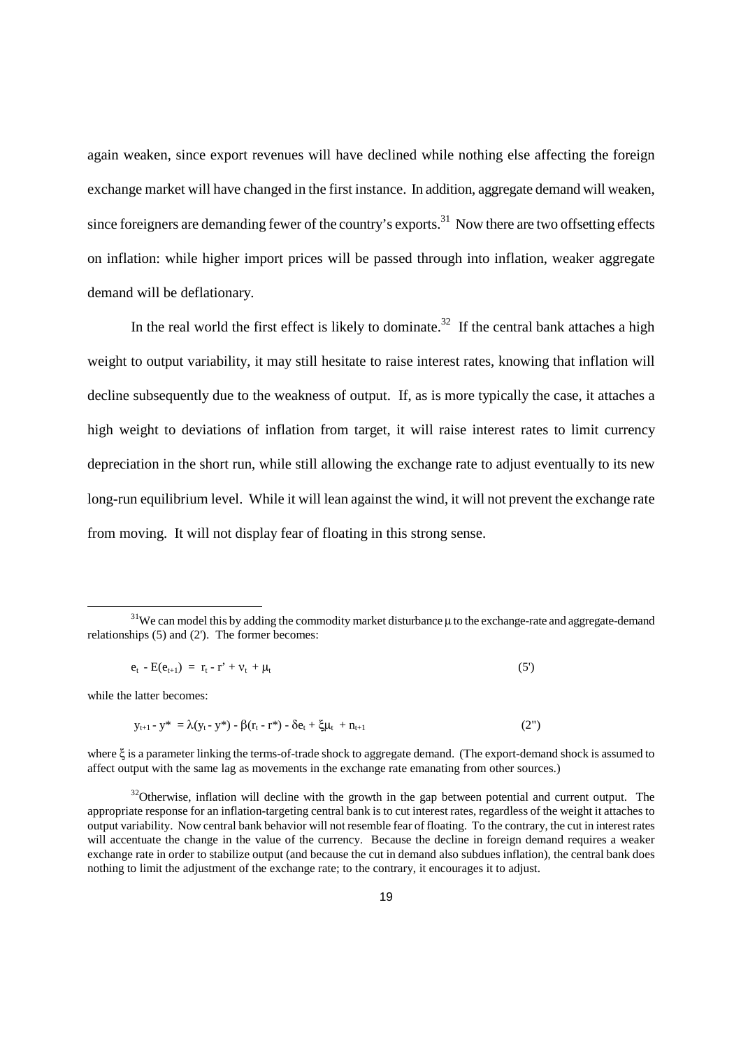again weaken, since export revenues will have declined while nothing else affecting the foreign exchange market will have changed in the first instance. In addition, aggregate demand will weaken, since foreigners are demanding fewer of the country's exports.[31] Now there are two offsetting effects on inflation: while higher import prices will be passed through into inflation, weaker aggregate demand will be deflationary.

In the real world the first effect is likely to dominate.[32] If the central bank attaches a high weight to output variability, it may still hesitate to raise interest rates, knowing that inflation will decline subsequently due to the weakness of output. If, as is more typically the case, it attaches a high weight to deviations of inflation from target, it will raise interest rates to limit currency depreciation in the short run, while still allowing the exchange rate to adjust eventually to its new long-run equilibrium level. While it will lean against the wind, it will not prevent the exchange rate from moving. It will not display fear of floating in this strong sense.

---

[31] We can model this by adding the commodity market disturbance $\mu$ to the exchange-rate and aggregate-demand relationships (5) and (2'). The former becomes:

$$e_t - E(e_{t+1}) = r_t - r' + \nu_t + \mu_t \quad (5')$$

while the latter becomes:

$$y_{t+1} - y^* = \lambda(y_t - y^*) - \beta(r_t - r^*) - \delta e_t + \xi\mu_t + n_{t+1} \quad (2'')$$

where $\xi$ is a parameter linking the terms-of-trade shock to aggregate demand. (The export-demand shock is assumed to affect output with the same lag as movements in the exchange rate emanating from other sources.)

[32] Otherwise, inflation will decline with the growth in the gap between potential and current output. The appropriate response for an inflation-targeting central bank is to cut interest rates, regardless of the weight it attaches to output variability. Now central bank behavior will not resemble fear of floating. To the contrary, the cut in interest rates will accentuate the change in the value of the currency. Because the decline in foreign demand requires a weaker exchange rate in order to stabilize output (and because the cut in demand also subdues inflation), the central bank does nothing to limit the adjustment of the exchange rate; to the contrary, it encourages it to adjust.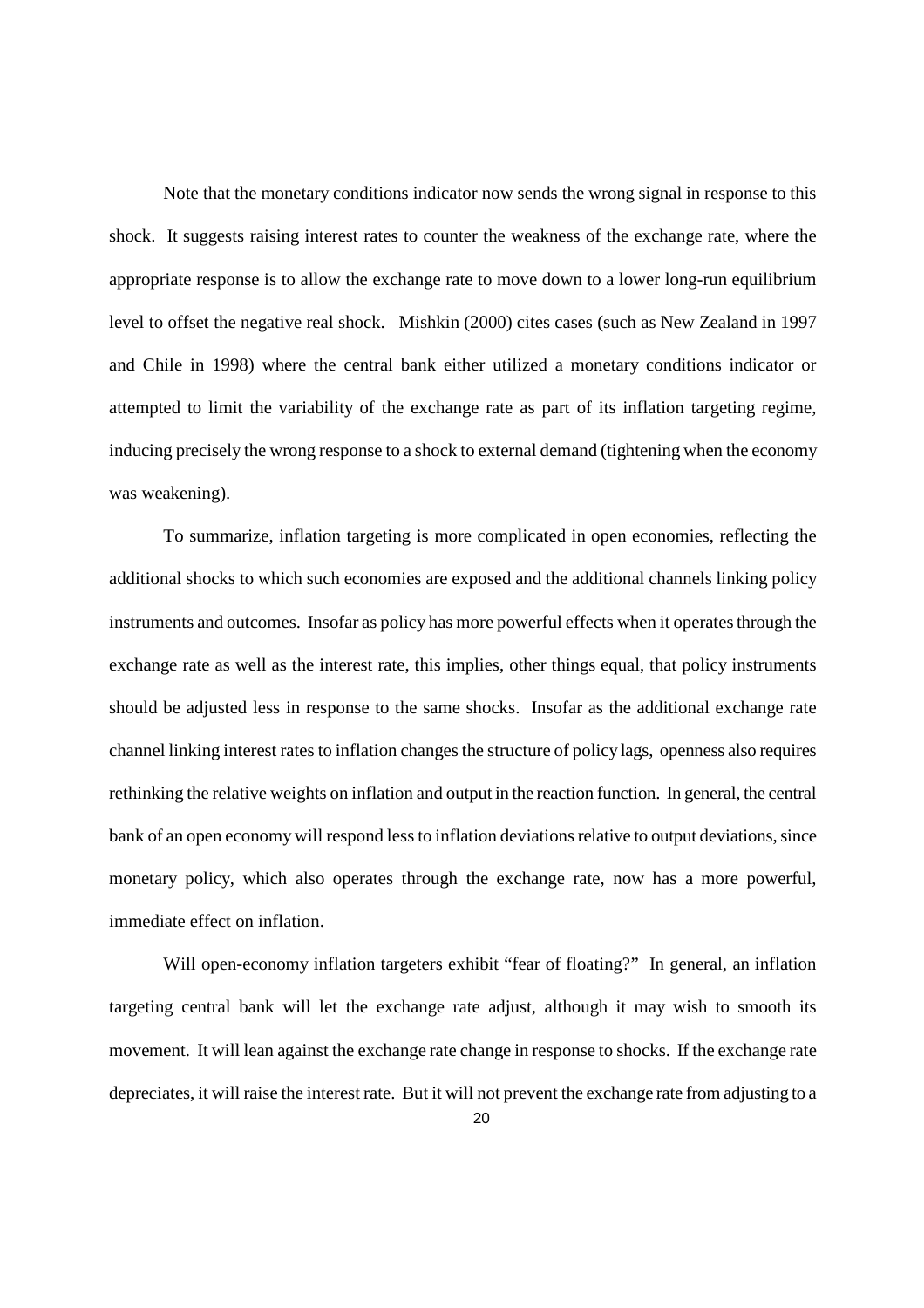Note that the monetary conditions indicator now sends the wrong signal in response to this shock. It suggests raising interest rates to counter the weakness of the exchange rate, where the appropriate response is to allow the exchange rate to move down to a lower long-run equilibrium level to offset the negative real shock. Mishkin (2000) cites cases (such as New Zealand in 1997 and Chile in 1998) where the central bank either utilized a monetary conditions indicator or attempted to limit the variability of the exchange rate as part of its inflation targeting regime, inducing precisely the wrong response to a shock to external demand (tightening when the economy was weakening).

To summarize, inflation targeting is more complicated in open economies, reflecting the additional shocks to which such economies are exposed and the additional channels linking policy instruments and outcomes. Insofar as policy has more powerful effects when it operates through the exchange rate as well as the interest rate, this implies, other things equal, that policy instruments should be adjusted less in response to the same shocks. Insofar as the additional exchange rate channel linking interest rates to inflation changes the structure of policy lags, openness also requires rethinking the relative weights on inflation and output in the reaction function. In general, the central bank of an open economy will respond less to inflation deviations relative to output deviations, since monetary policy, which also operates through the exchange rate, now has a more powerful, immediate effect on inflation.

Will open-economy inflation targeters exhibit "fear of floating?" In general, an inflation targeting central bank will let the exchange rate adjust, although it may wish to smooth its movement. It will lean against the exchange rate change in response to shocks. If the exchange rate depreciates, it will raise the interest rate. But it will not prevent the exchange rate from adjusting to a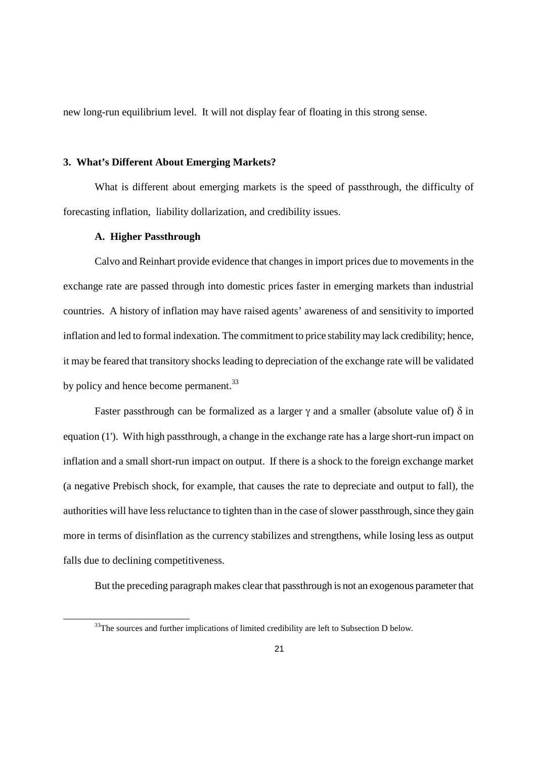new long-run equilibrium level. It will not display fear of floating in this strong sense.

## 3. What's Different About Emerging Markets?

What is different about emerging markets is the speed of passthrough, the difficulty of forecasting inflation, liability dollarization, and credibility issues.

### A. Higher Passthrough

Calvo and Reinhart provide evidence that changes in import prices due to movements in the exchange rate are passed through into domestic prices faster in emerging markets than industrial countries. A history of inflation may have raised agents' awareness of and sensitivity to imported inflation and led to formal indexation. The commitment to price stability may lack credibility; hence, it may be feared that transitory shocks leading to depreciation of the exchange rate will be validated by policy and hence become permanent.[33]

Faster passthrough can be formalized as a larger $\gamma$ and a smaller (absolute value of) $\delta$ in equation (1'). With high passthrough, a change in the exchange rate has a large short-run impact on inflation and a small short-run impact on output. If there is a shock to the foreign exchange market (a negative Prebisch shock, for example, that causes the rate to depreciate and output to fall), the authorities will have less reluctance to tighten than in the case of slower passthrough, since they gain more in terms of disinflation as the currency stabilizes and strengthens, while losing less as output falls due to declining competitiveness.

But the preceding paragraph makes clear that passthrough is not an exogenous parameter that

[33] The sources and further implications of limited credibility are left to Subsection D below.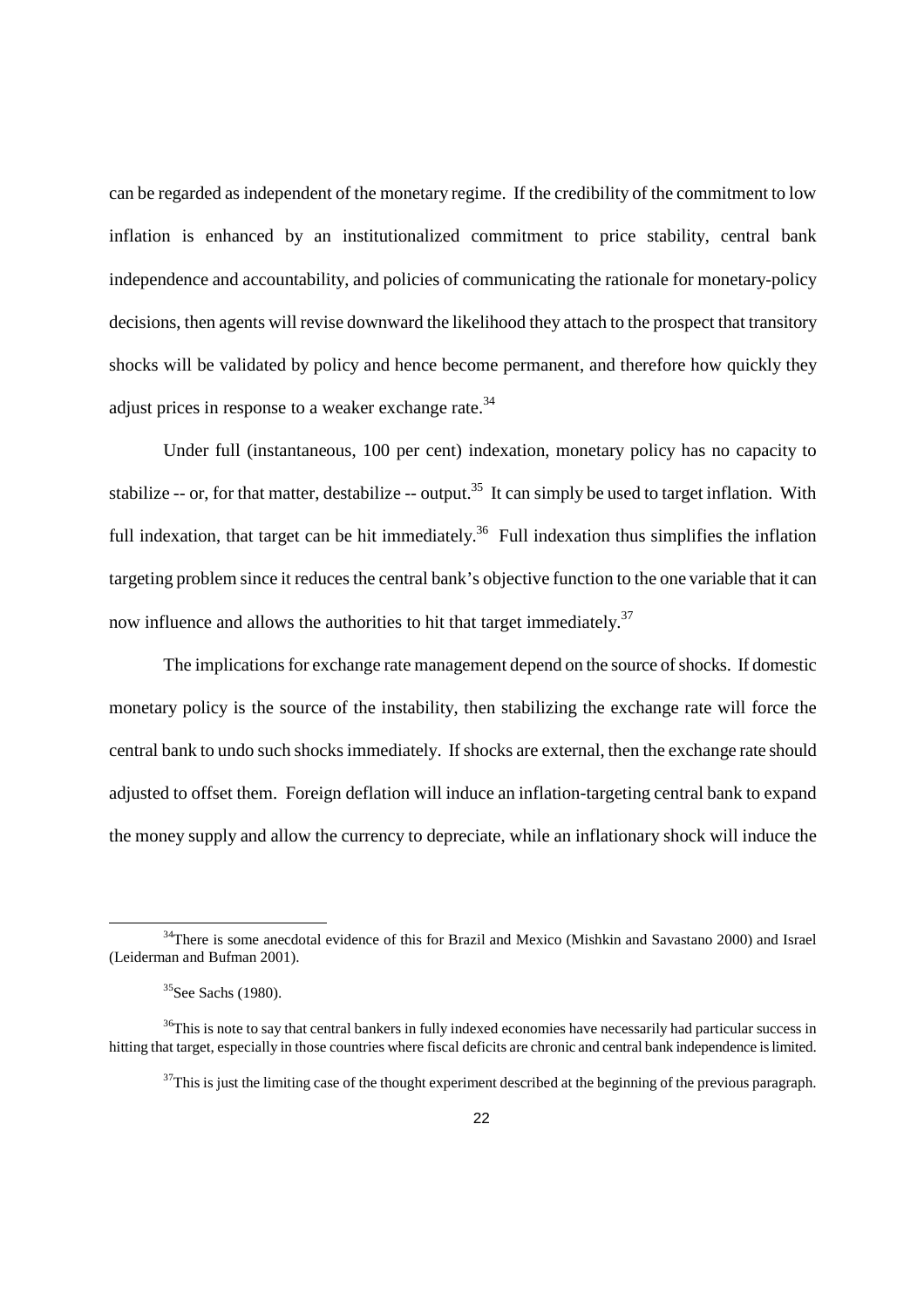can be regarded as independent of the monetary regime. If the credibility of the commitment to low inflation is enhanced by an institutionalized commitment to price stability, central bank independence and accountability, and policies of communicating the rationale for monetary-policy decisions, then agents will revise downward the likelihood they attach to the prospect that transitory shocks will be validated by policy and hence become permanent, and therefore how quickly they adjust prices in response to a weaker exchange rate.[34]

Under full (instantaneous, 100 per cent) indexation, monetary policy has no capacity to stabilize -- or, for that matter, destabilize -- output.[35] It can simply be used to target inflation. With full indexation, that target can be hit immediately.[36] Full indexation thus simplifies the inflation targeting problem since it reduces the central bank's objective function to the one variable that it can now influence and allows the authorities to hit that target immediately.[37]

The implications for exchange rate management depend on the source of shocks. If domestic monetary policy is the source of the instability, then stabilizing the exchange rate will force the central bank to undo such shocks immediately. If shocks are external, then the exchange rate should adjusted to offset them. Foreign deflation will induce an inflation-targeting central bank to expand the money supply and allow the currency to depreciate, while an inflationary shock will induce the

---

[34] There is some anecdotal evidence of this for Brazil and Mexico (Mishkin and Savastano 2000) and Israel (Leiderman and Bufman 2001).

[35] See Sachs (1980).

[36] This is note to say that central bankers in fully indexed economies have necessarily had particular success in hitting that target, especially in those countries where fiscal deficits are chronic and central bank independence is limited.

[37] This is just the limiting case of the thought experiment described at the beginning of the previous paragraph.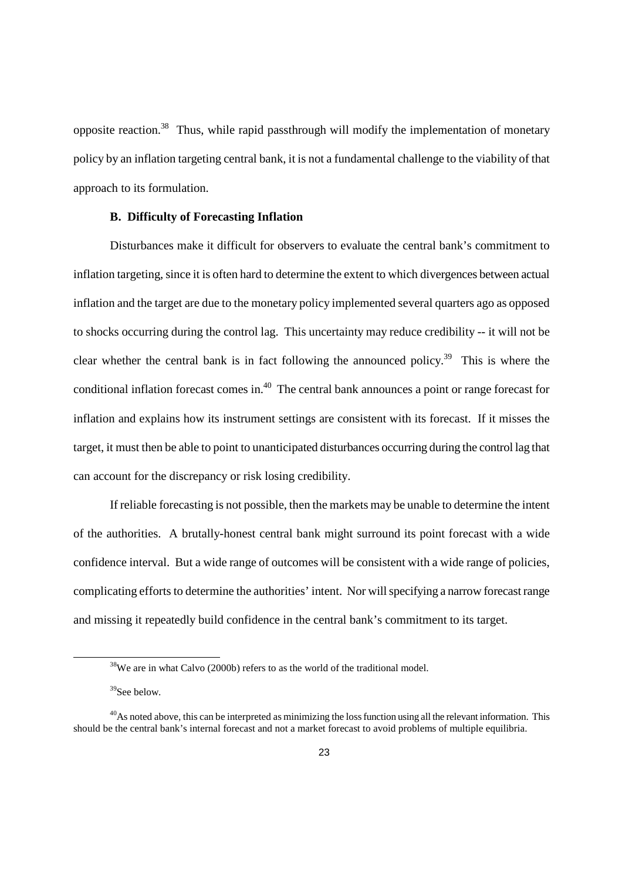opposite reaction.[38] Thus, while rapid passthrough will modify the implementation of monetary policy by an inflation targeting central bank, it is not a fundamental challenge to the viability of that approach to its formulation.

### B. Difficulty of Forecasting Inflation

Disturbances make it difficult for observers to evaluate the central bank's commitment to inflation targeting, since it is often hard to determine the extent to which divergences between actual inflation and the target are due to the monetary policy implemented several quarters ago as opposed to shocks occurring during the control lag. This uncertainty may reduce credibility -- it will not be clear whether the central bank is in fact following the announced policy.[39] This is where the conditional inflation forecast comes in.[40] The central bank announces a point or range forecast for inflation and explains how its instrument settings are consistent with its forecast. If it misses the target, it must then be able to point to unanticipated disturbances occurring during the control lag that can account for the discrepancy or risk losing credibility.

If reliable forecasting is not possible, then the markets may be unable to determine the intent of the authorities. A brutally-honest central bank might surround its point forecast with a wide confidence interval. But a wide range of outcomes will be consistent with a wide range of policies, complicating efforts to determine the authorities' intent. Nor will specifying a narrow forecast range and missing it repeatedly build confidence in the central bank's commitment to its target.

---

[38] We are in what Calvo (2000b) refers to as the world of the traditional model.

[39] See below.

[40] As noted above, this can be interpreted as minimizing the loss function using all the relevant information. This should be the central bank's internal forecast and not a market forecast to avoid problems of multiple equilibria.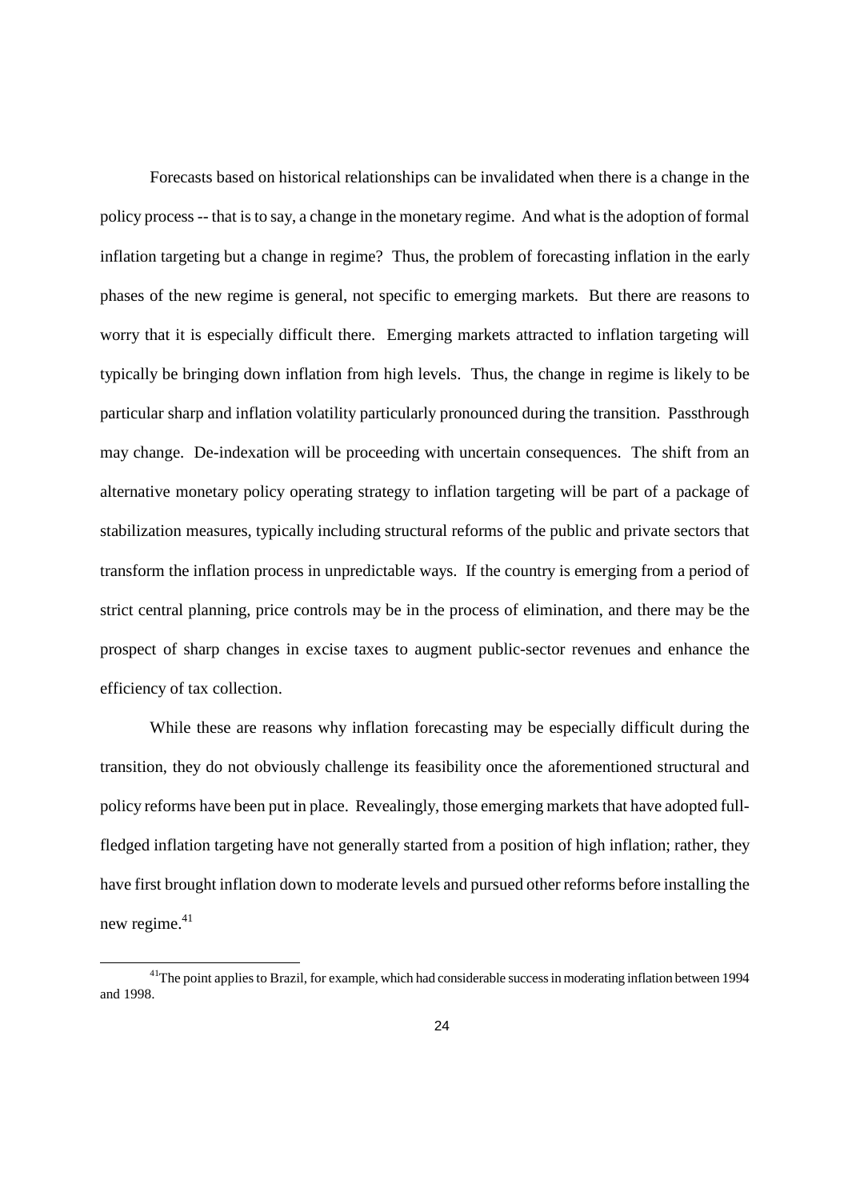Forecasts based on historical relationships can be invalidated when there is a change in the policy process -- that is to say, a change in the monetary regime. And what is the adoption of formal inflation targeting but a change in regime? Thus, the problem of forecasting inflation in the early phases of the new regime is general, not specific to emerging markets. But there are reasons to worry that it is especially difficult there. Emerging markets attracted to inflation targeting will typically be bringing down inflation from high levels. Thus, the change in regime is likely to be particular sharp and inflation volatility particularly pronounced during the transition. Passthrough may change. De-indexation will be proceeding with uncertain consequences. The shift from an alternative monetary policy operating strategy to inflation targeting will be part of a package of stabilization measures, typically including structural reforms of the public and private sectors that transform the inflation process in unpredictable ways. If the country is emerging from a period of strict central planning, price controls may be in the process of elimination, and there may be the prospect of sharp changes in excise taxes to augment public-sector revenues and enhance the efficiency of tax collection.

While these are reasons why inflation forecasting may be especially difficult during the transition, they do not obviously challenge its feasibility once the aforementioned structural and policy reforms have been put in place. Revealingly, those emerging markets that have adopted full-fledged inflation targeting have not generally started from a position of high inflation; rather, they have first brought inflation down to moderate levels and pursued other reforms before installing the new regime.[41]

[41]The point applies to Brazil, for example, which had considerable success in moderating inflation between 1994 and 1998.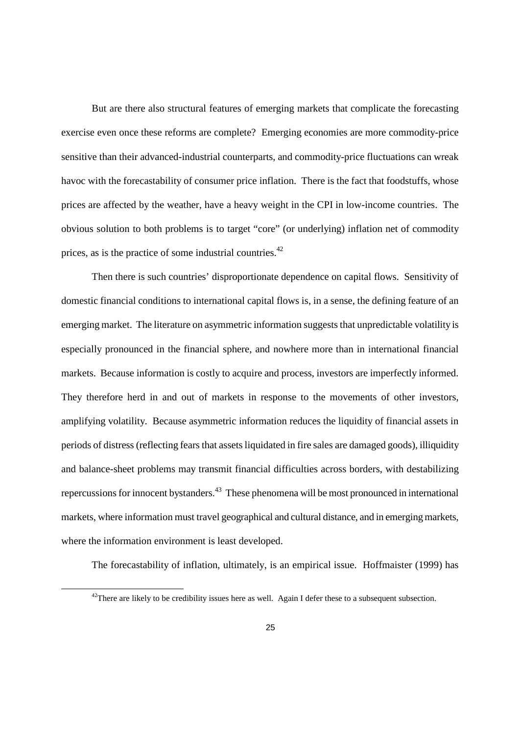But are there also structural features of emerging markets that complicate the forecasting exercise even once these reforms are complete? Emerging economies are more commodity-price sensitive than their advanced-industrial counterparts, and commodity-price fluctuations can wreak havoc with the forecastability of consumer price inflation. There is the fact that foodstuffs, whose prices are affected by the weather, have a heavy weight in the CPI in low-income countries. The obvious solution to both problems is to target "core" (or underlying) inflation net of commodity prices, as is the practice of some industrial countries.[42]

Then there is such countries' disproportionate dependence on capital flows. Sensitivity of domestic financial conditions to international capital flows is, in a sense, the defining feature of an emerging market. The literature on asymmetric information suggests that unpredictable volatility is especially pronounced in the financial sphere, and nowhere more than in international financial markets. Because information is costly to acquire and process, investors are imperfectly informed. They therefore herd in and out of markets in response to the movements of other investors, amplifying volatility. Because asymmetric information reduces the liquidity of financial assets in periods of distress (reflecting fears that assets liquidated in fire sales are damaged goods), illiquidity and balance-sheet problems may transmit financial difficulties across borders, with destabilizing repercussions for innocent bystanders.[43] These phenomena will be most pronounced in international markets, where information must travel geographical and cultural distance, and in emerging markets, where the information environment is least developed.

The forecastability of inflation, ultimately, is an empirical issue. Hoffmaister (1999) has

[42]There are likely to be credibility issues here as well. Again I defer these to a subsequent subsection.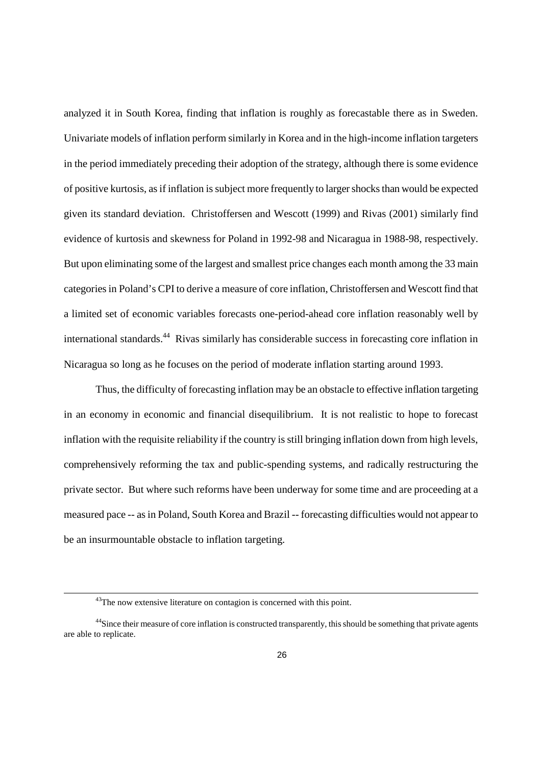analyzed it in South Korea, finding that inflation is roughly as forecastable there as in Sweden. Univariate models of inflation perform similarly in Korea and in the high-income inflation targeters in the period immediately preceding their adoption of the strategy, although there is some evidence of positive kurtosis, as if inflation is subject more frequently to larger shocks than would be expected given its standard deviation. Christoffersen and Wescott (1999) and Rivas (2001) similarly find evidence of kurtosis and skewness for Poland in 1992-98 and Nicaragua in 1988-98, respectively. But upon eliminating some of the largest and smallest price changes each month among the 33 main categories in Poland's CPI to derive a measure of core inflation, Christoffersen and Wescott find that a limited set of economic variables forecasts one-period-ahead core inflation reasonably well by international standards.[44] Rivas similarly has considerable success in forecasting core inflation in Nicaragua so long as he focuses on the period of moderate inflation starting around 1993.

Thus, the difficulty of forecasting inflation may be an obstacle to effective inflation targeting in an economy in economic and financial disequilibrium. It is not realistic to hope to forecast inflation with the requisite reliability if the country is still bringing inflation down from high levels, comprehensively reforming the tax and public-spending systems, and radically restructuring the private sector. But where such reforms have been underway for some time and are proceeding at a measured pace -- as in Poland, South Korea and Brazil -- forecasting difficulties would not appear to be an insurmountable obstacle to inflation targeting.

---

[43] The now extensive literature on contagion is concerned with this point.

[44] Since their measure of core inflation is constructed transparently, this should be something that private agents are able to replicate.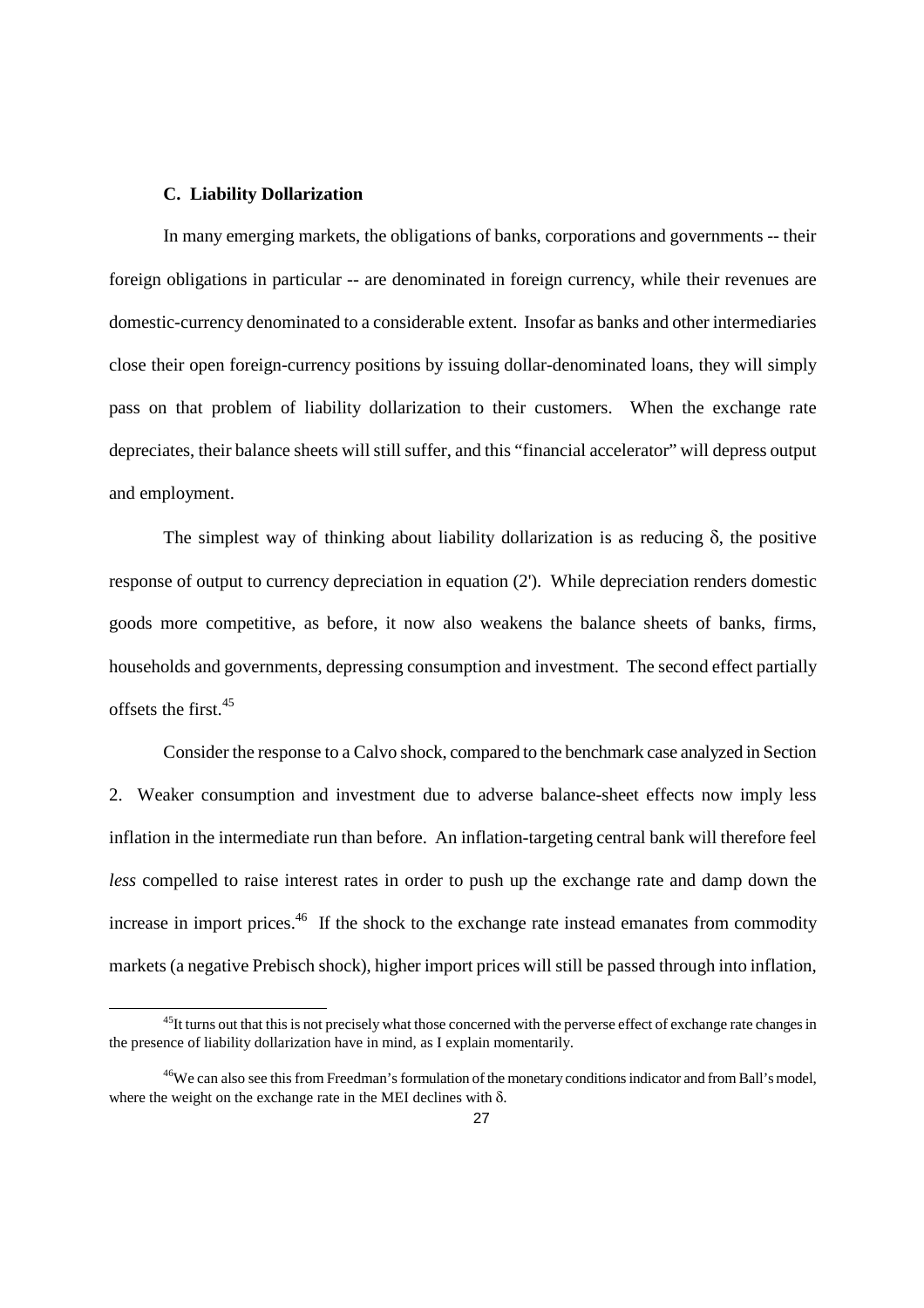### C. Liability Dollarization

In many emerging markets, the obligations of banks, corporations and governments -- their foreign obligations in particular -- are denominated in foreign currency, while their revenues are domestic-currency denominated to a considerable extent. Insofar as banks and other intermediaries close their open foreign-currency positions by issuing dollar-denominated loans, they will simply pass on that problem of liability dollarization to their customers. When the exchange rate depreciates, their balance sheets will still suffer, and this "financial accelerator" will depress output and employment.

The simplest way of thinking about liability dollarization is as reducing $\delta$, the positive response of output to currency depreciation in equation (2'). While depreciation renders domestic goods more competitive, as before, it now also weakens the balance sheets of banks, firms, households and governments, depressing consumption and investment. The second effect partially offsets the first.[45]

Consider the response to a Calvo shock, compared to the benchmark case analyzed in Section 2. Weaker consumption and investment due to adverse balance-sheet effects now imply less inflation in the intermediate run than before. An inflation-targeting central bank will therefore feel *less* compelled to raise interest rates in order to push up the exchange rate and damp down the increase in import prices.[46] If the shock to the exchange rate instead emanates from commodity markets (a negative Prebisch shock), higher import prices will still be passed through into inflation,

[45] It turns out that this is not precisely what those concerned with the perverse effect of exchange rate changes in the presence of liability dollarization have in mind, as I explain momentarily.

[46] We can also see this from Freedman's formulation of the monetary conditions indicator and from Ball's model, where the weight on the exchange rate in the MEI declines with $\delta$.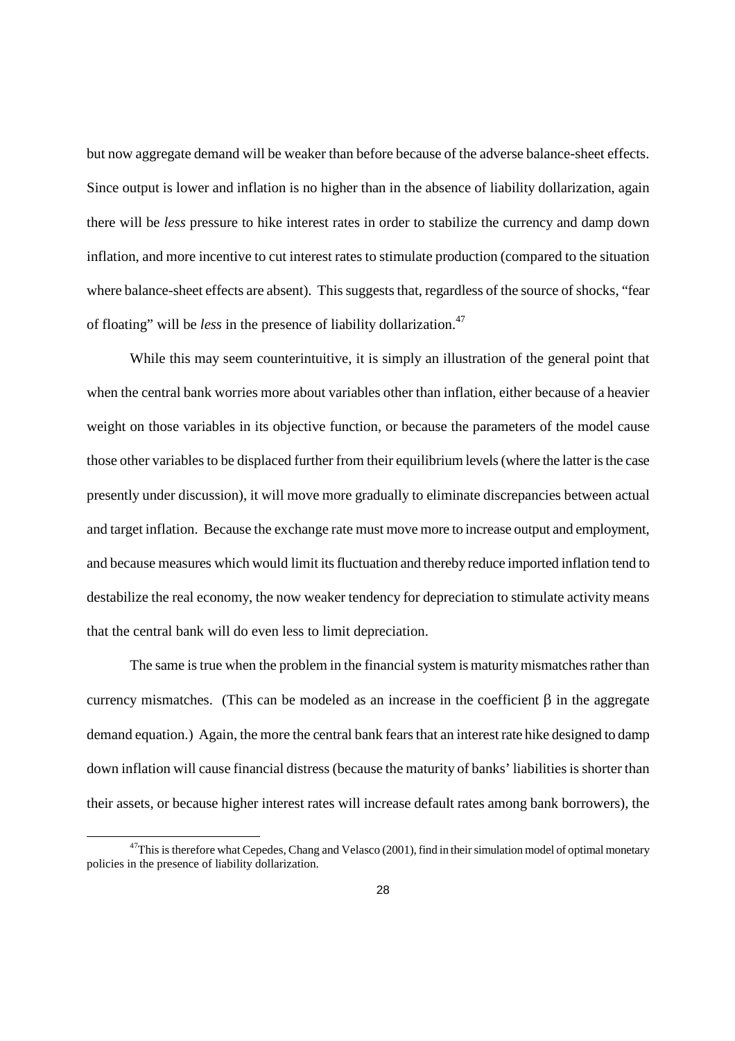but now aggregate demand will be weaker than before because of the adverse balance-sheet effects. Since output is lower and inflation is no higher than in the absence of liability dollarization, again there will be *less* pressure to hike interest rates in order to stabilize the currency and damp down inflation, and more incentive to cut interest rates to stimulate production (compared to the situation where balance-sheet effects are absent). This suggests that, regardless of the source of shocks, "fear of floating" will be *less* in the presence of liability dollarization.[47]

While this may seem counterintuitive, it is simply an illustration of the general point that when the central bank worries more about variables other than inflation, either because of a heavier weight on those variables in its objective function, or because the parameters of the model cause those other variables to be displaced further from their equilibrium levels (where the latter is the case presently under discussion), it will move more gradually to eliminate discrepancies between actual and target inflation. Because the exchange rate must move more to increase output and employment, and because measures which would limit its fluctuation and thereby reduce imported inflation tend to destabilize the real economy, the now weaker tendency for depreciation to stimulate activity means that the central bank will do even less to limit depreciation.

The same is true when the problem in the financial system is maturity mismatches rather than currency mismatches. (This can be modeled as an increase in the coefficient $\beta$ in the aggregate demand equation.) Again, the more the central bank fears that an interest rate hike designed to damp down inflation will cause financial distress (because the maturity of banks' liabilities is shorter than their assets, or because higher interest rates will increase default rates among bank borrowers), the

[47] This is therefore what Cepedes, Chang and Velasco (2001), find in their simulation model of optimal monetary policies in the presence of liability dollarization.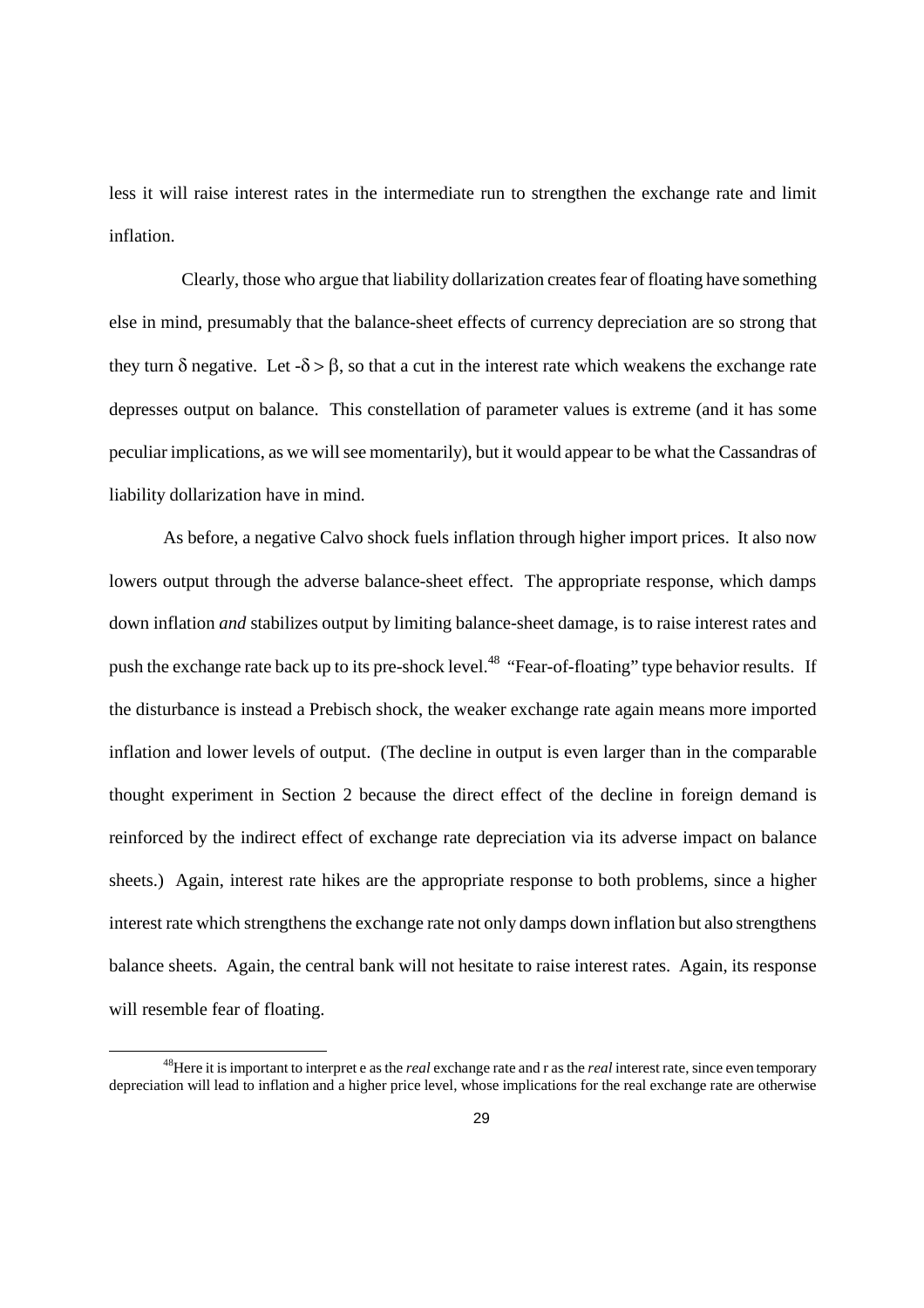less it will raise interest rates in the intermediate run to strengthen the exchange rate and limit inflation.

Clearly, those who argue that liability dollarization creates fear of floating have something else in mind, presumably that the balance-sheet effects of currency depreciation are so strong that they turn $\delta$ negative. Let $-\delta > \beta$, so that a cut in the interest rate which weakens the exchange rate depresses output on balance. This constellation of parameter values is extreme (and it has some peculiar implications, as we will see momentarily), but it would appear to be what the Cassandras of liability dollarization have in mind.

As before, a negative Calvo shock fuels inflation through higher import prices. It also now lowers output through the adverse balance-sheet effect. The appropriate response, which damps down inflation *and* stabilizes output by limiting balance-sheet damage, is to raise interest rates and push the exchange rate back up to its pre-shock level.[48] "Fear-of-floating" type behavior results. If the disturbance is instead a Prebisch shock, the weaker exchange rate again means more imported inflation and lower levels of output. (The decline in output is even larger than in the comparable thought experiment in Section 2 because the direct effect of the decline in foreign demand is reinforced by the indirect effect of exchange rate depreciation via its adverse impact on balance sheets.) Again, interest rate hikes are the appropriate response to both problems, since a higher interest rate which strengthens the exchange rate not only damps down inflation but also strengthens balance sheets. Again, the central bank will not hesitate to raise interest rates. Again, its response will resemble fear of floating.

[48] Here it is important to interpret e as the *real* exchange rate and r as the *real* interest rate, since even temporary depreciation will lead to inflation and a higher price level, whose implications for the real exchange rate are otherwise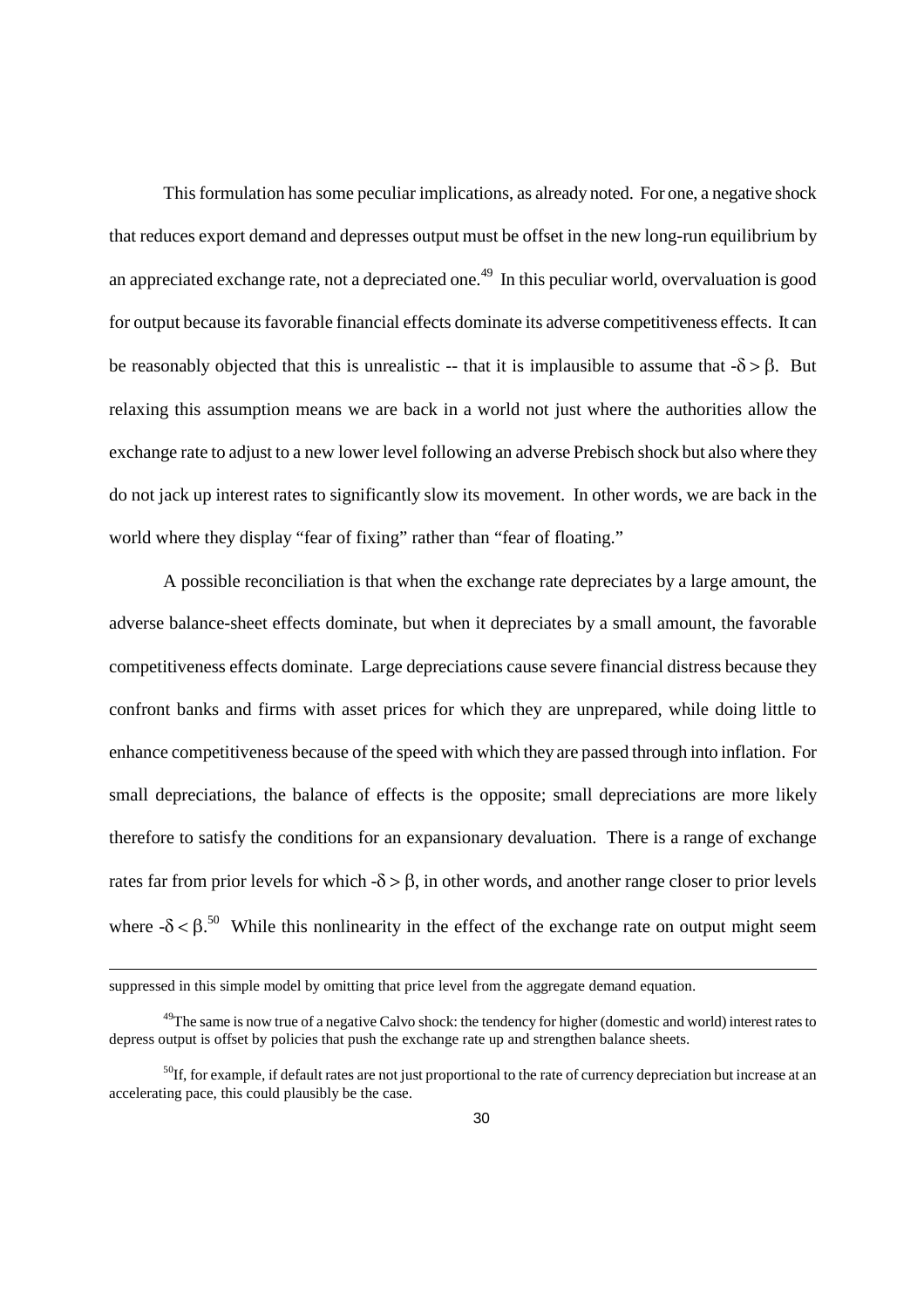This formulation has some peculiar implications, as already noted. For one, a negative shock that reduces export demand and depresses output must be offset in the new long-run equilibrium by an appreciated exchange rate, not a depreciated one.[49] In this peculiar world, overvaluation is good for output because its favorable financial effects dominate its adverse competitiveness effects. It can be reasonably objected that this is unrealistic -- that it is implausible to assume that $-\delta > \beta$. But relaxing this assumption means we are back in a world not just where the authorities allow the exchange rate to adjust to a new lower level following an adverse Prebisch shock but also where they do not jack up interest rates to significantly slow its movement. In other words, we are back in the world where they display "fear of fixing" rather than "fear of floating."

A possible reconciliation is that when the exchange rate depreciates by a large amount, the adverse balance-sheet effects dominate, but when it depreciates by a small amount, the favorable competitiveness effects dominate. Large depreciations cause severe financial distress because they confront banks and firms with asset prices for which they are unprepared, while doing little to enhance competitiveness because of the speed with which they are passed through into inflation. For small depreciations, the balance of effects is the opposite; small depreciations are more likely therefore to satisfy the conditions for an expansionary devaluation. There is a range of exchange rates far from prior levels for which $-\delta > \beta$, in other words, and another range closer to prior levels where $-\delta < \beta$.[50] While this nonlinearity in the effect of the exchange rate on output might seem

---

suppressed in this simple model by omitting that price level from the aggregate demand equation.

[49]The same is now true of a negative Calvo shock: the tendency for higher (domestic and world) interest rates to depress output is offset by policies that push the exchange rate up and strengthen balance sheets.

[50]If, for example, if default rates are not just proportional to the rate of currency depreciation but increase at an accelerating pace, this could plausibly be the case.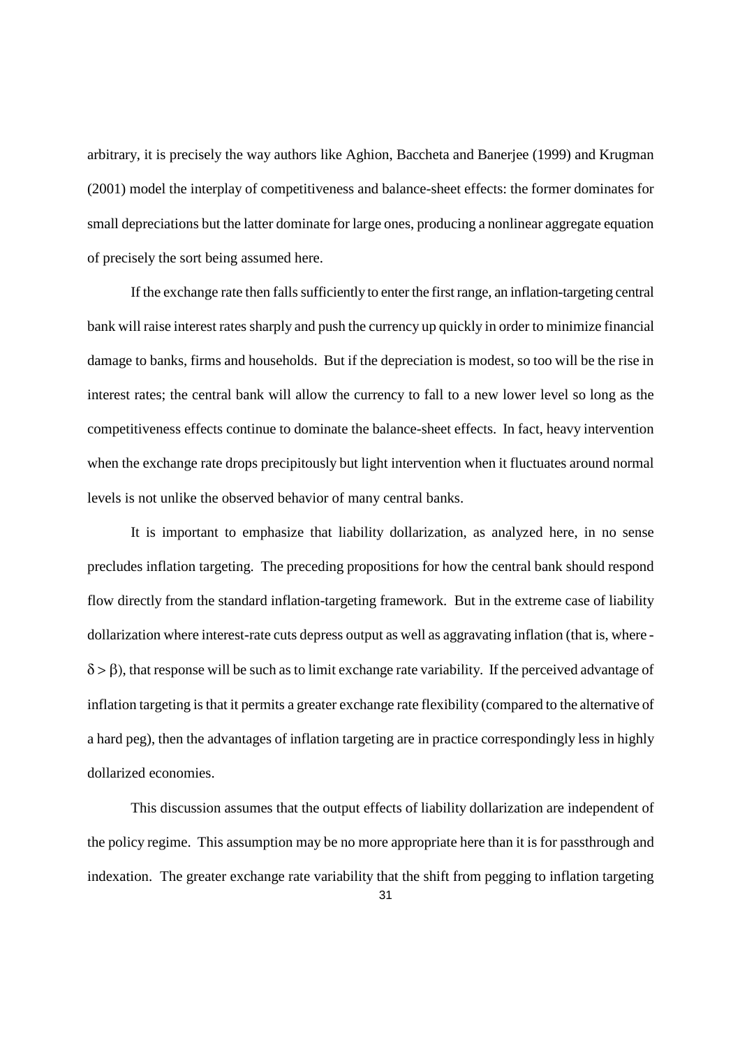arbitrary, it is precisely the way authors like Aghion, Baccheta and Banerjee (1999) and Krugman (2001) model the interplay of competitiveness and balance-sheet effects: the former dominates for small depreciations but the latter dominate for large ones, producing a nonlinear aggregate equation of precisely the sort being assumed here.

If the exchange rate then falls sufficiently to enter the first range, an inflation-targeting central bank will raise interest rates sharply and push the currency up quickly in order to minimize financial damage to banks, firms and households. But if the depreciation is modest, so too will be the rise in interest rates; the central bank will allow the currency to fall to a new lower level so long as the competitiveness effects continue to dominate the balance-sheet effects. In fact, heavy intervention when the exchange rate drops precipitously but light intervention when it fluctuates around normal levels is not unlike the observed behavior of many central banks.

It is important to emphasize that liability dollarization, as analyzed here, in no sense precludes inflation targeting. The preceding propositions for how the central bank should respond flow directly from the standard inflation-targeting framework. But in the extreme case of liability dollarization where interest-rate cuts depress output as well as aggravating inflation (that is, where $-\delta > \beta$), that response will be such as to limit exchange rate variability. If the perceived advantage of inflation targeting is that it permits a greater exchange rate flexibility (compared to the alternative of a hard peg), then the advantages of inflation targeting are in practice correspondingly less in highly dollarized economies.

This discussion assumes that the output effects of liability dollarization are independent of the policy regime. This assumption may be no more appropriate here than it is for passthrough and indexation. The greater exchange rate variability that the shift from pegging to inflation targeting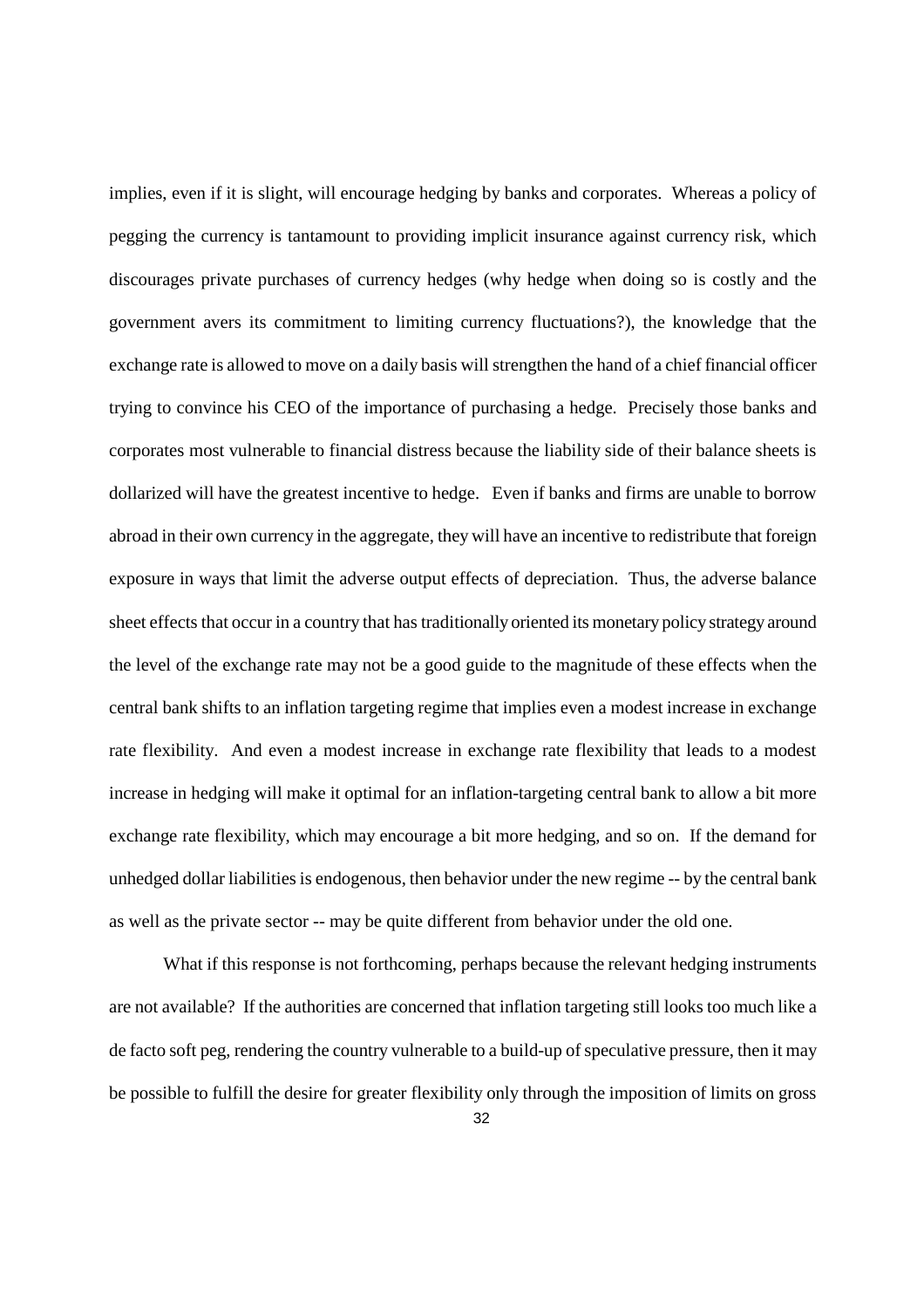implies, even if it is slight, will encourage hedging by banks and corporates. Whereas a policy of pegging the currency is tantamount to providing implicit insurance against currency risk, which discourages private purchases of currency hedges (why hedge when doing so is costly and the government avers its commitment to limiting currency fluctuations?), the knowledge that the exchange rate is allowed to move on a daily basis will strengthen the hand of a chief financial officer trying to convince his CEO of the importance of purchasing a hedge. Precisely those banks and corporates most vulnerable to financial distress because the liability side of their balance sheets is dollarized will have the greatest incentive to hedge. Even if banks and firms are unable to borrow abroad in their own currency in the aggregate, they will have an incentive to redistribute that foreign exposure in ways that limit the adverse output effects of depreciation. Thus, the adverse balance sheet effects that occur in a country that has traditionally oriented its monetary policy strategy around the level of the exchange rate may not be a good guide to the magnitude of these effects when the central bank shifts to an inflation targeting regime that implies even a modest increase in exchange rate flexibility. And even a modest increase in exchange rate flexibility that leads to a modest increase in hedging will make it optimal for an inflation-targeting central bank to allow a bit more exchange rate flexibility, which may encourage a bit more hedging, and so on. If the demand for unhedged dollar liabilities is endogenous, then behavior under the new regime -- by the central bank as well as the private sector -- may be quite different from behavior under the old one.

What if this response is not forthcoming, perhaps because the relevant hedging instruments are not available? If the authorities are concerned that inflation targeting still looks too much like a de facto soft peg, rendering the country vulnerable to a build-up of speculative pressure, then it may be possible to fulfill the desire for greater flexibility only through the imposition of limits on gross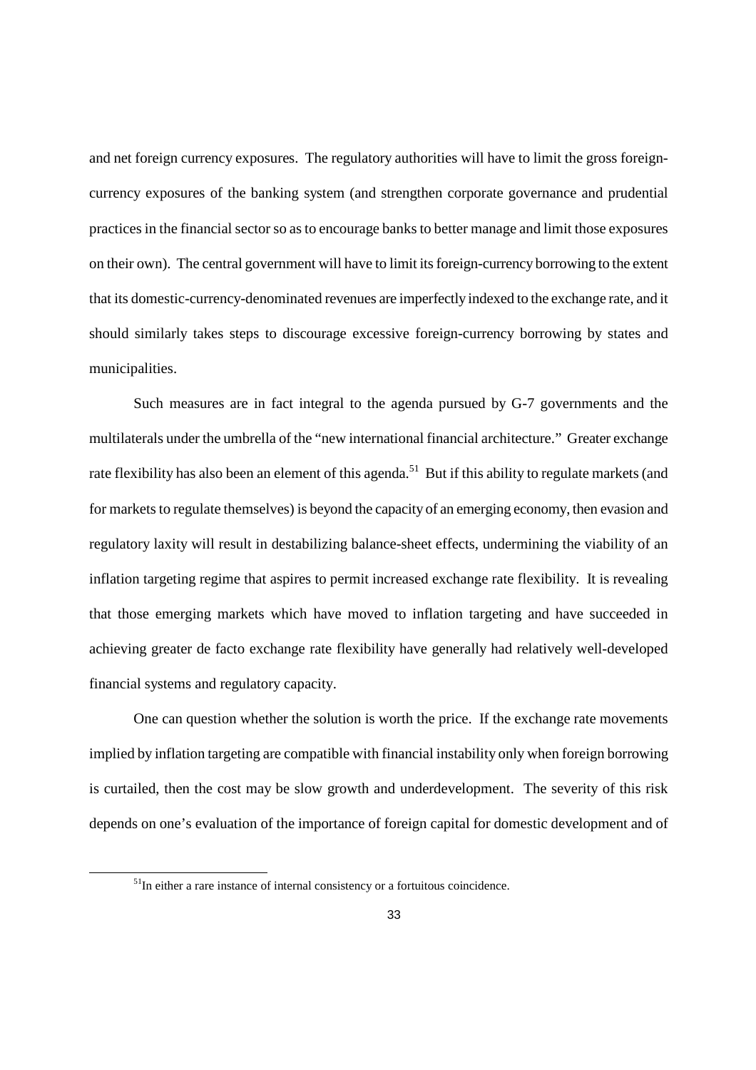and net foreign currency exposures. The regulatory authorities will have to limit the gross foreign-currency exposures of the banking system (and strengthen corporate governance and prudential practices in the financial sector so as to encourage banks to better manage and limit those exposures on their own). The central government will have to limit its foreign-currency borrowing to the extent that its domestic-currency-denominated revenues are imperfectly indexed to the exchange rate, and it should similarly takes steps to discourage excessive foreign-currency borrowing by states and municipalities.

Such measures are in fact integral to the agenda pursued by G-7 governments and the multilaterals under the umbrella of the "new international financial architecture." Greater exchange rate flexibility has also been an element of this agenda.[51] But if this ability to regulate markets (and for markets to regulate themselves) is beyond the capacity of an emerging economy, then evasion and regulatory laxity will result in destabilizing balance-sheet effects, undermining the viability of an inflation targeting regime that aspires to permit increased exchange rate flexibility. It is revealing that those emerging markets which have moved to inflation targeting and have succeeded in achieving greater de facto exchange rate flexibility have generally had relatively well-developed financial systems and regulatory capacity.

One can question whether the solution is worth the price. If the exchange rate movements implied by inflation targeting are compatible with financial instability only when foreign borrowing is curtailed, then the cost may be slow growth and underdevelopment. The severity of this risk depends on one's evaluation of the importance of foreign capital for domestic development and of

[51] In either a rare instance of internal consistency or a fortuitous coincidence.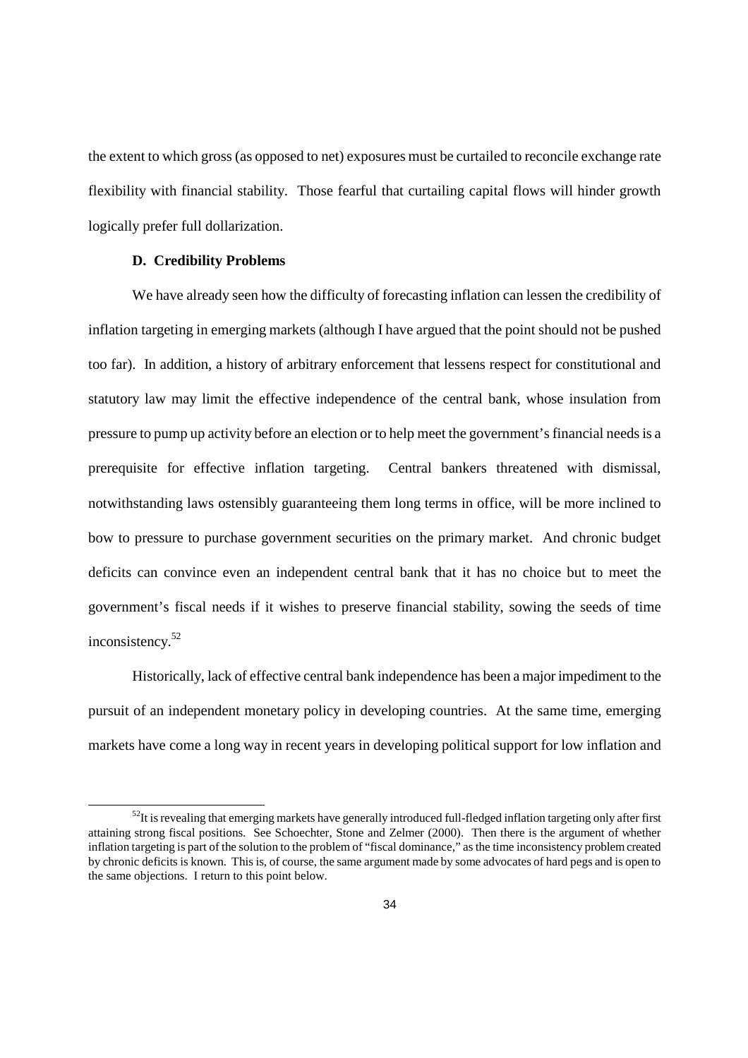the extent to which gross (as opposed to net) exposures must be curtailed to reconcile exchange rate flexibility with financial stability. Those fearful that curtailing capital flows will hinder growth logically prefer full dollarization.

### D. Credibility Problems

We have already seen how the difficulty of forecasting inflation can lessen the credibility of inflation targeting in emerging markets (although I have argued that the point should not be pushed too far). In addition, a history of arbitrary enforcement that lessens respect for constitutional and statutory law may limit the effective independence of the central bank, whose insulation from pressure to pump up activity before an election or to help meet the government's financial needs is a prerequisite for effective inflation targeting. Central bankers threatened with dismissal, notwithstanding laws ostensibly guaranteeing them long terms in office, will be more inclined to bow to pressure to purchase government securities on the primary market. And chronic budget deficits can convince even an independent central bank that it has no choice but to meet the government's fiscal needs if it wishes to preserve financial stability, sowing the seeds of time inconsistency.[52]

Historically, lack of effective central bank independence has been a major impediment to the pursuit of an independent monetary policy in developing countries. At the same time, emerging markets have come a long way in recent years in developing political support for low inflation and

[52] It is revealing that emerging markets have generally introduced full-fledged inflation targeting only after first attaining strong fiscal positions. See Schoechter, Stone and Zelmer (2000). Then there is the argument of whether inflation targeting is part of the solution to the problem of "fiscal dominance," as the time inconsistency problem created by chronic deficits is known. This is, of course, the same argument made by some advocates of hard pegs and is open to the same objections. I return to this point below.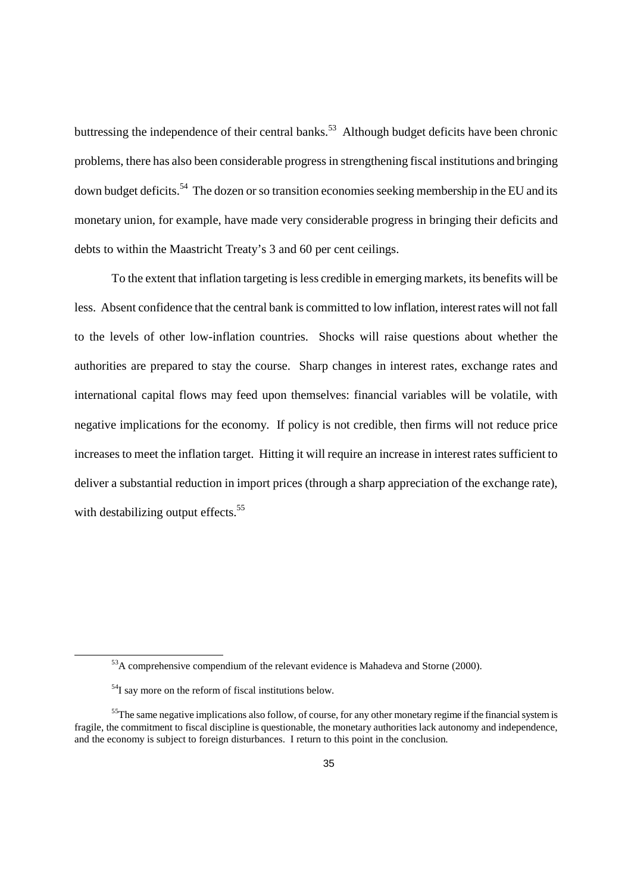buttressing the independence of their central banks.[53] Although budget deficits have been chronic problems, there has also been considerable progress in strengthening fiscal institutions and bringing down budget deficits.[54] The dozen or so transition economies seeking membership in the EU and its monetary union, for example, have made very considerable progress in bringing their deficits and debts to within the Maastricht Treaty's 3 and 60 per cent ceilings.

To the extent that inflation targeting is less credible in emerging markets, its benefits will be less. Absent confidence that the central bank is committed to low inflation, interest rates will not fall to the levels of other low-inflation countries. Shocks will raise questions about whether the authorities are prepared to stay the course. Sharp changes in interest rates, exchange rates and international capital flows may feed upon themselves: financial variables will be volatile, with negative implications for the economy. If policy is not credible, then firms will not reduce price increases to meet the inflation target. Hitting it will require an increase in interest rates sufficient to deliver a substantial reduction in import prices (through a sharp appreciation of the exchange rate), with destabilizing output effects.[55]

---

[53] A comprehensive compendium of the relevant evidence is Mahadeva and Storne (2000).

[54] I say more on the reform of fiscal institutions below.

[55] The same negative implications also follow, of course, for any other monetary regime if the financial system is fragile, the commitment to fiscal discipline is questionable, the monetary authorities lack autonomy and independence, and the economy is subject to foreign disturbances. I return to this point in the conclusion.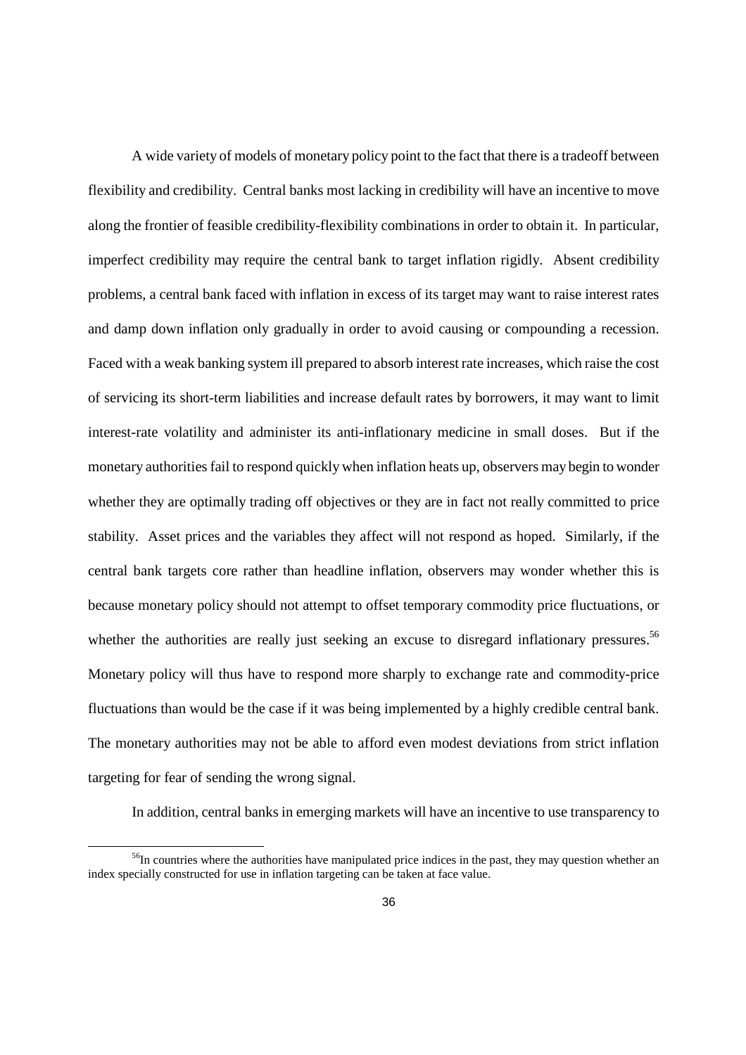A wide variety of models of monetary policy point to the fact that there is a tradeoff between flexibility and credibility. Central banks most lacking in credibility will have an incentive to move along the frontier of feasible credibility-flexibility combinations in order to obtain it. In particular, imperfect credibility may require the central bank to target inflation rigidly. Absent credibility problems, a central bank faced with inflation in excess of its target may want to raise interest rates and damp down inflation only gradually in order to avoid causing or compounding a recession. Faced with a weak banking system ill prepared to absorb interest rate increases, which raise the cost of servicing its short-term liabilities and increase default rates by borrowers, it may want to limit interest-rate volatility and administer its anti-inflationary medicine in small doses. But if the monetary authorities fail to respond quickly when inflation heats up, observers may begin to wonder whether they are optimally trading off objectives or they are in fact not really committed to price stability. Asset prices and the variables they affect will not respond as hoped. Similarly, if the central bank targets core rather than headline inflation, observers may wonder whether this is because monetary policy should not attempt to offset temporary commodity price fluctuations, or whether the authorities are really just seeking an excuse to disregard inflationary pressures.[56] Monetary policy will thus have to respond more sharply to exchange rate and commodity-price fluctuations than would be the case if it was being implemented by a highly credible central bank. The monetary authorities may not be able to afford even modest deviations from strict inflation targeting for fear of sending the wrong signal.

In addition, central banks in emerging markets will have an incentive to use transparency to

[56] In countries where the authorities have manipulated price indices in the past, they may question whether an index specially constructed for use in inflation targeting can be taken at face value.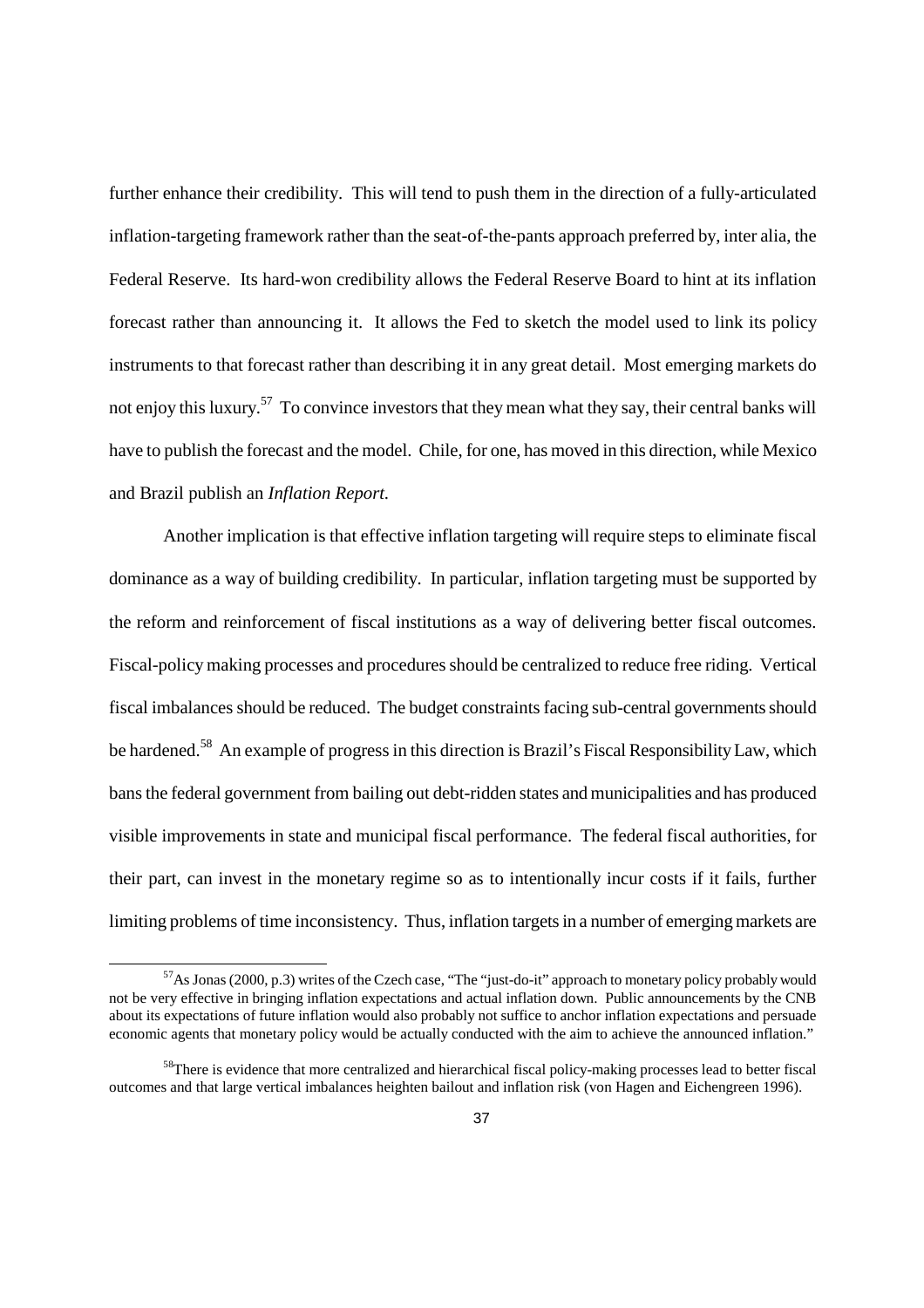further enhance their credibility. This will tend to push them in the direction of a fully-articulated inflation-targeting framework rather than the seat-of-the-pants approach preferred by, inter alia, the Federal Reserve. Its hard-won credibility allows the Federal Reserve Board to hint at its inflation forecast rather than announcing it. It allows the Fed to sketch the model used to link its policy instruments to that forecast rather than describing it in any great detail. Most emerging markets do not enjoy this luxury.[57] To convince investors that they mean what they say, their central banks will have to publish the forecast and the model. Chile, for one, has moved in this direction, while Mexico and Brazil publish an *Inflation Report*.

Another implication is that effective inflation targeting will require steps to eliminate fiscal dominance as a way of building credibility. In particular, inflation targeting must be supported by the reform and reinforcement of fiscal institutions as a way of delivering better fiscal outcomes. Fiscal-policy making processes and procedures should be centralized to reduce free riding. Vertical fiscal imbalances should be reduced. The budget constraints facing sub-central governments should be hardened.[58] An example of progress in this direction is Brazil's Fiscal Responsibility Law, which bans the federal government from bailing out debt-ridden states and municipalities and has produced visible improvements in state and municipal fiscal performance. The federal fiscal authorities, for their part, can invest in the monetary regime so as to intentionally incur costs if it fails, further limiting problems of time inconsistency. Thus, inflation targets in a number of emerging markets are

[57] As Jonas (2000, p.3) writes of the Czech case, "The "just-do-it" approach to monetary policy probably would not be very effective in bringing inflation expectations and actual inflation down. Public announcements by the CNB about its expectations of future inflation would also probably not suffice to anchor inflation expectations and persuade economic agents that monetary policy would be actually conducted with the aim to achieve the announced inflation."

[58] There is evidence that more centralized and hierarchical fiscal policy-making processes lead to better fiscal outcomes and that large vertical imbalances heighten bailout and inflation risk (von Hagen and Eichengreen 1996).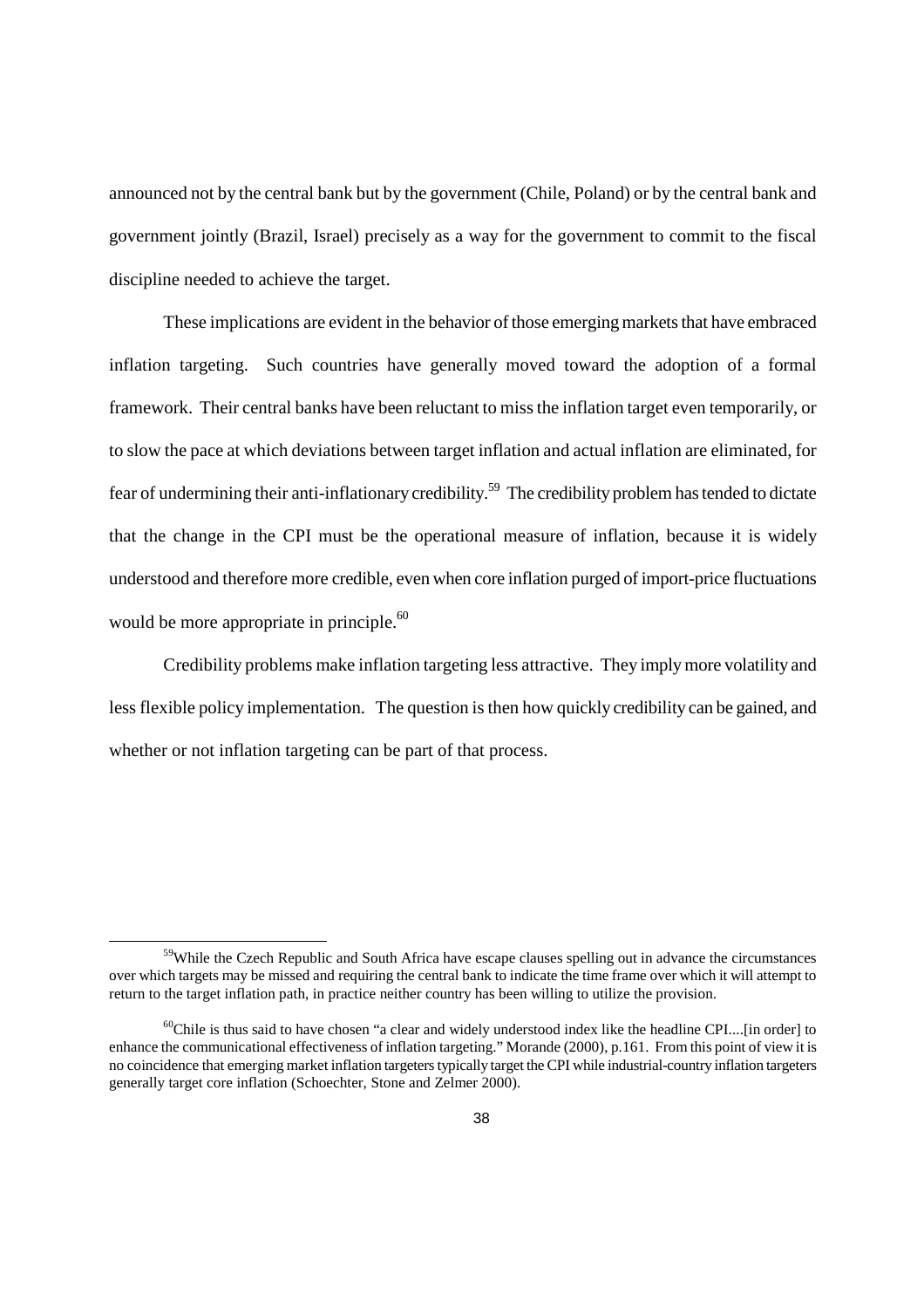announced not by the central bank but by the government (Chile, Poland) or by the central bank and government jointly (Brazil, Israel) precisely as a way for the government to commit to the fiscal discipline needed to achieve the target.

These implications are evident in the behavior of those emerging markets that have embraced inflation targeting. Such countries have generally moved toward the adoption of a formal framework. Their central banks have been reluctant to miss the inflation target even temporarily, or to slow the pace at which deviations between target inflation and actual inflation are eliminated, for fear of undermining their anti-inflationary credibility.[59] The credibility problem has tended to dictate that the change in the CPI must be the operational measure of inflation, because it is widely understood and therefore more credible, even when core inflation purged of import-price fluctuations would be more appropriate in principle.[60]

Credibility problems make inflation targeting less attractive. They imply more volatility and less flexible policy implementation. The question is then how quickly credibility can be gained, and whether or not inflation targeting can be part of that process.

---

[59] While the Czech Republic and South Africa have escape clauses spelling out in advance the circumstances over which targets may be missed and requiring the central bank to indicate the time frame over which it will attempt to return to the target inflation path, in practice neither country has been willing to utilize the provision.

[60] Chile is thus said to have chosen "a clear and widely understood index like the headline CPI....[in order] to enhance the communicational effectiveness of inflation targeting." Morande (2000), p.161. From this point of view it is no coincidence that emerging market inflation targeters typically target the CPI while industrial-country inflation targeters generally target core inflation (Schoechter, Stone and Zelmer 2000).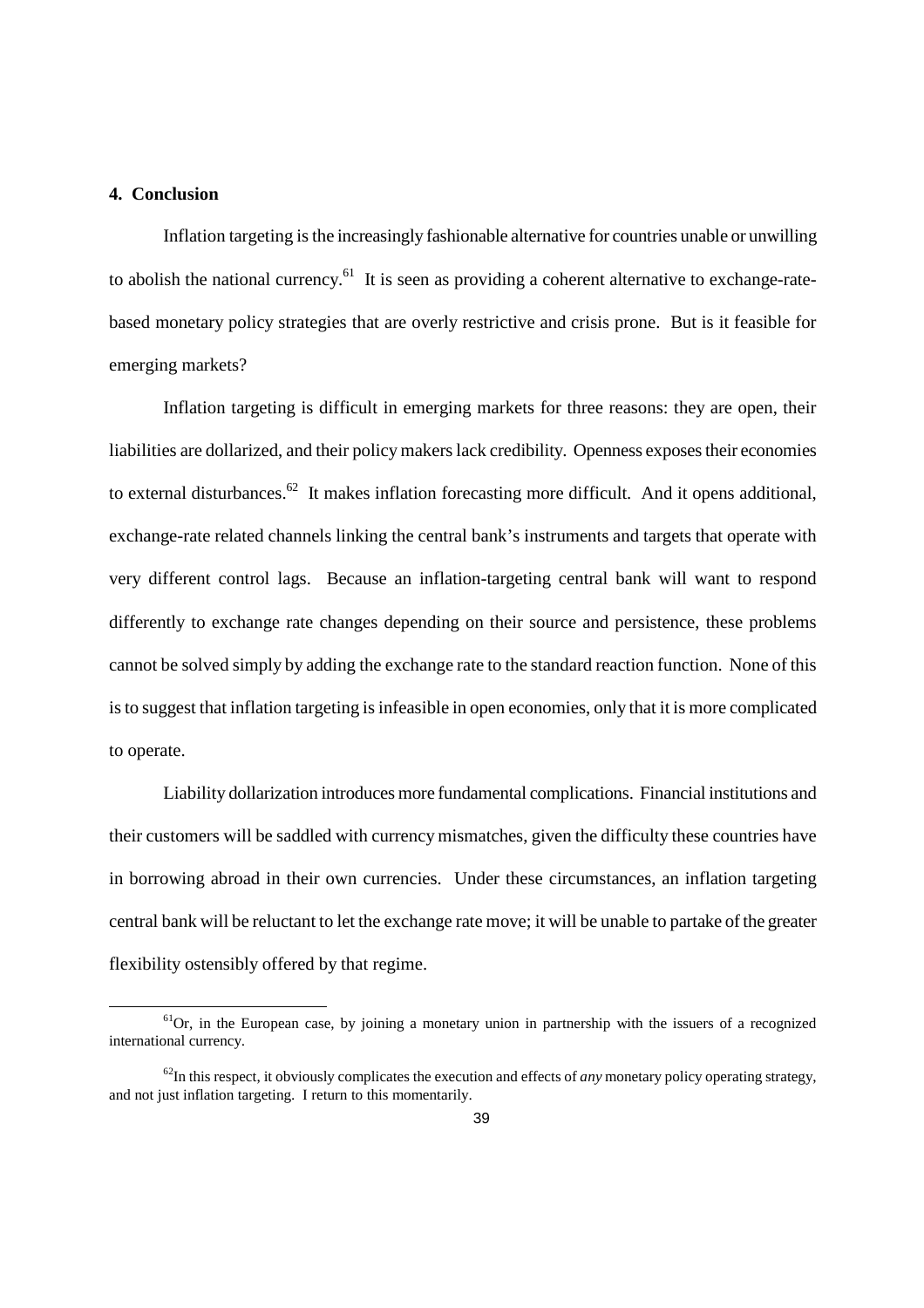## 4. Conclusion

Inflation targeting is the increasingly fashionable alternative for countries unable or unwilling to abolish the national currency.[61] It is seen as providing a coherent alternative to exchange-rate-based monetary policy strategies that are overly restrictive and crisis prone. But is it feasible for emerging markets?

Inflation targeting is difficult in emerging markets for three reasons: they are open, their liabilities are dollarized, and their policy makers lack credibility. Openness exposes their economies to external disturbances.[62] It makes inflation forecasting more difficult. And it opens additional, exchange-rate related channels linking the central bank's instruments and targets that operate with very different control lags. Because an inflation-targeting central bank will want to respond differently to exchange rate changes depending on their source and persistence, these problems cannot be solved simply by adding the exchange rate to the standard reaction function. None of this is to suggest that inflation targeting is infeasible in open economies, only that it is more complicated to operate.

Liability dollarization introduces more fundamental complications. Financial institutions and their customers will be saddled with currency mismatches, given the difficulty these countries have in borrowing abroad in their own currencies. Under these circumstances, an inflation targeting central bank will be reluctant to let the exchange rate move; it will be unable to partake of the greater flexibility ostensibly offered by that regime.

---

[61] Or, in the European case, by joining a monetary union in partnership with the issuers of a recognized international currency.

[62] In this respect, it obviously complicates the execution and effects of *any* monetary policy operating strategy, and not just inflation targeting. I return to this momentarily.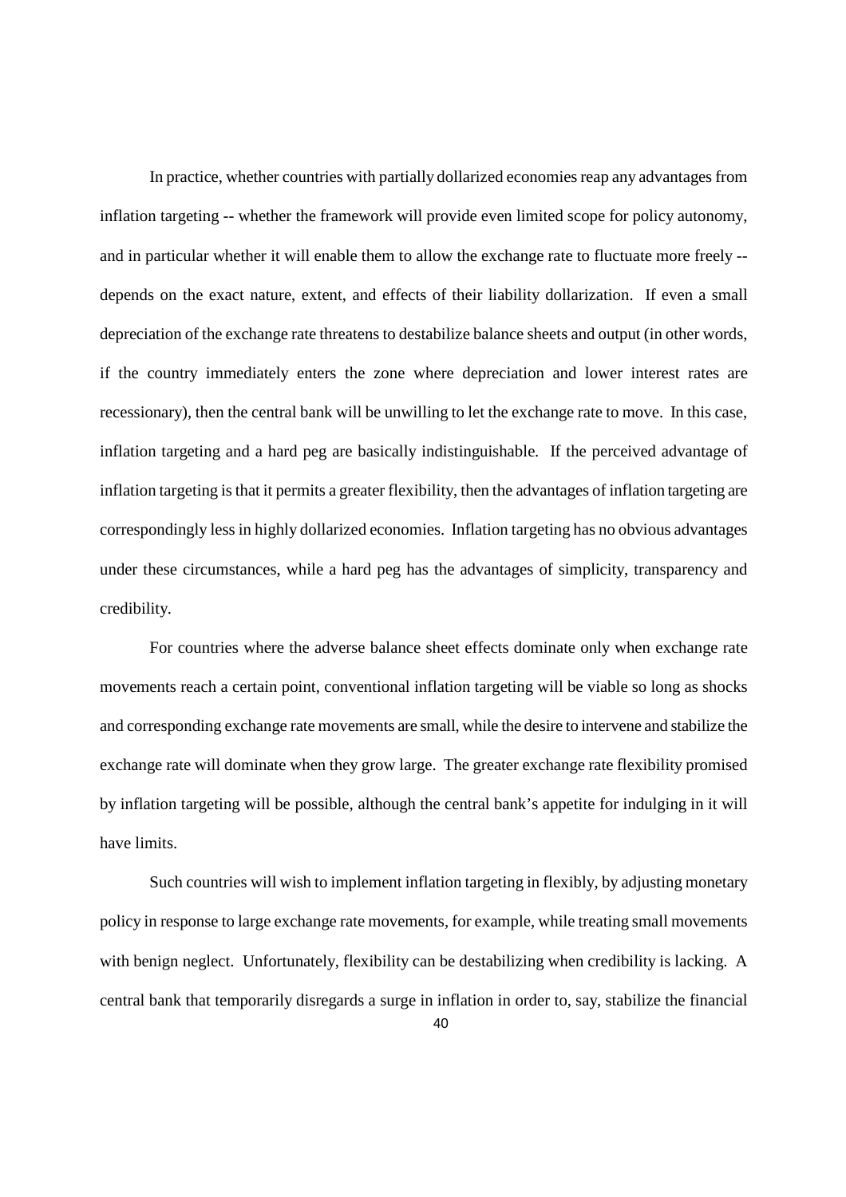In practice, whether countries with partially dollarized economies reap any advantages from inflation targeting -- whether the framework will provide even limited scope for policy autonomy, and in particular whether it will enable them to allow the exchange rate to fluctuate more freely -- depends on the exact nature, extent, and effects of their liability dollarization. If even a small depreciation of the exchange rate threatens to destabilize balance sheets and output (in other words, if the country immediately enters the zone where depreciation and lower interest rates are recessionary), then the central bank will be unwilling to let the exchange rate to move. In this case, inflation targeting and a hard peg are basically indistinguishable. If the perceived advantage of inflation targeting is that it permits a greater flexibility, then the advantages of inflation targeting are correspondingly less in highly dollarized economies. Inflation targeting has no obvious advantages under these circumstances, while a hard peg has the advantages of simplicity, transparency and credibility.

For countries where the adverse balance sheet effects dominate only when exchange rate movements reach a certain point, conventional inflation targeting will be viable so long as shocks and corresponding exchange rate movements are small, while the desire to intervene and stabilize the exchange rate will dominate when they grow large. The greater exchange rate flexibility promised by inflation targeting will be possible, although the central bank's appetite for indulging in it will have limits.

Such countries will wish to implement inflation targeting in flexibly, by adjusting monetary policy in response to large exchange rate movements, for example, while treating small movements with benign neglect. Unfortunately, flexibility can be destabilizing when credibility is lacking. A central bank that temporarily disregards a surge in inflation in order to, say, stabilize the financial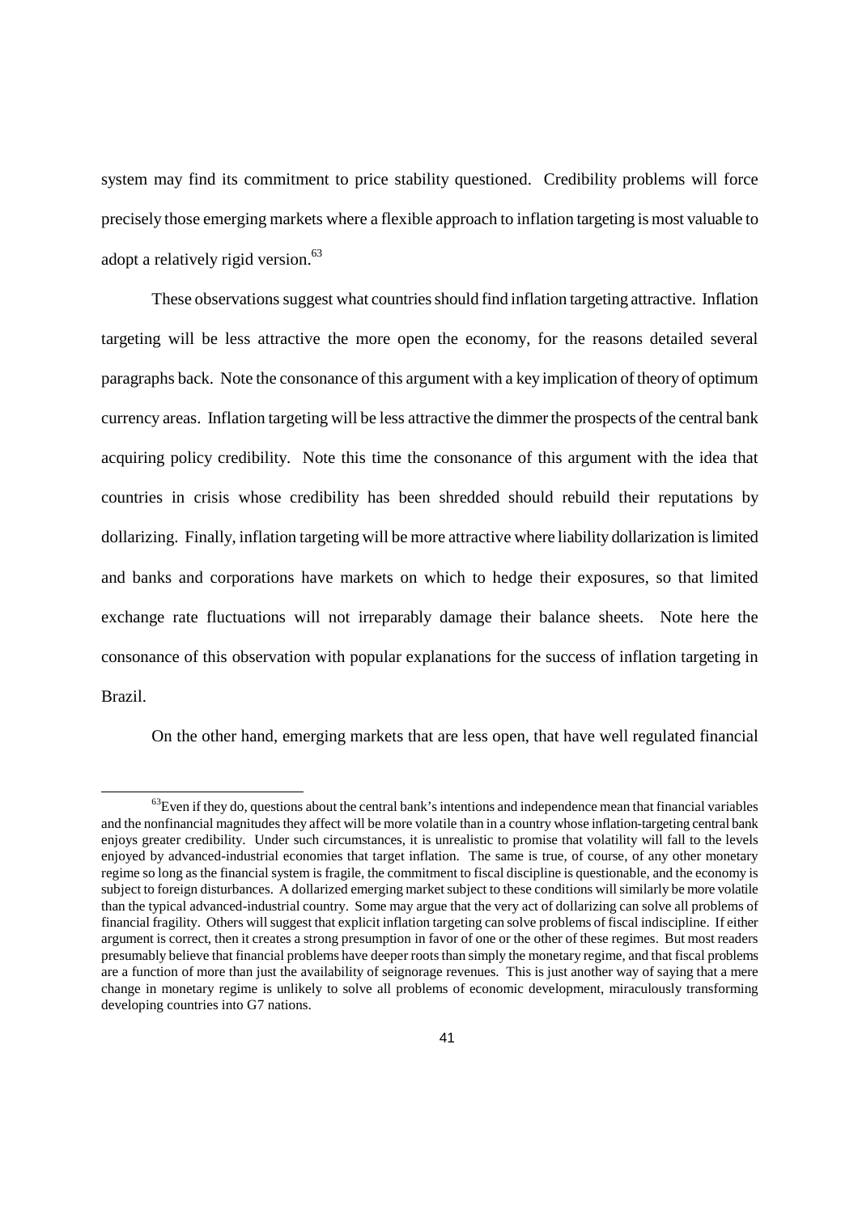system may find its commitment to price stability questioned. Credibility problems will force precisely those emerging markets where a flexible approach to inflation targeting is most valuable to adopt a relatively rigid version.[63]

These observations suggest what countries should find inflation targeting attractive. Inflation targeting will be less attractive the more open the economy, for the reasons detailed several paragraphs back. Note the consonance of this argument with a key implication of theory of optimum currency areas. Inflation targeting will be less attractive the dimmer the prospects of the central bank acquiring policy credibility. Note this time the consonance of this argument with the idea that countries in crisis whose credibility has been shredded should rebuild their reputations by dollarizing. Finally, inflation targeting will be more attractive where liability dollarization is limited and banks and corporations have markets on which to hedge their exposures, so that limited exchange rate fluctuations will not irreparably damage their balance sheets. Note here the consonance of this observation with popular explanations for the success of inflation targeting in Brazil.

On the other hand, emerging markets that are less open, that have well regulated financial

---

[63] Even if they do, questions about the central bank's intentions and independence mean that financial variables and the nonfinancial magnitudes they affect will be more volatile than in a country whose inflation-targeting central bank enjoys greater credibility. Under such circumstances, it is unrealistic to promise that volatility will fall to the levels enjoyed by advanced-industrial economies that target inflation. The same is true, of course, of any other monetary regime so long as the financial system is fragile, the commitment to fiscal discipline is questionable, and the economy is subject to foreign disturbances. A dollarized emerging market subject to these conditions will similarly be more volatile than the typical advanced-industrial country. Some may argue that the very act of dollarizing can solve all problems of financial fragility. Others will suggest that explicit inflation targeting can solve problems of fiscal indiscipline. If either argument is correct, then it creates a strong presumption in favor of one or the other of these regimes. But most readers presumably believe that financial problems have deeper roots than simply the monetary regime, and that fiscal problems are a function of more than just the availability of seignorage revenues. This is just another way of saying that a mere change in monetary regime is unlikely to solve all problems of economic development, miraculously transforming developing countries into G7 nations.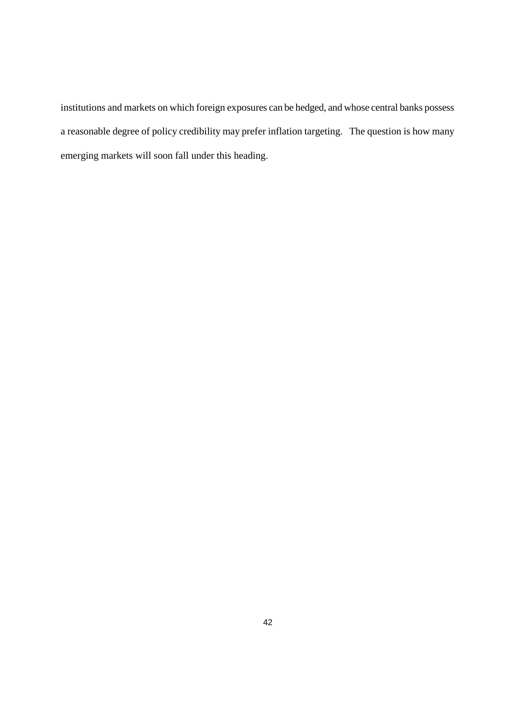institutions and markets on which foreign exposures can be hedged, and whose central banks possess a reasonable degree of policy credibility may prefer inflation targeting. The question is how many emerging markets will soon fall under this heading.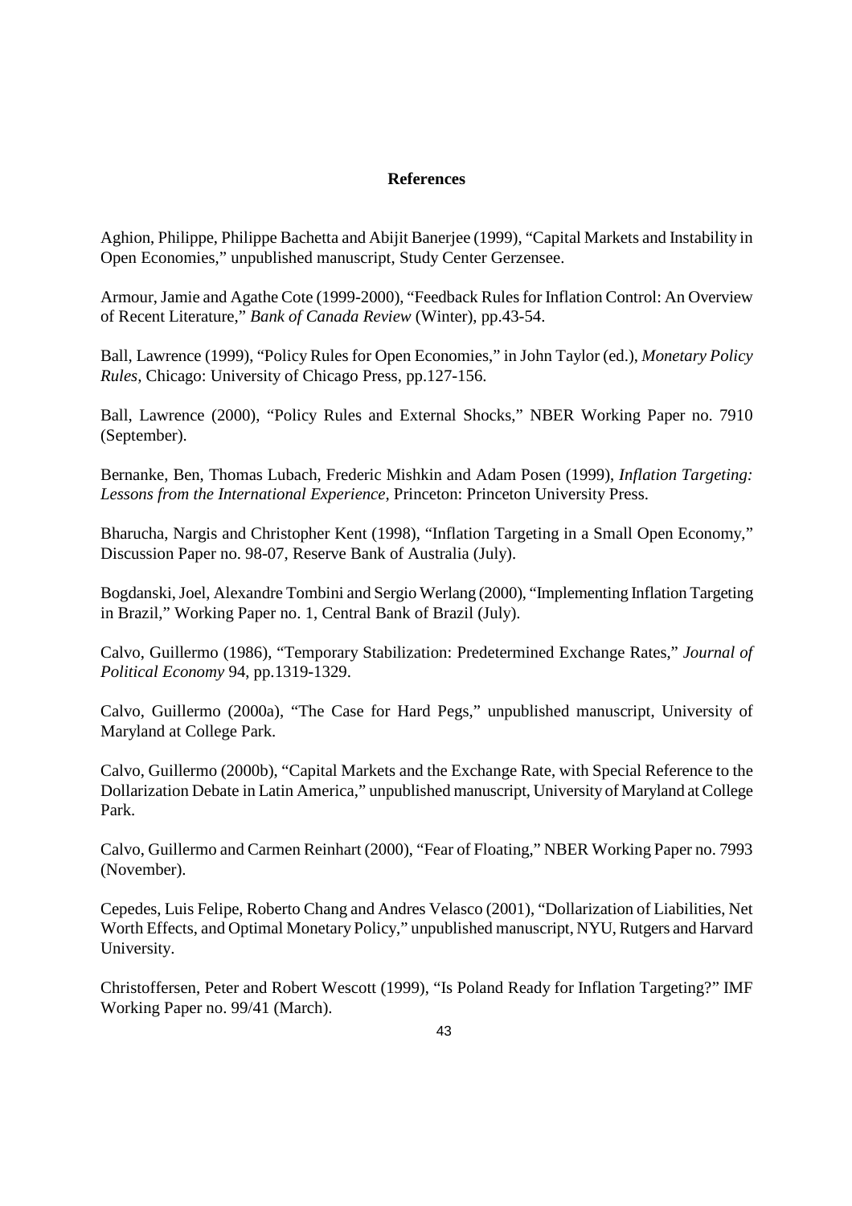## References

Aghion, Philippe, Philippe Bachetta and Abijit Banerjee (1999), "Capital Markets and Instability in Open Economies," unpublished manuscript, Study Center Gerzensee.

Armour, Jamie and Agathe Cote (1999-2000), "Feedback Rules for Inflation Control: An Overview of Recent Literature," *Bank of Canada Review* (Winter), pp.43-54.

Ball, Lawrence (1999), "Policy Rules for Open Economies," in John Taylor (ed.), *Monetary Policy Rules,* Chicago: University of Chicago Press, pp.127-156.

Ball, Lawrence (2000), "Policy Rules and External Shocks," NBER Working Paper no. 7910 (September).

Bernanke, Ben, Thomas Lubach, Frederic Mishkin and Adam Posen (1999), *Inflation Targeting: Lessons from the International Experience,* Princeton: Princeton University Press.

Bharucha, Nargis and Christopher Kent (1998), "Inflation Targeting in a Small Open Economy," Discussion Paper no. 98-07, Reserve Bank of Australia (July).

Bogdanski, Joel, Alexandre Tombini and Sergio Werlang (2000), "Implementing Inflation Targeting in Brazil," Working Paper no. 1, Central Bank of Brazil (July).

Calvo, Guillermo (1986), "Temporary Stabilization: Predetermined Exchange Rates," *Journal of Political Economy* 94, pp.1319-1329.

Calvo, Guillermo (2000a), "The Case for Hard Pegs," unpublished manuscript, University of Maryland at College Park.

Calvo, Guillermo (2000b), "Capital Markets and the Exchange Rate, with Special Reference to the Dollarization Debate in Latin America," unpublished manuscript, University of Maryland at College Park.

Calvo, Guillermo and Carmen Reinhart (2000), "Fear of Floating," NBER Working Paper no. 7993 (November).

Cepedes, Luis Felipe, Roberto Chang and Andres Velasco (2001), "Dollarization of Liabilities, Net Worth Effects, and Optimal Monetary Policy," unpublished manuscript, NYU, Rutgers and Harvard University.

Christoffersen, Peter and Robert Wescott (1999), "Is Poland Ready for Inflation Targeting?" IMF Working Paper no. 99/41 (March).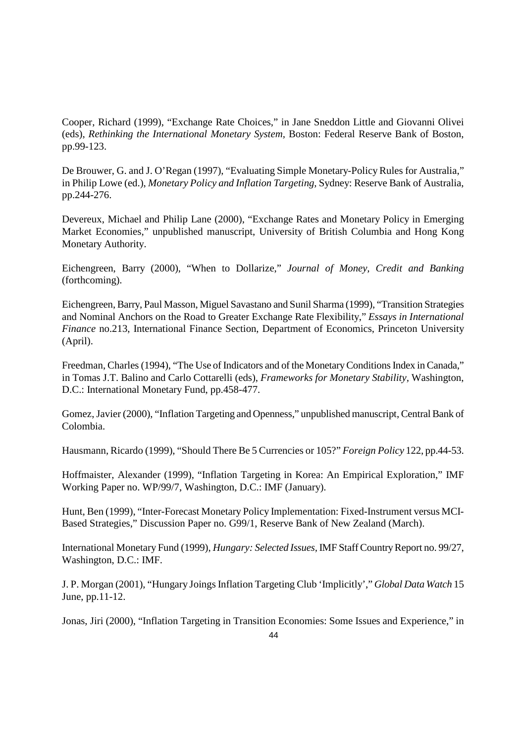Cooper, Richard (1999), "Exchange Rate Choices," in Jane Sneddon Little and Giovanni Olivei (eds), *Rethinking the International Monetary System,* Boston: Federal Reserve Bank of Boston, pp.99-123.

De Brouwer, G. and J. O'Regan (1997), "Evaluating Simple Monetary-Policy Rules for Australia," in Philip Lowe (ed.), *Monetary Policy and Inflation Targeting,* Sydney: Reserve Bank of Australia, pp.244-276.

Devereux, Michael and Philip Lane (2000), "Exchange Rates and Monetary Policy in Emerging Market Economies," unpublished manuscript, University of British Columbia and Hong Kong Monetary Authority.

Eichengreen, Barry (2000), "When to Dollarize," *Journal of Money, Credit and Banking* (forthcoming).

Eichengreen, Barry, Paul Masson, Miguel Savastano and Sunil Sharma (1999), "Transition Strategies and Nominal Anchors on the Road to Greater Exchange Rate Flexibility," *Essays in International Finance* no.213, International Finance Section, Department of Economics, Princeton University (April).

Freedman, Charles (1994), "The Use of Indicators and of the Monetary Conditions Index in Canada," in Tomas J.T. Balino and Carlo Cottarelli (eds), *Frameworks for Monetary Stability,* Washington, D.C.: International Monetary Fund, pp.458-477.

Gomez, Javier (2000), "Inflation Targeting and Openness," unpublished manuscript, Central Bank of Colombia.

Hausmann, Ricardo (1999), "Should There Be 5 Currencies or 105?" *Foreign Policy* 122, pp.44-53.

Hoffmaister, Alexander (1999), "Inflation Targeting in Korea: An Empirical Exploration," IMF Working Paper no. WP/99/7, Washington, D.C.: IMF (January).

Hunt, Ben (1999), "Inter-Forecast Monetary Policy Implementation: Fixed-Instrument versus MCI-Based Strategies," Discussion Paper no. G99/1, Reserve Bank of New Zealand (March).

International Monetary Fund (1999), *Hungary: Selected Issues,* IMF Staff Country Report no. 99/27, Washington, D.C.: IMF.

J. P. Morgan (2001), "Hungary Joings Inflation Targeting Club 'Implicitly'," *Global Data Watch* 15 June, pp.11-12.

Jonas, Jiri (2000), "Inflation Targeting in Transition Economies: Some Issues and Experience," in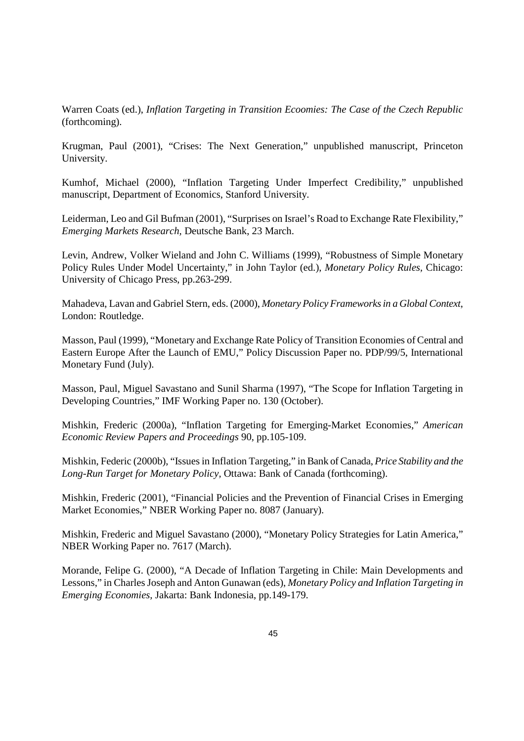Warren Coats (ed.), *Inflation Targeting in Transition Ecoomies: The Case of the Czech Republic* (forthcoming).

Krugman, Paul (2001), "Crises: The Next Generation," unpublished manuscript, Princeton University.

Kumhof, Michael (2000), "Inflation Targeting Under Imperfect Credibility," unpublished manuscript, Department of Economics, Stanford University.

Leiderman, Leo and Gil Bufman (2001), "Surprises on Israel's Road to Exchange Rate Flexibility," *Emerging Markets Research*, Deutsche Bank, 23 March.

Levin, Andrew, Volker Wieland and John C. Williams (1999), "Robustness of Simple Monetary Policy Rules Under Model Uncertainty," in John Taylor (ed.), *Monetary Policy Rules*, Chicago: University of Chicago Press, pp.263-299.

Mahadeva, Lavan and Gabriel Stern, eds. (2000), *Monetary Policy Frameworks in a Global Context*, London: Routledge.

Masson, Paul (1999), "Monetary and Exchange Rate Policy of Transition Economies of Central and Eastern Europe After the Launch of EMU," Policy Discussion Paper no. PDP/99/5, International Monetary Fund (July).

Masson, Paul, Miguel Savastano and Sunil Sharma (1997), "The Scope for Inflation Targeting in Developing Countries," IMF Working Paper no. 130 (October).

Mishkin, Frederic (2000a), "Inflation Targeting for Emerging-Market Economies," *American Economic Review Papers and Proceedings* 90, pp.105-109.

Mishkin, Federic (2000b), "Issues in Inflation Targeting," in Bank of Canada, *Price Stability and the Long-Run Target for Monetary Policy*, Ottawa: Bank of Canada (forthcoming).

Mishkin, Frederic (2001), "Financial Policies and the Prevention of Financial Crises in Emerging Market Economies," NBER Working Paper no. 8087 (January).

Mishkin, Frederic and Miguel Savastano (2000), "Monetary Policy Strategies for Latin America," NBER Working Paper no. 7617 (March).

Morande, Felipe G. (2000), "A Decade of Inflation Targeting in Chile: Main Developments and Lessons," in Charles Joseph and Anton Gunawan (eds), *Monetary Policy and Inflation Targeting in Emerging Economies*, Jakarta: Bank Indonesia, pp.149-179.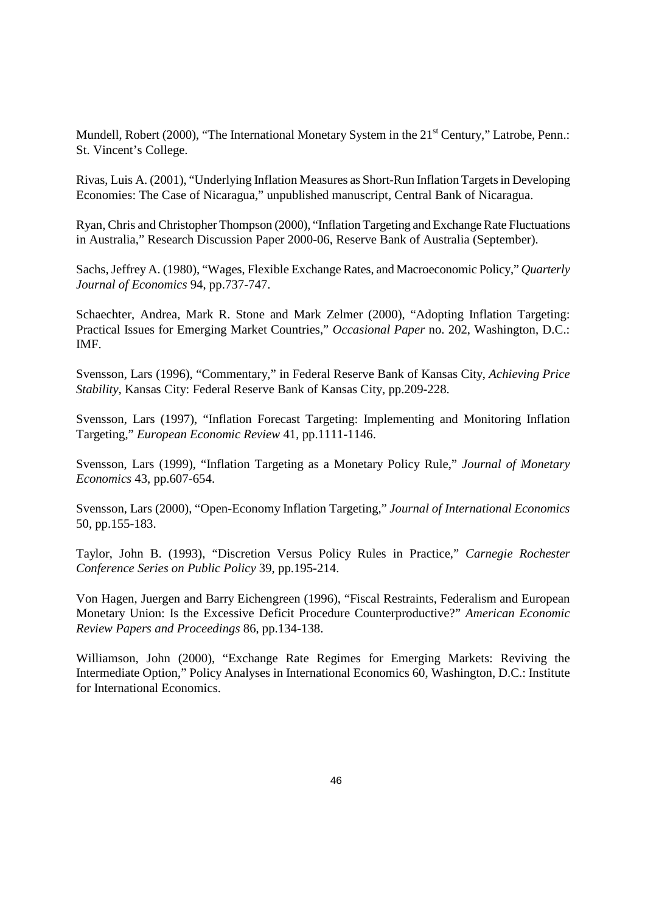Mundell, Robert (2000), "The International Monetary System in the 21st Century," Latrobe, Penn.: St. Vincent's College.

Rivas, Luis A. (2001), "Underlying Inflation Measures as Short-Run Inflation Targets in Developing Economies: The Case of Nicaragua," unpublished manuscript, Central Bank of Nicaragua.

Ryan, Chris and Christopher Thompson (2000), "Inflation Targeting and Exchange Rate Fluctuations in Australia," Research Discussion Paper 2000-06, Reserve Bank of Australia (September).

Sachs, Jeffrey A. (1980), "Wages, Flexible Exchange Rates, and Macroeconomic Policy," *Quarterly Journal of Economics* 94, pp.737-747.

Schaechter, Andrea, Mark R. Stone and Mark Zelmer (2000), "Adopting Inflation Targeting: Practical Issues for Emerging Market Countries," *Occasional Paper* no. 202, Washington, D.C.: IMF.

Svensson, Lars (1996), "Commentary," in Federal Reserve Bank of Kansas City, *Achieving Price Stability*, Kansas City: Federal Reserve Bank of Kansas City, pp.209-228.

Svensson, Lars (1997), "Inflation Forecast Targeting: Implementing and Monitoring Inflation Targeting," *European Economic Review* 41, pp.1111-1146.

Svensson, Lars (1999), "Inflation Targeting as a Monetary Policy Rule," *Journal of Monetary Economics* 43, pp.607-654.

Svensson, Lars (2000), "Open-Economy Inflation Targeting," *Journal of International Economics* 50, pp.155-183.

Taylor, John B. (1993), "Discretion Versus Policy Rules in Practice," *Carnegie Rochester Conference Series on Public Policy* 39, pp.195-214.

Von Hagen, Juergen and Barry Eichengreen (1996), "Fiscal Restraints, Federalism and European Monetary Union: Is the Excessive Deficit Procedure Counterproductive?" *American Economic Review Papers and Proceedings* 86, pp.134-138.

Williamson, John (2000), "Exchange Rate Regimes for Emerging Markets: Reviving the Intermediate Option," Policy Analyses in International Economics 60, Washington, D.C.: Institute for International Economics.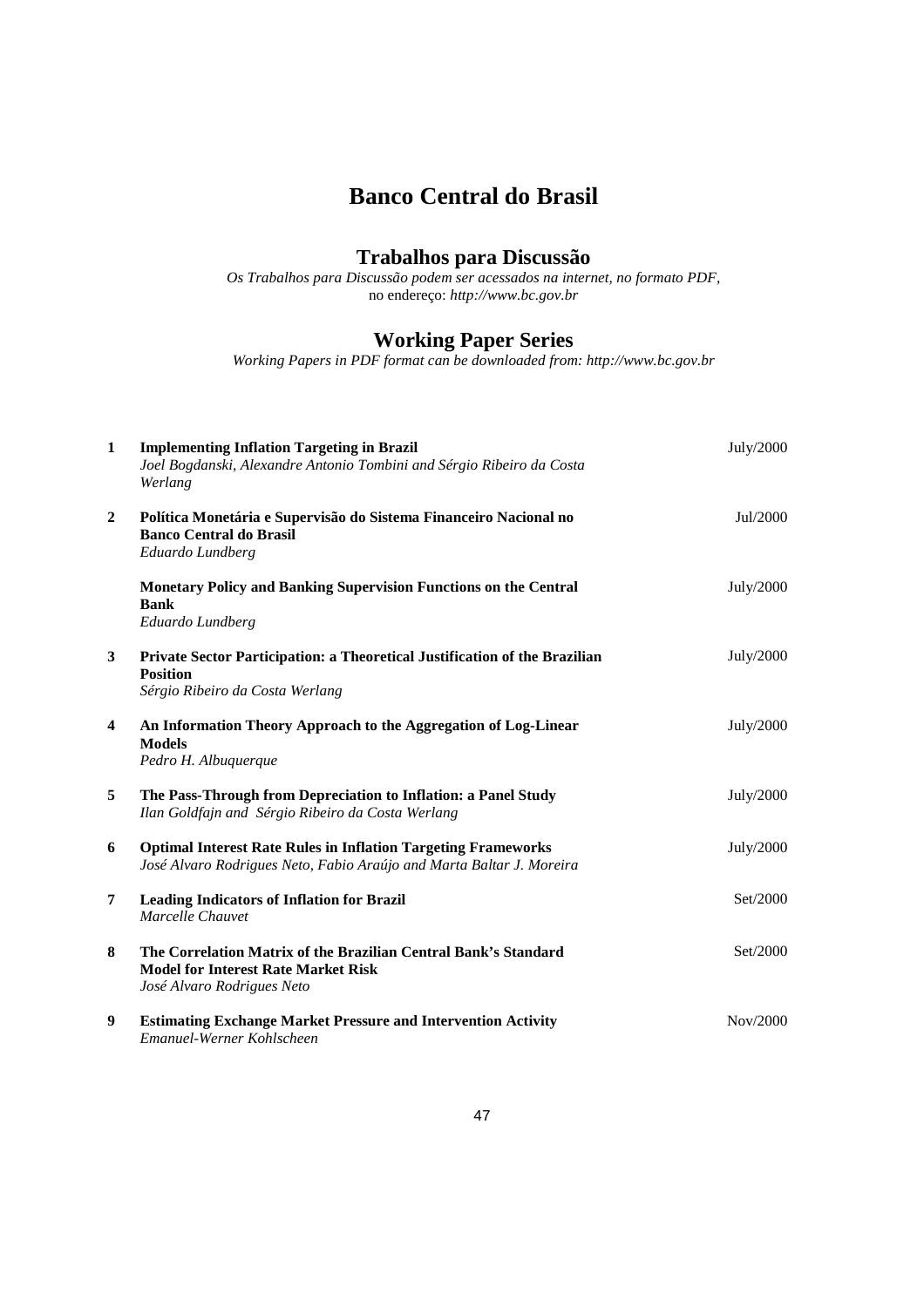# Banco Central do Brasil

## Trabalhos para Discussão

*Os Trabalhos para Discussão podem ser acessados na internet, no formato PDF,* no endereço: *http://www.bc.gov.br*

## Working Paper Series

*Working Papers in PDF format can be downloaded from: http://www.bc.gov.br*

| | | |
|---|---|---|
| **1** | **Implementing Inflation Targeting in Brazil**<br>*Joel Bogdanski, Alexandre Antonio Tombini and Sérgio Ribeiro da Costa Werlang* | July/2000 |
| **2** | **Política Monetária e Supervisão do Sistema Financeiro Nacional no Banco Central do Brasil**<br>*Eduardo Lundberg* | Jul/2000 |
| | **Monetary Policy and Banking Supervision Functions on the Central Bank**<br>*Eduardo Lundberg* | July/2000 |
| **3** | **Private Sector Participation: a Theoretical Justification of the Brazilian Position**<br>*Sérgio Ribeiro da Costa Werlang* | July/2000 |
| **4** | **An Information Theory Approach to the Aggregation of Log-Linear Models**<br>*Pedro H. Albuquerque* | July/2000 |
| **5** | **The Pass-Through from Depreciation to Inflation: a Panel Study**<br>*Ilan Goldfajn and Sérgio Ribeiro da Costa Werlang* | July/2000 |
| **6** | **Optimal Interest Rate Rules in Inflation Targeting Frameworks**<br>*José Alvaro Rodrigues Neto, Fabio Araújo and Marta Baltar J. Moreira* | July/2000 |
| **7** | **Leading Indicators of Inflation for Brazil**<br>*Marcelle Chauvet* | Set/2000 |
| **8** | **The Correlation Matrix of the Brazilian Central Bank's Standard Model for Interest Rate Market Risk**<br>*José Alvaro Rodrigues Neto* | Set/2000 |
| **9** | **Estimating Exchange Market Pressure and Intervention Activity**<br>*Emanuel-Werner Kohlscheen* | Nov/2000 |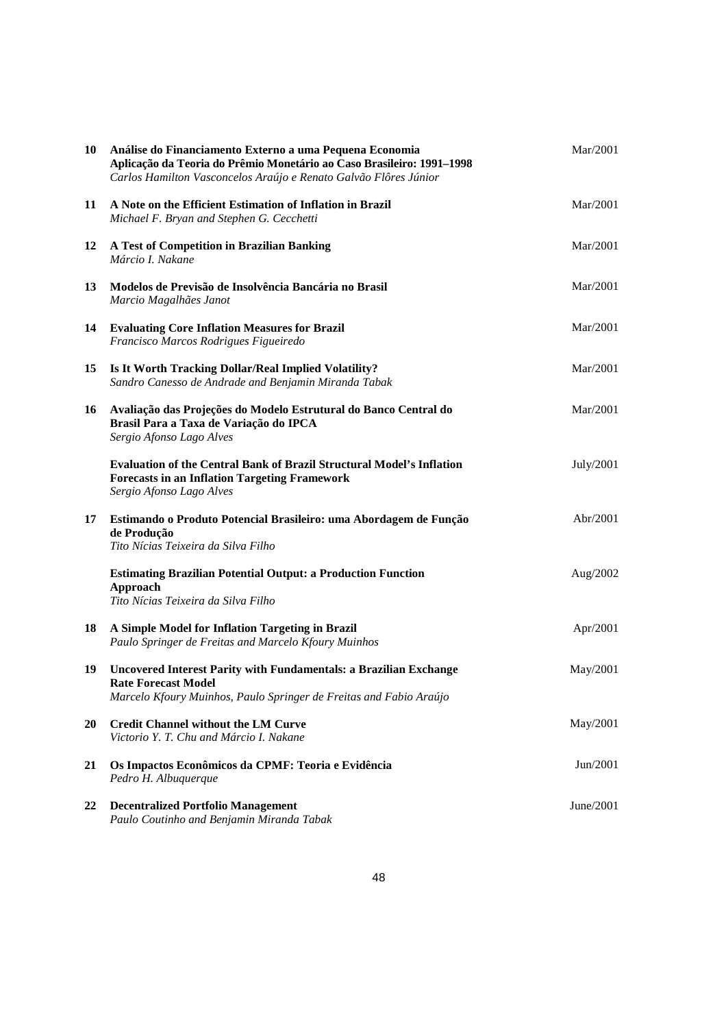| | | |
|---|---|---|
| 10 | **Análise do Financiamento Externo a uma Pequena Economia Aplicação da Teoria do Prêmio Monetário ao Caso Brasileiro: 1991–1998**<br>*Carlos Hamilton Vasconcelos Araújo e Renato Galvão Flôres Júnior* | Mar/2001 |
| 11 | **A Note on the Efficient Estimation of Inflation in Brazil**<br>*Michael F. Bryan and Stephen G. Cecchetti* | Mar/2001 |
| 12 | **A Test of Competition in Brazilian Banking**<br>*Márcio I. Nakane* | Mar/2001 |
| 13 | **Modelos de Previsão de Insolvência Bancária no Brasil**<br>*Marcio Magalhães Janot* | Mar/2001 |
| 14 | **Evaluating Core Inflation Measures for Brazil**<br>*Francisco Marcos Rodrigues Figueiredo* | Mar/2001 |
| 15 | **Is It Worth Tracking Dollar/Real Implied Volatility?**<br>*Sandro Canesso de Andrade and Benjamin Miranda Tabak* | Mar/2001 |
| 16 | **Avaliação das Projeções do Modelo Estrutural do Banco Central do Brasil Para a Taxa de Variação do IPCA**<br>*Sergio Afonso Lago Alves* | Mar/2001 |
| | **Evaluation of the Central Bank of Brazil Structural Model's Inflation Forecasts in an Inflation Targeting Framework**<br>*Sergio Afonso Lago Alves* | July/2001 |
| 17 | **Estimando o Produto Potencial Brasileiro: uma Abordagem de Função de Produção**<br>*Tito Nícias Teixeira da Silva Filho* | Abr/2001 |
| | **Estimating Brazilian Potential Output: a Production Function Approach**<br>*Tito Nícias Teixeira da Silva Filho* | Aug/2002 |
| 18 | **A Simple Model for Inflation Targeting in Brazil**<br>*Paulo Springer de Freitas and Marcelo Kfoury Muinhos* | Apr/2001 |
| 19 | **Uncovered Interest Parity with Fundamentals: a Brazilian Exchange Rate Forecast Model**<br>*Marcelo Kfoury Muinhos, Paulo Springer de Freitas and Fabio Araújo* | May/2001 |
| 20 | **Credit Channel without the LM Curve**<br>*Victorio Y. T. Chu and Márcio I. Nakane* | May/2001 |
| 21 | **Os Impactos Econômicos da CPMF: Teoria e Evidência**<br>*Pedro H. Albuquerque* | Jun/2001 |
| 22 | **Decentralized Portfolio Management**<br>*Paulo Coutinho and Benjamin Miranda Tabak* | June/2001 |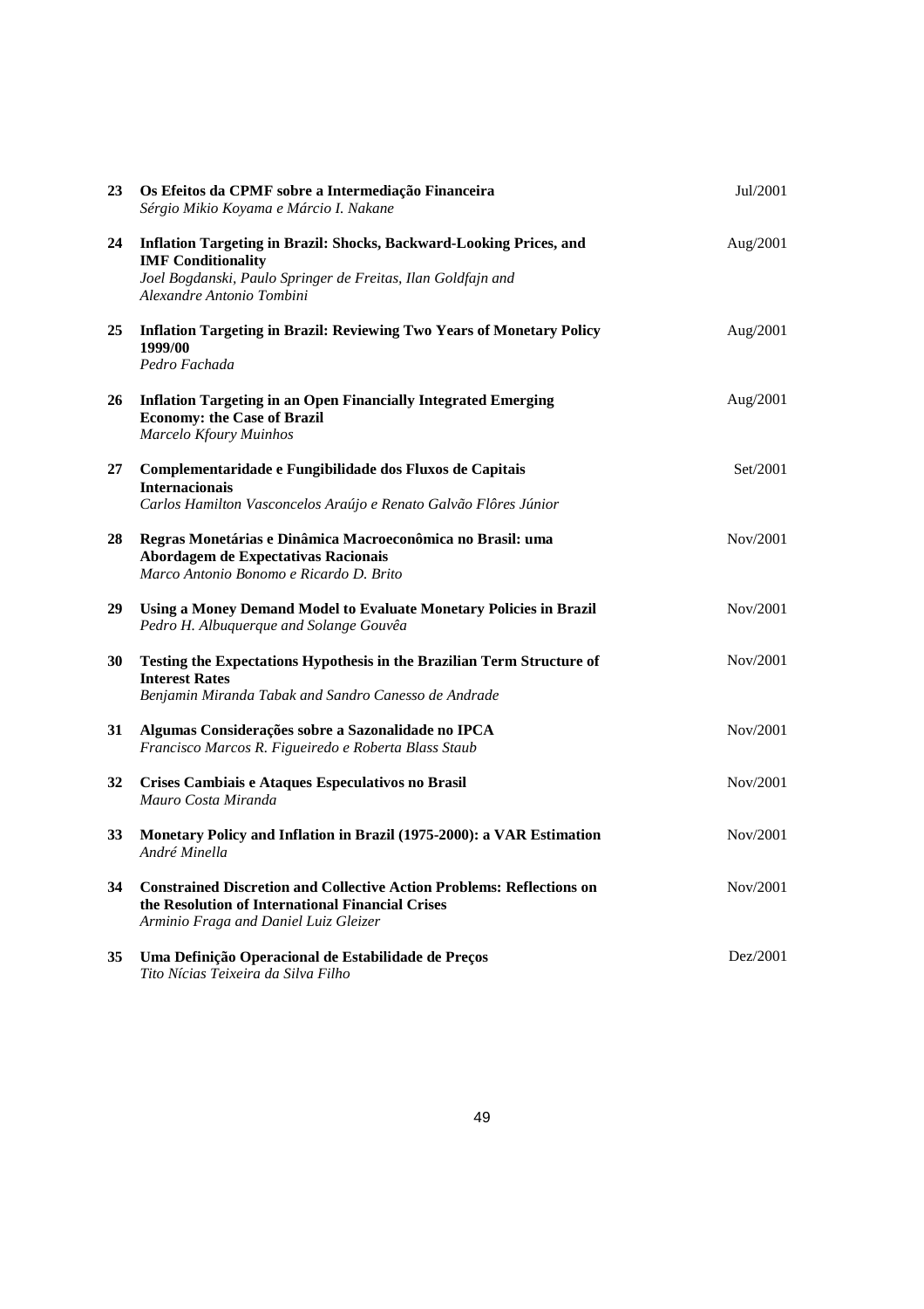| | | |
|---|---|---|
| **23** | **Os Efeitos da CPMF sobre a Intermediação Financeira**<br>*Sérgio Mikio Koyama e Márcio I. Nakane* | Jul/2001 |
| **24** | **Inflation Targeting in Brazil: Shocks, Backward-Looking Prices, and IMF Conditionality**<br>*Joel Bogdanski, Paulo Springer de Freitas, Ilan Goldfajn and Alexandre Antonio Tombini* | Aug/2001 |
| **25** | **Inflation Targeting in Brazil: Reviewing Two Years of Monetary Policy 1999/00**<br>*Pedro Fachada* | Aug/2001 |
| **26** | **Inflation Targeting in an Open Financially Integrated Emerging Economy: the Case of Brazil**<br>*Marcelo Kfoury Muinhos* | Aug/2001 |
| **27** | **Complementaridade e Fungibilidade dos Fluxos de Capitais Internacionais**<br>*Carlos Hamilton Vasconcelos Araújo e Renato Galvão Flôres Júnior* | Set/2001 |
| **28** | **Regras Monetárias e Dinâmica Macroeconômica no Brasil: uma Abordagem de Expectativas Racionais**<br>*Marco Antonio Bonomo e Ricardo D. Brito* | Nov/2001 |
| **29** | **Using a Money Demand Model to Evaluate Monetary Policies in Brazil**<br>*Pedro H. Albuquerque and Solange Gouvêa* | Nov/2001 |
| **30** | **Testing the Expectations Hypothesis in the Brazilian Term Structure of Interest Rates**<br>*Benjamin Miranda Tabak and Sandro Canesso de Andrade* | Nov/2001 |
| **31** | **Algumas Considerações sobre a Sazonalidade no IPCA**<br>*Francisco Marcos R. Figueiredo e Roberta Blass Staub* | Nov/2001 |
| **32** | **Crises Cambiais e Ataques Especulativos no Brasil**<br>*Mauro Costa Miranda* | Nov/2001 |
| **33** | **Monetary Policy and Inflation in Brazil (1975-2000): a VAR Estimation**<br>*André Minella* | Nov/2001 |
| **34** | **Constrained Discretion and Collective Action Problems: Reflections on the Resolution of International Financial Crises**<br>*Arminio Fraga and Daniel Luiz Gleizer* | Nov/2001 |
| **35** | **Uma Definição Operacional de Estabilidade de Preços**<br>*Tito Nícias Teixeira da Silva Filho* | Dez/2001 |